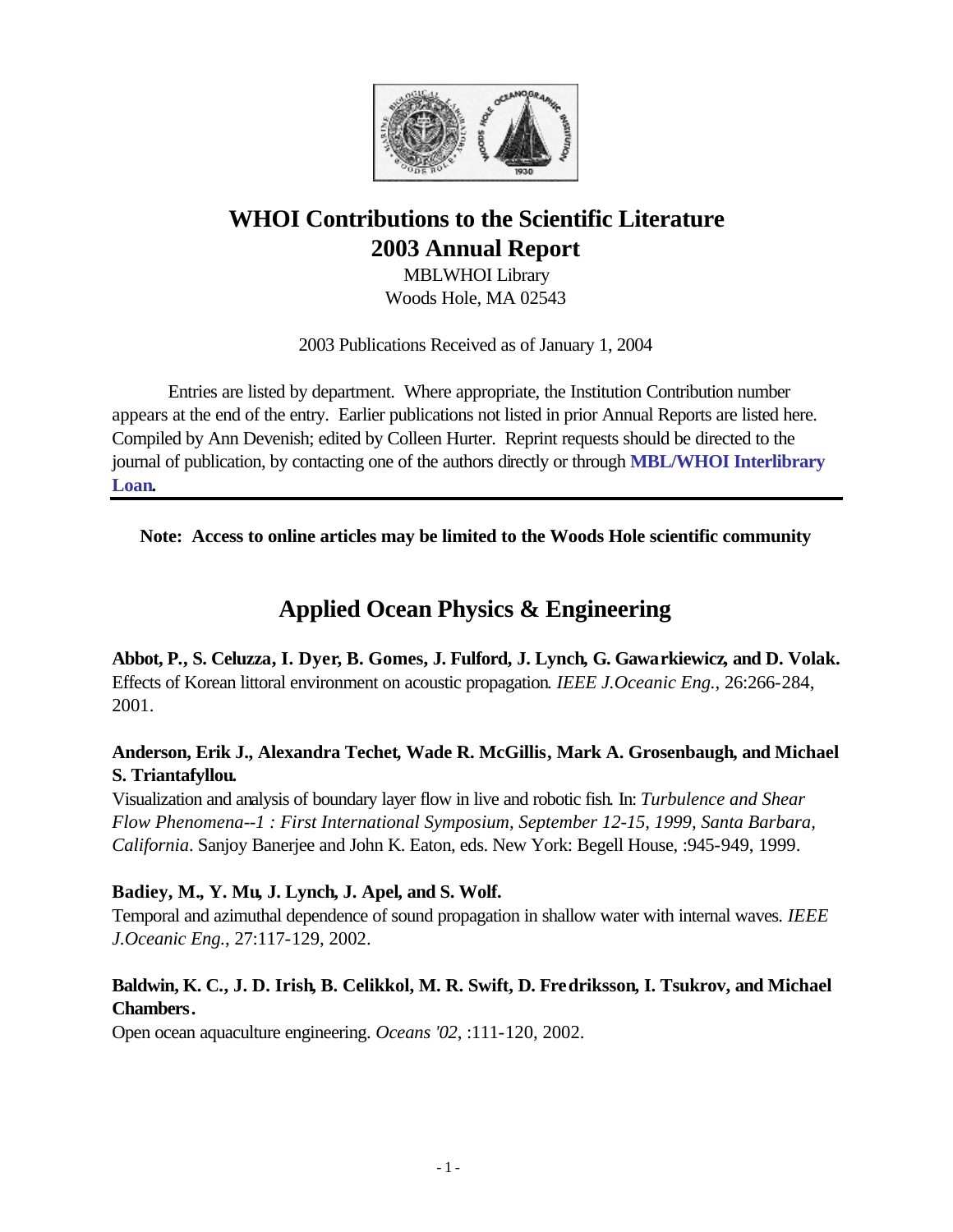# WHOI Contributions to the Scientific Literature 2003 Annual Report

MBLWHOI Library
Woods Hole, MA 02543

2003 Publications Received as of January 1, 2004

Entries are listed by department. Where appropriate, the Institution Contribution number appears at the end of the entry. Earlier publications not listed in prior Annual Reports are listed here. Compiled by Ann Devenish; edited by Colleen Hurter. Reprint requests should be directed to the journal of publication, by contacting one of the authors directly or through **MBL/WHOI Interlibrary Loan.**

---

**Note: Access to online articles may be limited to the Woods Hole scientific community**

## Applied Ocean Physics & Engineering

**Abbot, P., S. Celuzza, I. Dyer, B. Gomes, J. Fulford, J. Lynch, G. Gawarkiewicz, and D. Volak.**
Effects of Korean littoral environment on acoustic propagation. *IEEE J.Oceanic Eng.*, 26:266-284, 2001.

**Anderson, Erik J., Alexandra Techet, Wade R. McGillis, Mark A. Grosenbaugh, and Michael S. Triantafyllou.**
Visualization and analysis of boundary layer flow in live and robotic fish. In: *Turbulence and Shear Flow Phenomena--1 : First International Symposium, September 12-15, 1999, Santa Barbara, California*. Sanjoy Banerjee and John K. Eaton, eds. New York: Begell House, :945-949, 1999.

**Badiey, M., Y. Mu, J. Lynch, J. Apel, and S. Wolf.**
Temporal and azimuthal dependence of sound propagation in shallow water with internal waves. *IEEE J.Oceanic Eng.*, 27:117-129, 2002.

**Baldwin, K. C., J. D. Irish, B. Celikkol, M. R. Swift, D. Fredriksson, I. Tsukrov, and Michael Chambers.**
Open ocean aquaculture engineering. *Oceans '02*, :111-120, 2002.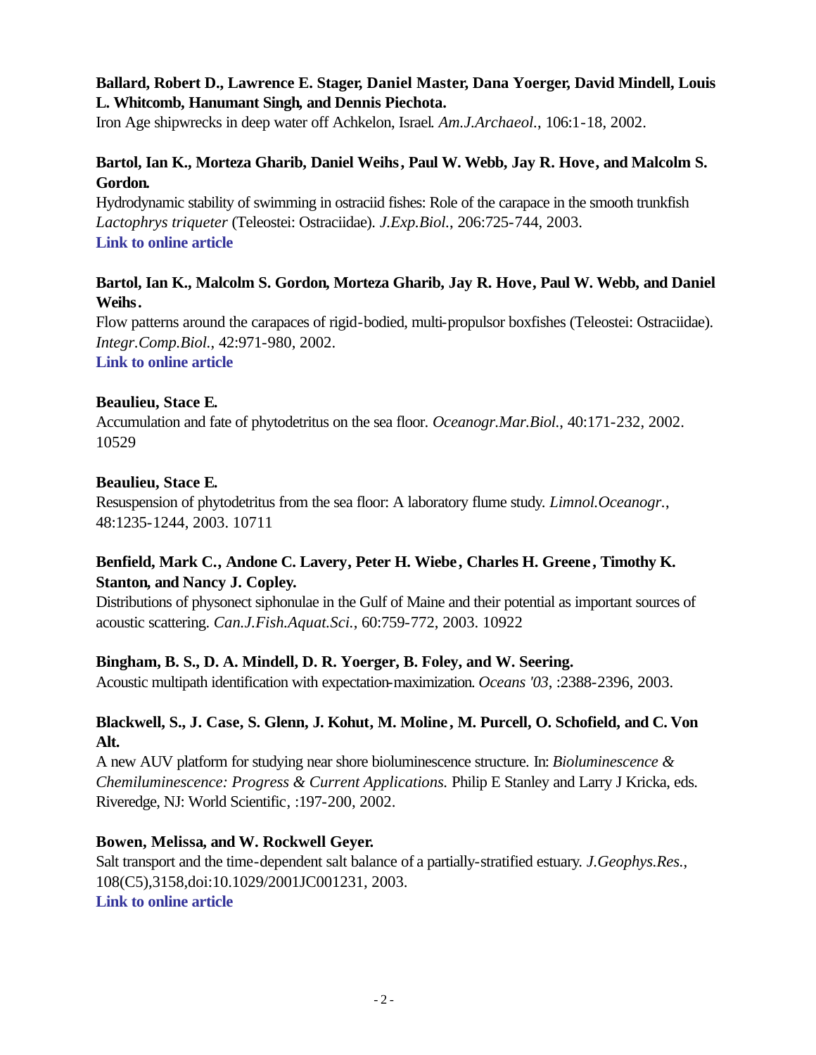**Ballard, Robert D., Lawrence E. Stager, Daniel Master, Dana Yoerger, David Mindell, Louis L. Whitcomb, Hanumant Singh, and Dennis Piechota.**
Iron Age shipwrecks in deep water off Achkelon, Israel. *Am.J.Archaeol.*, 106:1-18, 2002.

**Bartol, Ian K., Morteza Gharib, Daniel Weihs, Paul W. Webb, Jay R. Hove, and Malcolm S. Gordon.**
Hydrodynamic stability of swimming in ostraciid fishes: Role of the carapace in the smooth trunkfish *Lactophrys triqueter* (Teleostei: Ostraciidae). *J.Exp.Biol.*, 206:725-744, 2003.
**Link to online article**

**Bartol, Ian K., Malcolm S. Gordon, Morteza Gharib, Jay R. Hove, Paul W. Webb, and Daniel Weihs.**
Flow patterns around the carapaces of rigid-bodied, multi-propulsor boxfishes (Teleostei: Ostraciidae). *Integr.Comp.Biol.*, 42:971-980, 2002.
**Link to online article**

**Beaulieu, Stace E.**
Accumulation and fate of phytodetritus on the sea floor. *Oceanogr.Mar.Biol.*, 40:171-232, 2002. 10529

**Beaulieu, Stace E.**
Resuspension of phytodetritus from the sea floor: A laboratory flume study. *Limnol.Oceanogr.*, 48:1235-1244, 2003. 10711

**Benfield, Mark C., Andone C. Lavery, Peter H. Wiebe, Charles H. Greene, Timothy K. Stanton, and Nancy J. Copley.**
Distributions of physonect siphonulae in the Gulf of Maine and their potential as important sources of acoustic scattering. *Can.J.Fish.Aquat.Sci.*, 60:759-772, 2003. 10922

**Bingham, B. S., D. A. Mindell, D. R. Yoerger, B. Foley, and W. Seering.**
Acoustic multipath identification with expectation-maximization. *Oceans '03*, :2388-2396, 2003.

**Blackwell, S., J. Case, S. Glenn, J. Kohut, M. Moline, M. Purcell, O. Schofield, and C. Von Alt.**
A new AUV platform for studying near shore bioluminescence structure. In: *Bioluminescence & Chemiluminescence: Progress & Current Applications.* Philip E Stanley and Larry J Kricka, eds. Riveredge, NJ: World Scientific, :197-200, 2002.

**Bowen, Melissa, and W. Rockwell Geyer.**
Salt transport and the time-dependent salt balance of a partially-stratified estuary. *J.Geophys.Res.*, 108(C5),3158,doi:10.1029/2001JC001231, 2003.
**Link to online article**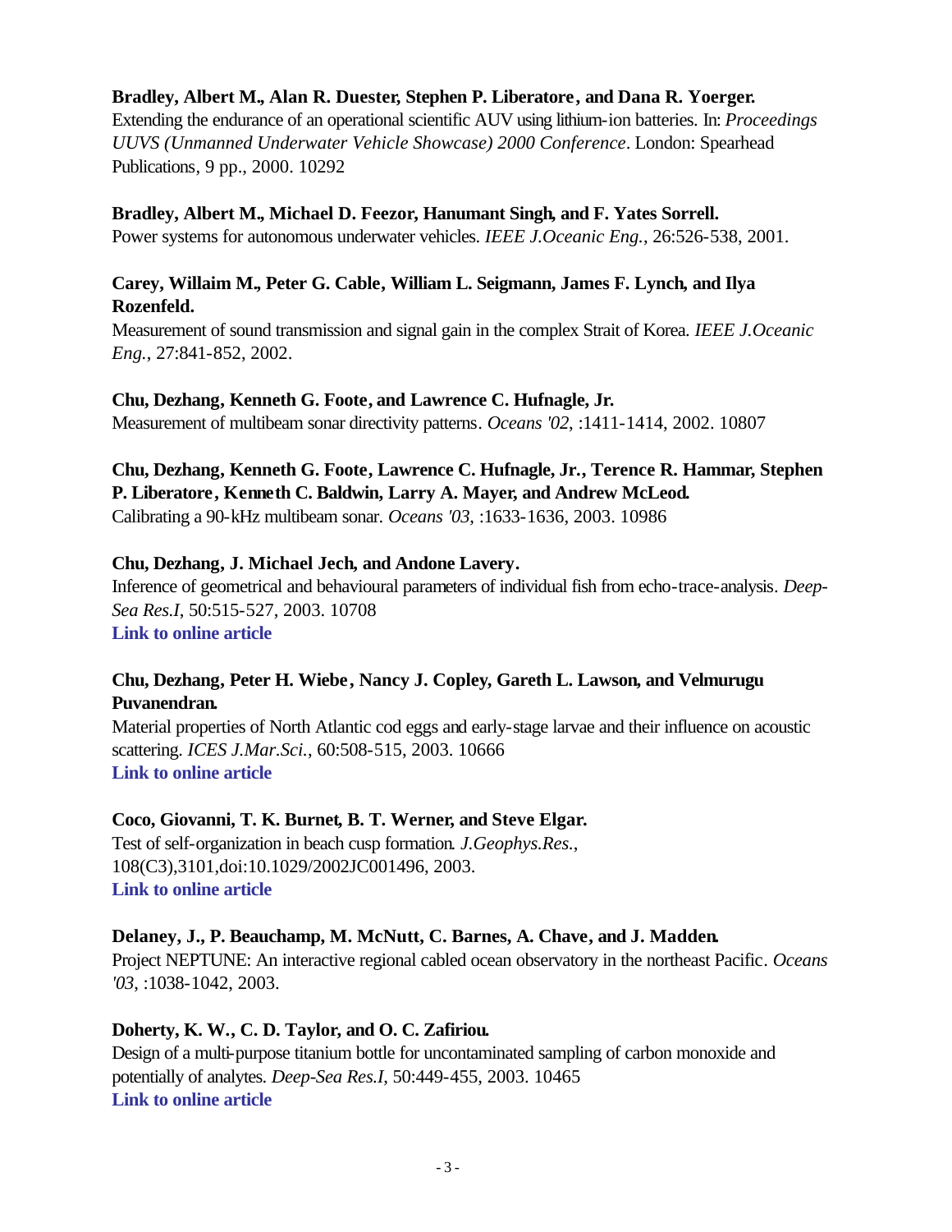**Bradley, Albert M., Alan R. Duester, Stephen P. Liberatore, and Dana R. Yoerger.**
Extending the endurance of an operational scientific AUV using lithium-ion batteries. In: *Proceedings UUVS (Unmanned Underwater Vehicle Showcase) 2000 Conference*. London: Spearhead Publications, 9 pp., 2000. 10292

**Bradley, Albert M., Michael D. Feezor, Hanumant Singh, and F. Yates Sorrell.**
Power systems for autonomous underwater vehicles. *IEEE J.Oceanic Eng.*, 26:526-538, 2001.

**Carey, Willaim M., Peter G. Cable, William L. Seigmann, James F. Lynch, and Ilya Rozenfeld.**
Measurement of sound transmission and signal gain in the complex Strait of Korea. *IEEE J.Oceanic Eng.*, 27:841-852, 2002.

**Chu, Dezhang, Kenneth G. Foote, and Lawrence C. Hufnagle, Jr.**
Measurement of multibeam sonar directivity patterns. *Oceans '02*, :1411-1414, 2002. 10807

**Chu, Dezhang, Kenneth G. Foote, Lawrence C. Hufnagle, Jr., Terence R. Hammar, Stephen P. Liberatore, Kenneth C. Baldwin, Larry A. Mayer, and Andrew McLeod.**
Calibrating a 90-kHz multibeam sonar. *Oceans '03*, :1633-1636, 2003. 10986

**Chu, Dezhang, J. Michael Jech, and Andone Lavery.**
Inference of geometrical and behavioural parameters of individual fish from echo-trace-analysis. *Deep-Sea Res.I*, 50:515-527, 2003. 10708
**Link to online article**

**Chu, Dezhang, Peter H. Wiebe, Nancy J. Copley, Gareth L. Lawson, and Velmurugu Puvanendran.**
Material properties of North Atlantic cod eggs and early-stage larvae and their influence on acoustic scattering. *ICES J.Mar.Sci.*, 60:508-515, 2003. 10666
**Link to online article**

**Coco, Giovanni, T. K. Burnet, B. T. Werner, and Steve Elgar.**
Test of self-organization in beach cusp formation. *J.Geophys.Res.*, 108(C3),3101,doi:10.1029/2002JC001496, 2003.
**Link to online article**

**Delaney, J., P. Beauchamp, M. McNutt, C. Barnes, A. Chave, and J. Madden.**
Project NEPTUNE: An interactive regional cabled ocean observatory in the northeast Pacific. *Oceans '03*, :1038-1042, 2003.

**Doherty, K. W., C. D. Taylor, and O. C. Zafiriou.**
Design of a multi-purpose titanium bottle for uncontaminated sampling of carbon monoxide and potentially of analytes. *Deep-Sea Res.I*, 50:449-455, 2003. 10465
**Link to online article**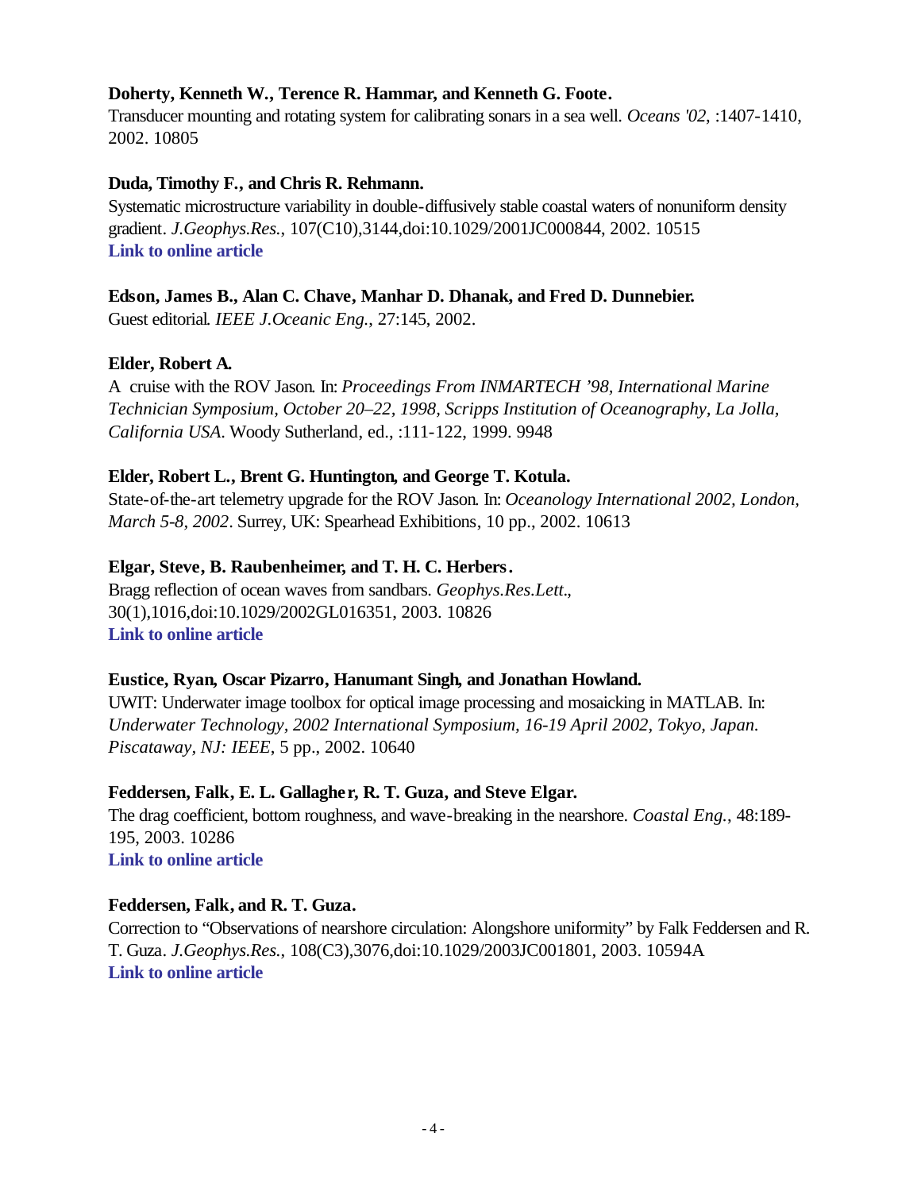**Doherty, Kenneth W., Terence R. Hammar, and Kenneth G. Foote.**
Transducer mounting and rotating system for calibrating sonars in a sea well. *Oceans '02*, :1407-1410, 2002. 10805

**Duda, Timothy F., and Chris R. Rehmann.**
Systematic microstructure variability in double-diffusively stable coastal waters of nonuniform density gradient. *J.Geophys.Res.*, 107(C10),3144,doi:10.1029/2001JC000844, 2002. 10515
**Link to online article**

**Edson, James B., Alan C. Chave, Manhar D. Dhanak, and Fred D. Dunnebier.**
Guest editorial. *IEEE J.Oceanic Eng.*, 27:145, 2002.

**Elder, Robert A.**
A cruise with the ROV Jason. In: *Proceedings From INMARTECH '98, International Marine Technician Symposium, October 20–22, 1998, Scripps Institution of Oceanography, La Jolla, California USA*. Woody Sutherland, ed., :111-122, 1999. 9948

**Elder, Robert L., Brent G. Huntington, and George T. Kotula.**
State-of-the-art telemetry upgrade for the ROV Jason. In: *Oceanology International 2002, London, March 5-8, 2002*. Surrey, UK: Spearhead Exhibitions, 10 pp., 2002. 10613

**Elgar, Steve, B. Raubenheimer, and T. H. C. Herbers.**
Bragg reflection of ocean waves from sandbars. *Geophys.Res.Lett.*, 30(1),1016,doi:10.1029/2002GL016351, 2003. 10826
**Link to online article**

**Eustice, Ryan, Oscar Pizarro, Hanumant Singh, and Jonathan Howland.**
UWIT: Underwater image toolbox for optical image processing and mosaicking in MATLAB. In: *Underwater Technology, 2002 International Symposium, 16-19 April 2002, Tokyo, Japan. Piscataway, NJ: IEEE*, 5 pp., 2002. 10640

**Feddersen, Falk, E. L. Gallagher, R. T. Guza, and Steve Elgar.**
The drag coefficient, bottom roughness, and wave-breaking in the nearshore. *Coastal Eng.*, 48:189-195, 2003. 10286
**Link to online article**

**Feddersen, Falk, and R. T. Guza.**
Correction to "Observations of nearshore circulation: Alongshore uniformity" by Falk Feddersen and R. T. Guza. *J.Geophys.Res.*, 108(C3),3076,doi:10.1029/2003JC001801, 2003. 10594A
**Link to online article**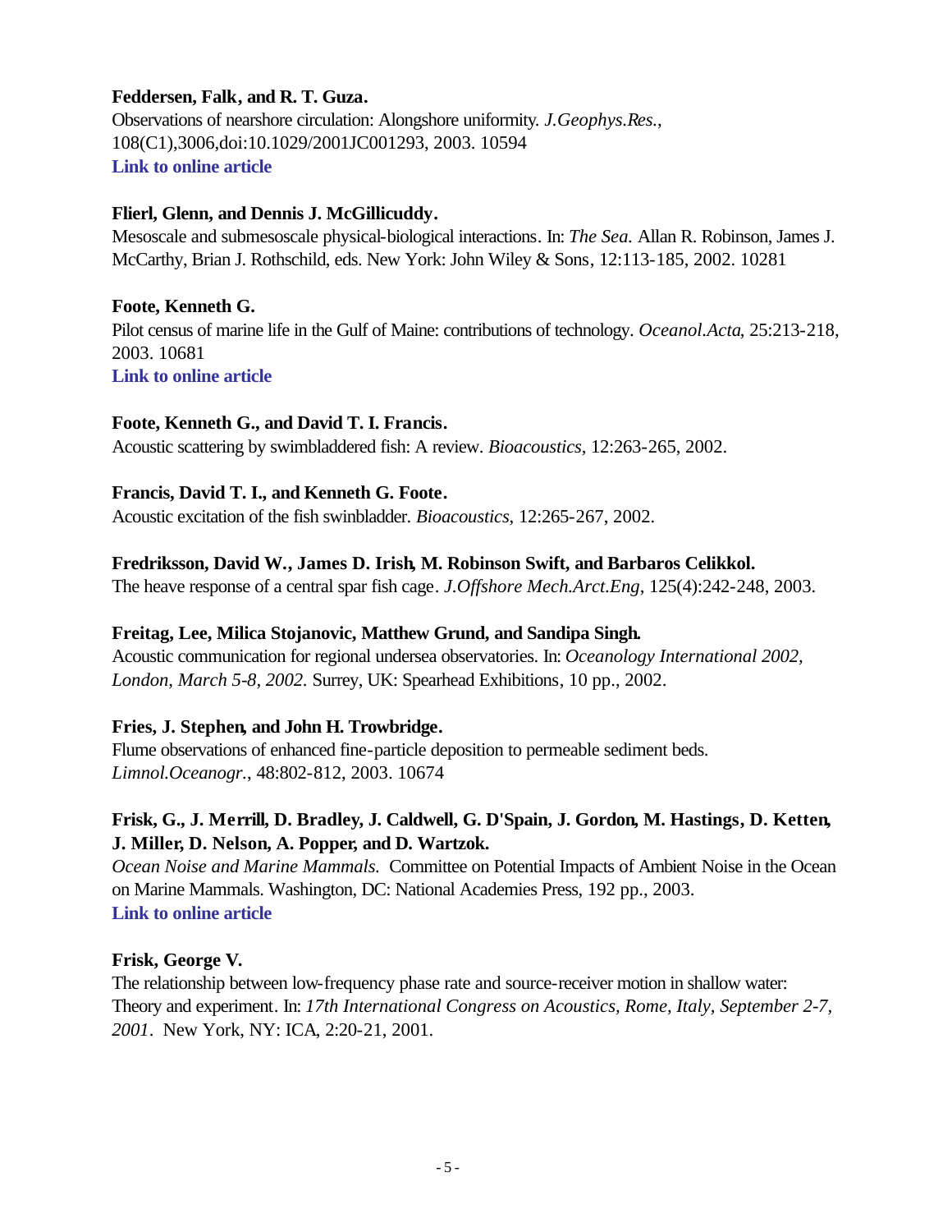**Feddersen, Falk, and R. T. Guza.**
Observations of nearshore circulation: Alongshore uniformity. *J.Geophys.Res.*, 108(C1),3006,doi:10.1029/2001JC001293, 2003. 10594
**Link to online article**

**Flierl, Glenn, and Dennis J. McGillicuddy.**
Mesoscale and submesoscale physical-biological interactions. In: *The Sea.* Allan R. Robinson, James J. McCarthy, Brian J. Rothschild, eds. New York: John Wiley & Sons, 12:113-185, 2002. 10281

**Foote, Kenneth G.**
Pilot census of marine life in the Gulf of Maine: contributions of technology. *Oceanol.Acta*, 25:213-218, 2003. 10681
**Link to online article**

**Foote, Kenneth G., and David T. I. Francis.**
Acoustic scattering by swimbladdered fish: A review. *Bioacoustics*, 12:263-265, 2002.

**Francis, David T. I., and Kenneth G. Foote.**
Acoustic excitation of the fish swinbladder. *Bioacoustics*, 12:265-267, 2002.

**Fredriksson, David W., James D. Irish, M. Robinson Swift, and Barbaros Celikkol.**
The heave response of a central spar fish cage. *J.Offshore Mech.Arct.Eng*, 125(4):242-248, 2003.

**Freitag, Lee, Milica Stojanovic, Matthew Grund, and Sandipa Singh.**
Acoustic communication for regional undersea observatories. In: *Oceanology International 2002, London, March 5-8, 2002.* Surrey, UK: Spearhead Exhibitions, 10 pp., 2002.

**Fries, J. Stephen, and John H. Trowbridge.**
Flume observations of enhanced fine-particle deposition to permeable sediment beds. *Limnol.Oceanogr.*, 48:802-812, 2003. 10674

**Frisk, G., J. Merrill, D. Bradley, J. Caldwell, G. D'Spain, J. Gordon, M. Hastings, D. Ketten, J. Miller, D. Nelson, A. Popper, and D. Wartzok.**
*Ocean Noise and Marine Mammals.* Committee on Potential Impacts of Ambient Noise in the Ocean on Marine Mammals. Washington, DC: National Academies Press, 192 pp., 2003.
**Link to online article**

**Frisk, George V.**
The relationship between low-frequency phase rate and source-receiver motion in shallow water: Theory and experiment. In: *17th International Congress on Acoustics, Rome, Italy, September 2-7, 2001.* New York, NY: ICA, 2:20-21, 2001.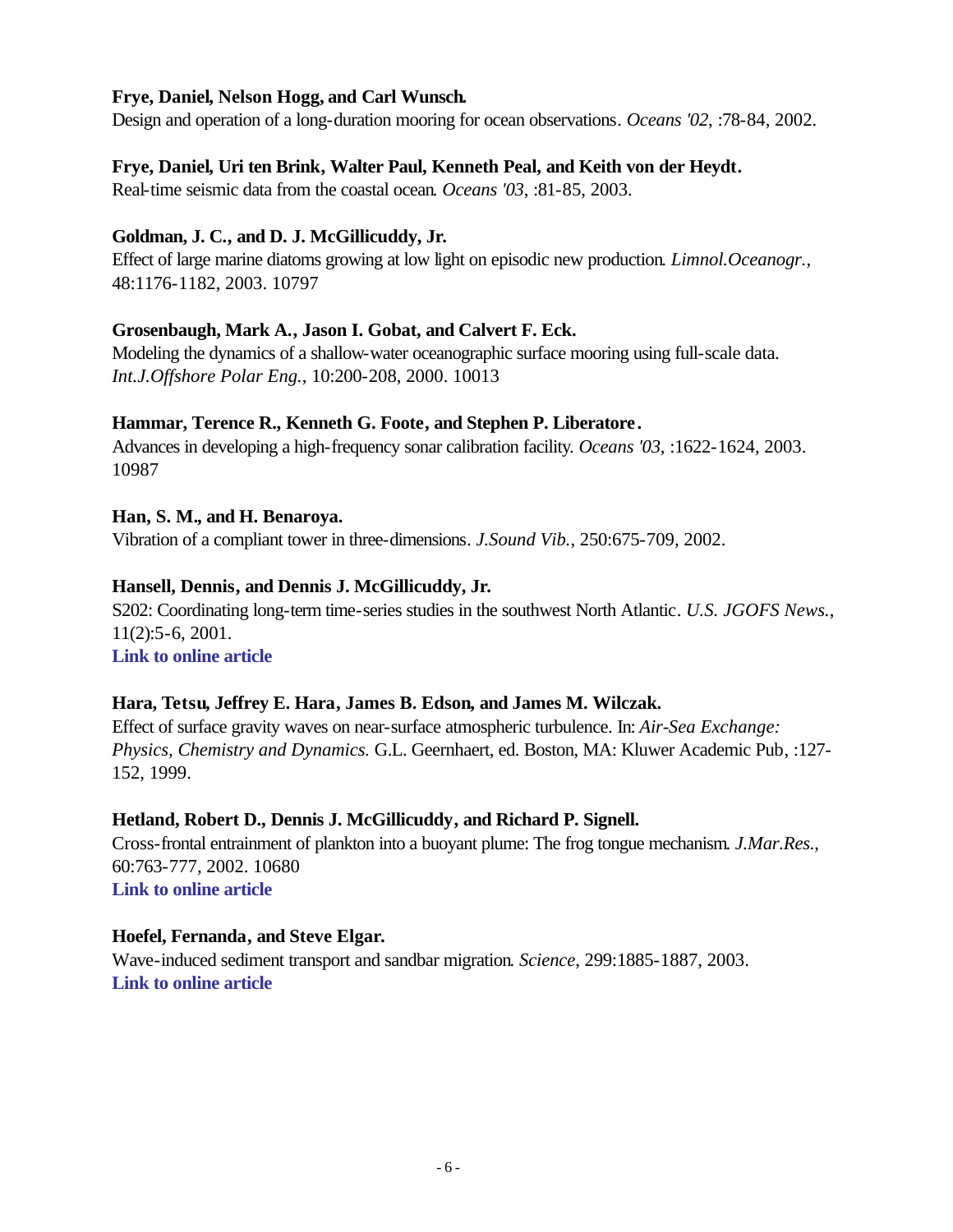**Frye, Daniel, Nelson Hogg, and Carl Wunsch.**
Design and operation of a long-duration mooring for ocean observations. *Oceans '02*, :78-84, 2002.

**Frye, Daniel, Uri ten Brink, Walter Paul, Kenneth Peal, and Keith von der Heydt.**
Real-time seismic data from the coastal ocean. *Oceans '03*, :81-85, 2003.

**Goldman, J. C., and D. J. McGillicuddy, Jr.**
Effect of large marine diatoms growing at low light on episodic new production. *Limnol.Oceanogr.*, 48:1176-1182, 2003. 10797

**Grosenbaugh, Mark A., Jason I. Gobat, and Calvert F. Eck.**
Modeling the dynamics of a shallow-water oceanographic surface mooring using full-scale data. *Int.J.Offshore Polar Eng.*, 10:200-208, 2000. 10013

**Hammar, Terence R., Kenneth G. Foote, and Stephen P. Liberatore.**
Advances in developing a high-frequency sonar calibration facility. *Oceans '03*, :1622-1624, 2003. 10987

**Han, S. M., and H. Benaroya.**
Vibration of a compliant tower in three-dimensions. *J.Sound Vib.*, 250:675-709, 2002.

**Hansell, Dennis, and Dennis J. McGillicuddy, Jr.**
S202: Coordinating long-term time-series studies in the southwest North Atlantic. *U.S. JGOFS News.*, 11(2):5-6, 2001.
**Link to online article**

**Hara, Tetsu, Jeffrey E. Hara, James B. Edson, and James M. Wilczak.**
Effect of surface gravity waves on near-surface atmospheric turbulence. In: *Air-Sea Exchange: Physics, Chemistry and Dynamics.* G.L. Geernhaert, ed. Boston, MA: Kluwer Academic Pub, :127-152, 1999.

**Hetland, Robert D., Dennis J. McGillicuddy, and Richard P. Signell.**
Cross-frontal entrainment of plankton into a buoyant plume: The frog tongue mechanism. *J.Mar.Res.*, 60:763-777, 2002. 10680
**Link to online article**

**Hoefel, Fernanda, and Steve Elgar.**
Wave-induced sediment transport and sandbar migration. *Science*, 299:1885-1887, 2003.
**Link to online article**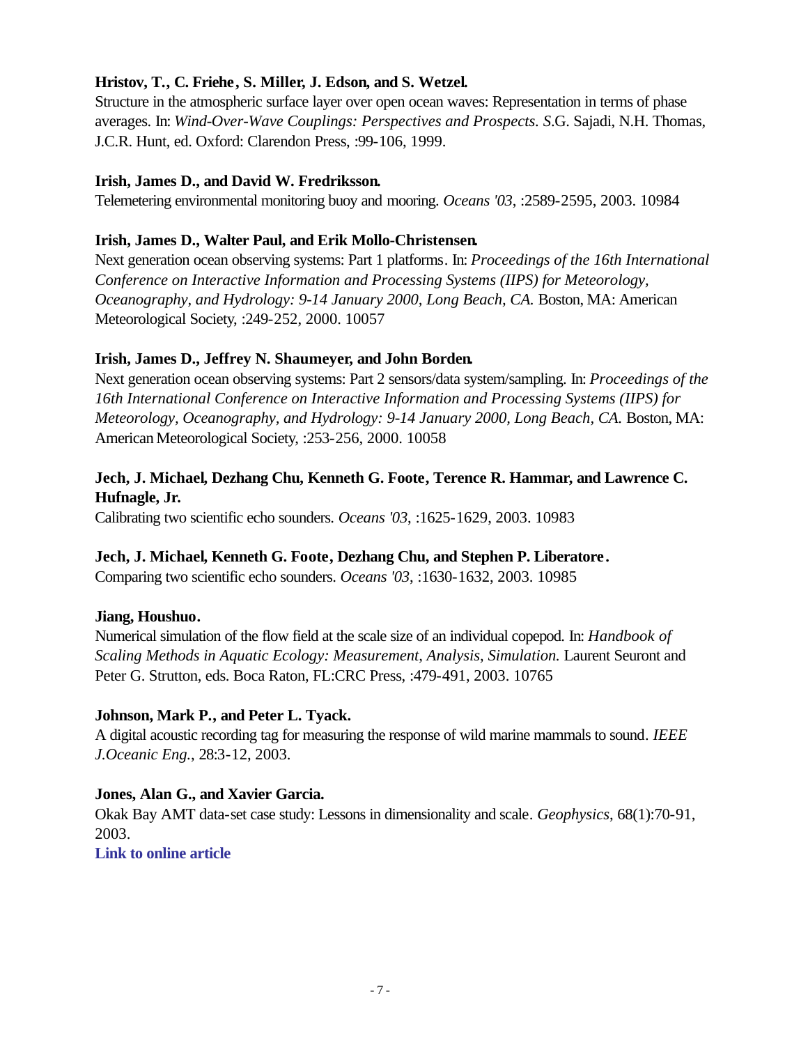**Hristov, T., C. Friehe, S. Miller, J. Edson, and S. Wetzel.**
Structure in the atmospheric surface layer over open ocean waves: Representation in terms of phase averages. In: *Wind-Over-Wave Couplings: Perspectives and Prospects. S*.G. Sajadi, N.H. Thomas, J.C.R. Hunt, ed. Oxford: Clarendon Press, :99-106, 1999.

**Irish, James D., and David W. Fredriksson.**
Telemetering environmental monitoring buoy and mooring. *Oceans '03*, :2589-2595, 2003. 10984

**Irish, James D., Walter Paul, and Erik Mollo-Christensen.**
Next generation ocean observing systems: Part 1 platforms. In: *Proceedings of the 16th International Conference on Interactive Information and Processing Systems (IIPS) for Meteorology, Oceanography, and Hydrology: 9-14 January 2000, Long Beach, CA.* Boston, MA: American Meteorological Society, :249-252, 2000. 10057

**Irish, James D., Jeffrey N. Shaumeyer, and John Borden.**
Next generation ocean observing systems: Part 2 sensors/data system/sampling. In: *Proceedings of the 16th International Conference on Interactive Information and Processing Systems (IIPS) for Meteorology, Oceanography, and Hydrology: 9-14 January 2000, Long Beach, CA.* Boston, MA: American Meteorological Society, :253-256, 2000. 10058

**Jech, J. Michael, Dezhang Chu, Kenneth G. Foote, Terence R. Hammar, and Lawrence C. Hufnagle, Jr.**
Calibrating two scientific echo sounders. *Oceans '03*, :1625-1629, 2003. 10983

**Jech, J. Michael, Kenneth G. Foote, Dezhang Chu, and Stephen P. Liberatore.**
Comparing two scientific echo sounders. *Oceans '03*, :1630-1632, 2003. 10985

**Jiang, Houshuo.**
Numerical simulation of the flow field at the scale size of an individual copepod. In: *Handbook of Scaling Methods in Aquatic Ecology: Measurement, Analysis, Simulation.* Laurent Seuront and Peter G. Strutton, eds. Boca Raton, FL:CRC Press, :479-491, 2003. 10765

**Johnson, Mark P., and Peter L. Tyack.**
A digital acoustic recording tag for measuring the response of wild marine mammals to sound. *IEEE J.Oceanic Eng.*, 28:3-12, 2003.

**Jones, Alan G., and Xavier Garcia.**
Okak Bay AMT data-set case study: Lessons in dimensionality and scale. *Geophysics*, 68(1):70-91, 2003.
**Link to online article**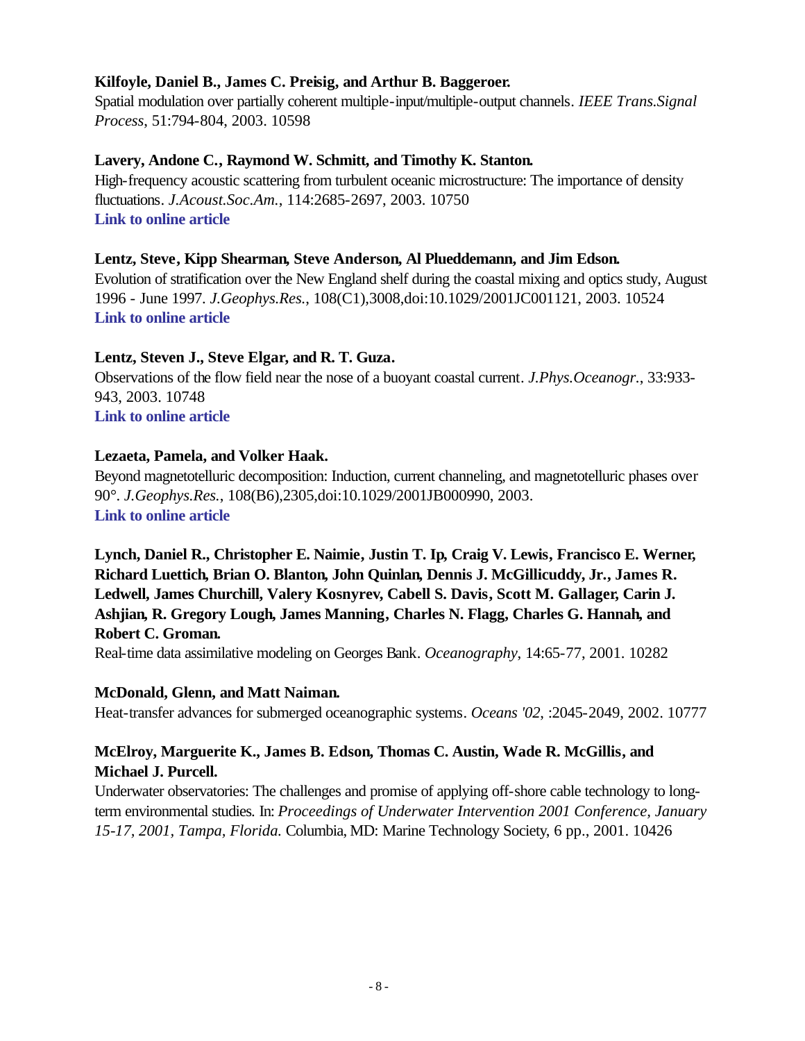**Kilfoyle, Daniel B., James C. Preisig, and Arthur B. Baggeroer.**
Spatial modulation over partially coherent multiple-input/multiple-output channels. *IEEE Trans.Signal Process*, 51:794-804, 2003. 10598

**Lavery, Andone C., Raymond W. Schmitt, and Timothy K. Stanton.**
High-frequency acoustic scattering from turbulent oceanic microstructure: The importance of density fluctuations. *J.Acoust.Soc.Am.*, 114:2685-2697, 2003. 10750
**Link to online article**

**Lentz, Steve, Kipp Shearman, Steve Anderson, Al Plueddemann, and Jim Edson.**
Evolution of stratification over the New England shelf during the coastal mixing and optics study, August 1996 - June 1997. *J.Geophys.Res.*, 108(C1),3008,doi:10.1029/2001JC001121, 2003. 10524
**Link to online article**

**Lentz, Steven J., Steve Elgar, and R. T. Guza.**
Observations of the flow field near the nose of a buoyant coastal current. *J.Phys.Oceanogr.*, 33:933-943, 2003. 10748
**Link to online article**

**Lezaeta, Pamela, and Volker Haak.**
Beyond magnetotelluric decomposition: Induction, current channeling, and magnetotelluric phases over 90°. *J.Geophys.Res.*, 108(B6),2305,doi:10.1029/2001JB000990, 2003.
**Link to online article**

**Lynch, Daniel R., Christopher E. Naimie, Justin T. Ip, Craig V. Lewis, Francisco E. Werner, Richard Luettich, Brian O. Blanton, John Quinlan, Dennis J. McGillicuddy, Jr., James R. Ledwell, James Churchill, Valery Kosnyrev, Cabell S. Davis, Scott M. Gallager, Carin J. Ashjian, R. Gregory Lough, James Manning, Charles N. Flagg, Charles G. Hannah, and Robert C. Groman.**
Real-time data assimilative modeling on Georges Bank. *Oceanography*, 14:65-77, 2001. 10282

**McDonald, Glenn, and Matt Naiman.**
Heat-transfer advances for submerged oceanographic systems. *Oceans '02*, :2045-2049, 2002. 10777

**McElroy, Marguerite K., James B. Edson, Thomas C. Austin, Wade R. McGillis, and Michael J. Purcell.**
Underwater observatories: The challenges and promise of applying off-shore cable technology to long-term environmental studies. In: *Proceedings of Underwater Intervention 2001 Conference, January 15-17, 2001, Tampa, Florida.* Columbia, MD: Marine Technology Society, 6 pp., 2001. 10426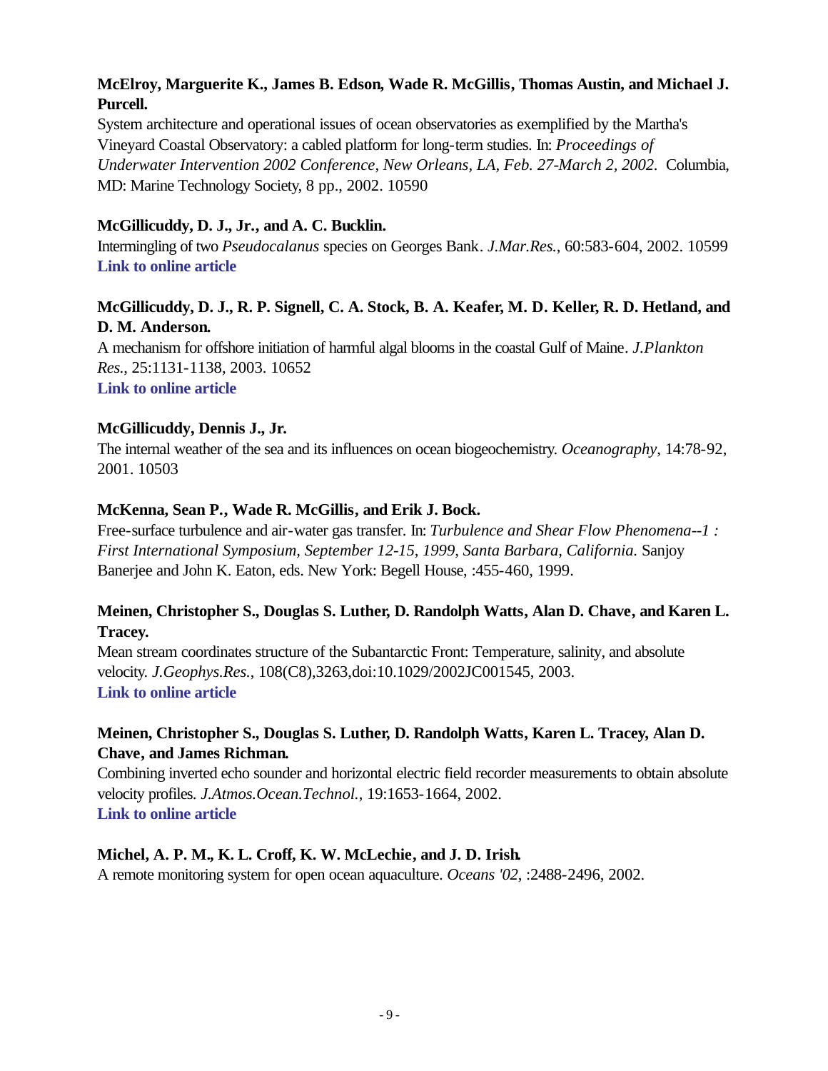**McElroy, Marguerite K., James B. Edson, Wade R. McGillis, Thomas Austin, and Michael J. Purcell.**
System architecture and operational issues of ocean observatories as exemplified by the Martha's Vineyard Coastal Observatory: a cabled platform for long-term studies. In: *Proceedings of Underwater Intervention 2002 Conference, New Orleans, LA, Feb. 27-March 2, 2002.* Columbia, MD: Marine Technology Society, 8 pp., 2002. 10590

**McGillicuddy, D. J., Jr., and A. C. Bucklin.**
Intermingling of two *Pseudocalanus* species on Georges Bank. *J.Mar.Res.*, 60:583-604, 2002. 10599
**Link to online article**

**McGillicuddy, D. J., R. P. Signell, C. A. Stock, B. A. Keafer, M. D. Keller, R. D. Hetland, and D. M. Anderson.**
A mechanism for offshore initiation of harmful algal blooms in the coastal Gulf of Maine. *J.Plankton Res.*, 25:1131-1138, 2003. 10652
**Link to online article**

**McGillicuddy, Dennis J., Jr.**
The internal weather of the sea and its influences on ocean biogeochemistry. *Oceanography*, 14:78-92, 2001. 10503

**McKenna, Sean P., Wade R. McGillis, and Erik J. Bock.**
Free-surface turbulence and air-water gas transfer. In: *Turbulence and Shear Flow Phenomena--1 : First International Symposium, September 12-15, 1999, Santa Barbara, California.* Sanjoy Banerjee and John K. Eaton, eds. New York: Begell House, :455-460, 1999.

**Meinen, Christopher S., Douglas S. Luther, D. Randolph Watts, Alan D. Chave, and Karen L. Tracey.**
Mean stream coordinates structure of the Subantarctic Front: Temperature, salinity, and absolute velocity. *J.Geophys.Res.*, 108(C8),3263,doi:10.1029/2002JC001545, 2003.
**Link to online article**

**Meinen, Christopher S., Douglas S. Luther, D. Randolph Watts, Karen L. Tracey, Alan D. Chave, and James Richman.**
Combining inverted echo sounder and horizontal electric field recorder measurements to obtain absolute velocity profiles. *J.Atmos.Ocean.Technol.*, 19:1653-1664, 2002.
**Link to online article**

**Michel, A. P. M., K. L. Croff, K. W. McLechie, and J. D. Irish.**
A remote monitoring system for open ocean aquaculture. *Oceans '02*, :2488-2496, 2002.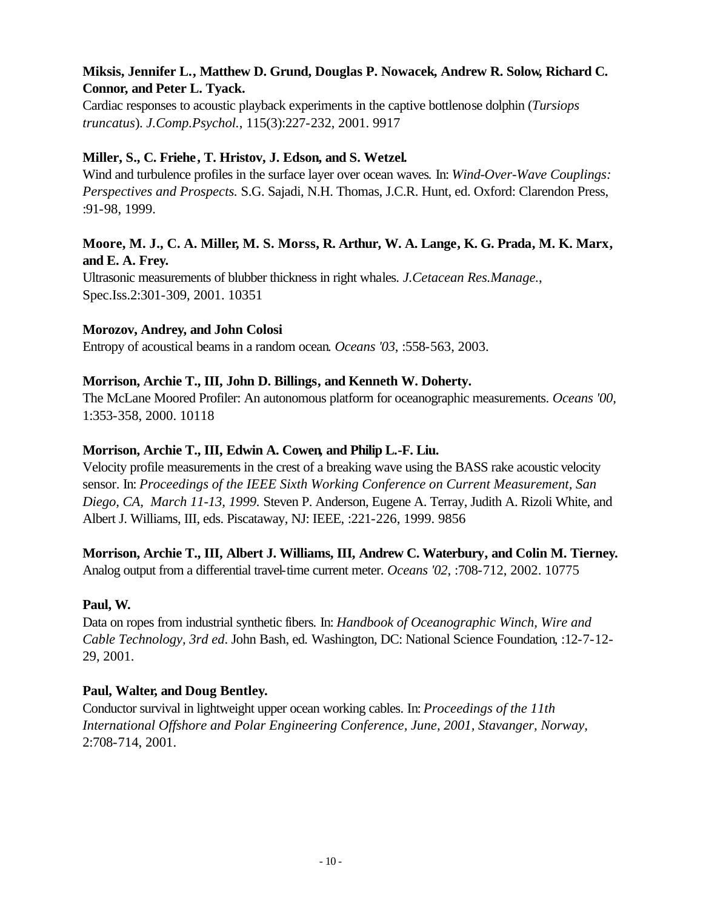**Miksis, Jennifer L., Matthew D. Grund, Douglas P. Nowacek, Andrew R. Solow, Richard C. Connor, and Peter L. Tyack.**
Cardiac responses to acoustic playback experiments in the captive bottlenose dolphin (*Tursiops truncatus*). *J.Comp.Psychol.*, 115(3):227-232, 2001. 9917

**Miller, S., C. Friehe, T. Hristov, J. Edson, and S. Wetzel.**
Wind and turbulence profiles in the surface layer over ocean waves. In: *Wind-Over-Wave Couplings: Perspectives and Prospects.* S.G. Sajadi, N.H. Thomas, J.C.R. Hunt, ed. Oxford: Clarendon Press, :91-98, 1999.

**Moore, M. J., C. A. Miller, M. S. Morss, R. Arthur, W. A. Lange, K. G. Prada, M. K. Marx, and E. A. Frey.**
Ultrasonic measurements of blubber thickness in right whales. *J.Cetacean Res.Manage.*, Spec.Iss.2:301-309, 2001. 10351

**Morozov, Andrey, and John Colosi**
Entropy of acoustical beams in a random ocean. *Oceans '03*, :558-563, 2003.

**Morrison, Archie T., III, John D. Billings, and Kenneth W. Doherty.**
The McLane Moored Profiler: An autonomous platform for oceanographic measurements. *Oceans '00*, 1:353-358, 2000. 10118

**Morrison, Archie T., III, Edwin A. Cowen, and Philip L.-F. Liu.**
Velocity profile measurements in the crest of a breaking wave using the BASS rake acoustic velocity sensor. In: *Proceedings of the IEEE Sixth Working Conference on Current Measurement, San Diego, CA, March 11-13, 1999.* Steven P. Anderson, Eugene A. Terray, Judith A. Rizoli White, and Albert J. Williams, III, eds. Piscataway, NJ: IEEE, :221-226, 1999. 9856

**Morrison, Archie T., III, Albert J. Williams, III, Andrew C. Waterbury, and Colin M. Tierney.**
Analog output from a differential travel-time current meter. *Oceans '02*, :708-712, 2002. 10775

**Paul, W.**
Data on ropes from industrial synthetic fibers. In: *Handbook of Oceanographic Winch, Wire and Cable Technology, 3rd ed*. John Bash, ed. Washington, DC: National Science Foundation, :12-7-12-29, 2001.

**Paul, Walter, and Doug Bentley.**
Conductor survival in lightweight upper ocean working cables. In: *Proceedings of the 11th International Offshore and Polar Engineering Conference, June, 2001, Stavanger, Norway*, 2:708-714, 2001.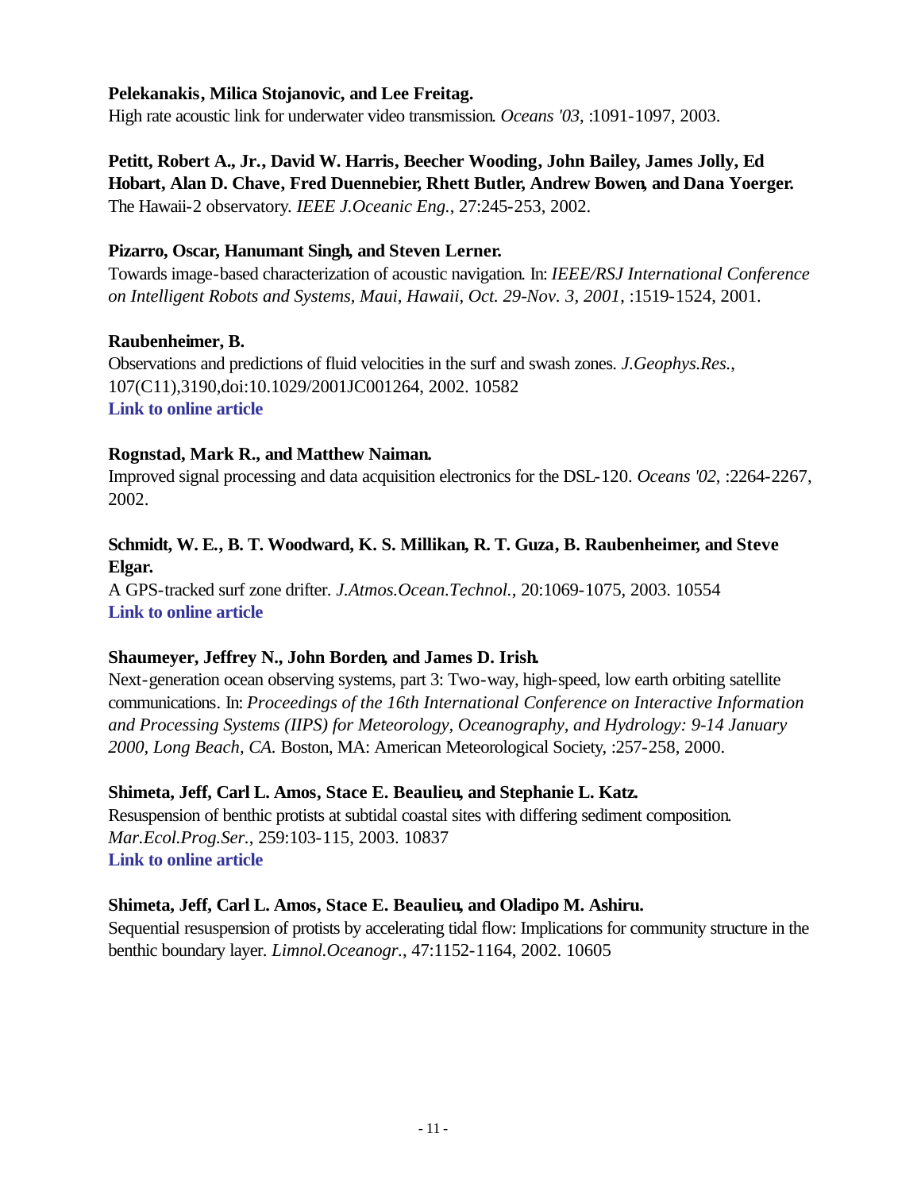**Pelekanakis, Milica Stojanovic, and Lee Freitag.**
High rate acoustic link for underwater video transmission. *Oceans '03*, :1091-1097, 2003.

**Petitt, Robert A., Jr., David W. Harris, Beecher Wooding, John Bailey, James Jolly, Ed Hobart, Alan D. Chave, Fred Duennebier, Rhett Butler, Andrew Bowen, and Dana Yoerger.**
The Hawaii-2 observatory. *IEEE J.Oceanic Eng.*, 27:245-253, 2002.

**Pizarro, Oscar, Hanumant Singh, and Steven Lerner.**
Towards image-based characterization of acoustic navigation. In: *IEEE/RSJ International Conference on Intelligent Robots and Systems, Maui, Hawaii, Oct. 29-Nov. 3, 2001*, :1519-1524, 2001.

**Raubenheimer, B.**
Observations and predictions of fluid velocities in the surf and swash zones. *J.Geophys.Res.*, 107(C11),3190,doi:10.1029/2001JC001264, 2002. 10582
**Link to online article**

**Rognstad, Mark R., and Matthew Naiman.**
Improved signal processing and data acquisition electronics for the DSL-120. *Oceans '02*, :2264-2267, 2002.

**Schmidt, W. E., B. T. Woodward, K. S. Millikan, R. T. Guza, B. Raubenheimer, and Steve Elgar.**
A GPS-tracked surf zone drifter. *J.Atmos.Ocean.Technol.*, 20:1069-1075, 2003. 10554
**Link to online article**

**Shaumeyer, Jeffrey N., John Borden, and James D. Irish.**
Next-generation ocean observing systems, part 3: Two-way, high-speed, low earth orbiting satellite communications. In: *Proceedings of the 16th International Conference on Interactive Information and Processing Systems (IIPS) for Meteorology, Oceanography, and Hydrology: 9-14 January 2000, Long Beach, CA.* Boston, MA: American Meteorological Society, :257-258, 2000.

**Shimeta, Jeff, Carl L. Amos, Stace E. Beaulieu, and Stephanie L. Katz.**
Resuspension of benthic protists at subtidal coastal sites with differing sediment composition. *Mar.Ecol.Prog.Ser.*, 259:103-115, 2003. 10837
**Link to online article**

**Shimeta, Jeff, Carl L. Amos, Stace E. Beaulieu, and Oladipo M. Ashiru.**
Sequential resuspension of protists by accelerating tidal flow: Implications for community structure in the benthic boundary layer. *Limnol.Oceanogr.*, 47:1152-1164, 2002. 10605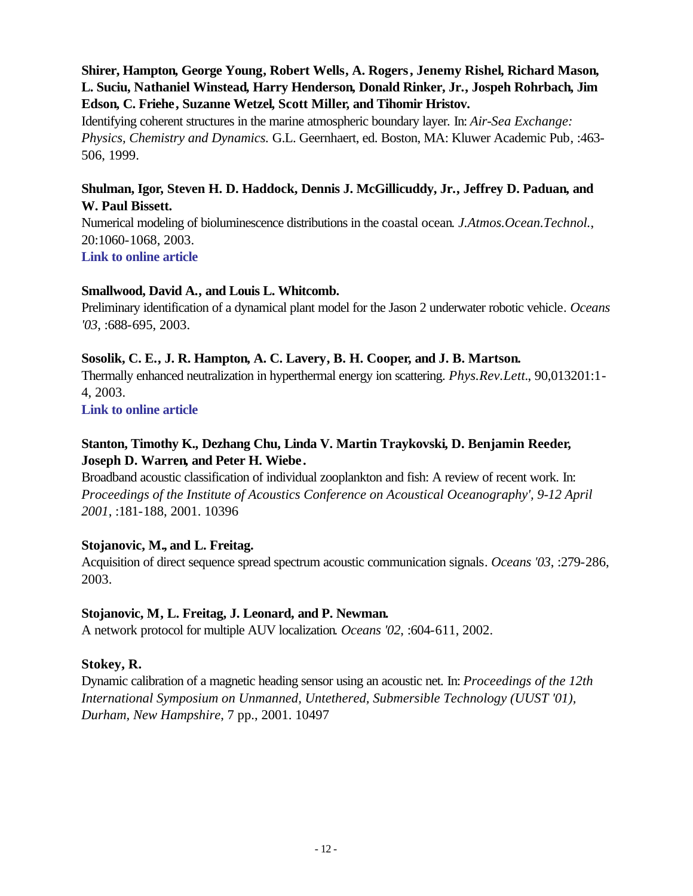**Shirer, Hampton, George Young, Robert Wells, A. Rogers, Jenemy Rishel, Richard Mason, L. Suciu, Nathaniel Winstead, Harry Henderson, Donald Rinker, Jr., Jospeh Rohrbach, Jim Edson, C. Friehe, Suzanne Wetzel, Scott Miller, and Tihomir Hristov.**
Identifying coherent structures in the marine atmospheric boundary layer. In: *Air-Sea Exchange: Physics, Chemistry and Dynamics.* G.L. Geernhaert, ed. Boston, MA: Kluwer Academic Pub, :463-506, 1999.

**Shulman, Igor, Steven H. D. Haddock, Dennis J. McGillicuddy, Jr., Jeffrey D. Paduan, and W. Paul Bissett.**
Numerical modeling of bioluminescence distributions in the coastal ocean. *J.Atmos.Ocean.Technol.*, 20:1060-1068, 2003.
**Link to online article**

**Smallwood, David A., and Louis L. Whitcomb.**
Preliminary identification of a dynamical plant model for the Jason 2 underwater robotic vehicle. *Oceans '03*, :688-695, 2003.

**Sosolik, C. E., J. R. Hampton, A. C. Lavery, B. H. Cooper, and J. B. Martson.**
Thermally enhanced neutralization in hyperthermal energy ion scattering. *Phys.Rev.Lett.*, 90,013201:1-4, 2003.
**Link to online article**

**Stanton, Timothy K., Dezhang Chu, Linda V. Martin Traykovski, D. Benjamin Reeder, Joseph D. Warren, and Peter H. Wiebe.**
Broadband acoustic classification of individual zooplankton and fish: A review of recent work. In: *Proceedings of the Institute of Acoustics Conference on Acoustical Oceanography', 9-12 April 2001*, :181-188, 2001. 10396

**Stojanovic, M., and L. Freitag.**
Acquisition of direct sequence spread spectrum acoustic communication signals. *Oceans '03*, :279-286, 2003.

**Stojanovic, M, L. Freitag, J. Leonard, and P. Newman.**
A network protocol for multiple AUV localization. *Oceans '02*, :604-611, 2002.

**Stokey, R.**
Dynamic calibration of a magnetic heading sensor using an acoustic net. In: *Proceedings of the 12th International Symposium on Unmanned, Untethered, Submersible Technology (UUST '01), Durham, New Hampshire*, 7 pp., 2001. 10497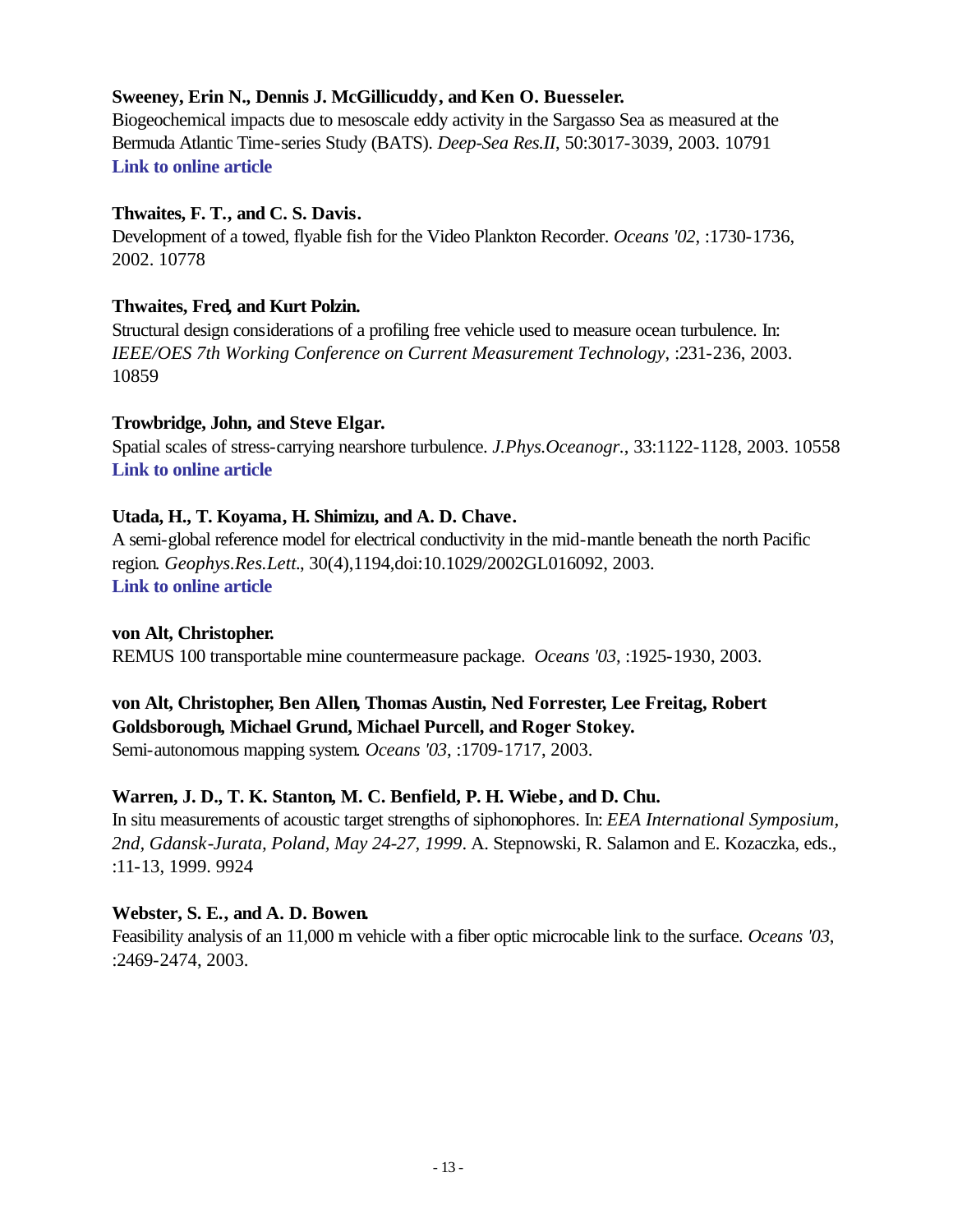**Sweeney, Erin N., Dennis J. McGillicuddy, and Ken O. Buesseler.**
Biogeochemical impacts due to mesoscale eddy activity in the Sargasso Sea as measured at the Bermuda Atlantic Time-series Study (BATS). *Deep-Sea Res.II*, 50:3017-3039, 2003. 10791
**Link to online article**

**Thwaites, F. T., and C. S. Davis.**
Development of a towed, flyable fish for the Video Plankton Recorder. *Oceans '02*, :1730-1736, 2002. 10778

**Thwaites, Fred, and Kurt Polzin.**
Structural design considerations of a profiling free vehicle used to measure ocean turbulence. In: *IEEE/OES 7th Working Conference on Current Measurement Technology*, :231-236, 2003. 10859

**Trowbridge, John, and Steve Elgar.**
Spatial scales of stress-carrying nearshore turbulence. *J.Phys.Oceanogr.*, 33:1122-1128, 2003. 10558
**Link to online article**

**Utada, H., T. Koyama, H. Shimizu, and A. D. Chave.**
A semi-global reference model for electrical conductivity in the mid-mantle beneath the north Pacific region. *Geophys.Res.Lett.*, 30(4),1194,doi:10.1029/2002GL016092, 2003.
**Link to online article**

**von Alt, Christopher.**
REMUS 100 transportable mine countermeasure package. *Oceans '03*, :1925-1930, 2003.

**von Alt, Christopher, Ben Allen, Thomas Austin, Ned Forrester, Lee Freitag, Robert Goldsborough, Michael Grund, Michael Purcell, and Roger Stokey.**
Semi-autonomous mapping system. *Oceans '03*, :1709-1717, 2003.

**Warren, J. D., T. K. Stanton, M. C. Benfield, P. H. Wiebe, and D. Chu.**
In situ measurements of acoustic target strengths of siphonophores. In: *EEA International Symposium, 2nd, Gdansk-Jurata, Poland, May 24-27, 1999*. A. Stepnowski, R. Salamon and E. Kozaczka, eds., :11-13, 1999. 9924

**Webster, S. E., and A. D. Bowen.**
Feasibility analysis of an 11,000 m vehicle with a fiber optic microcable link to the surface. *Oceans '03*, :2469-2474, 2003.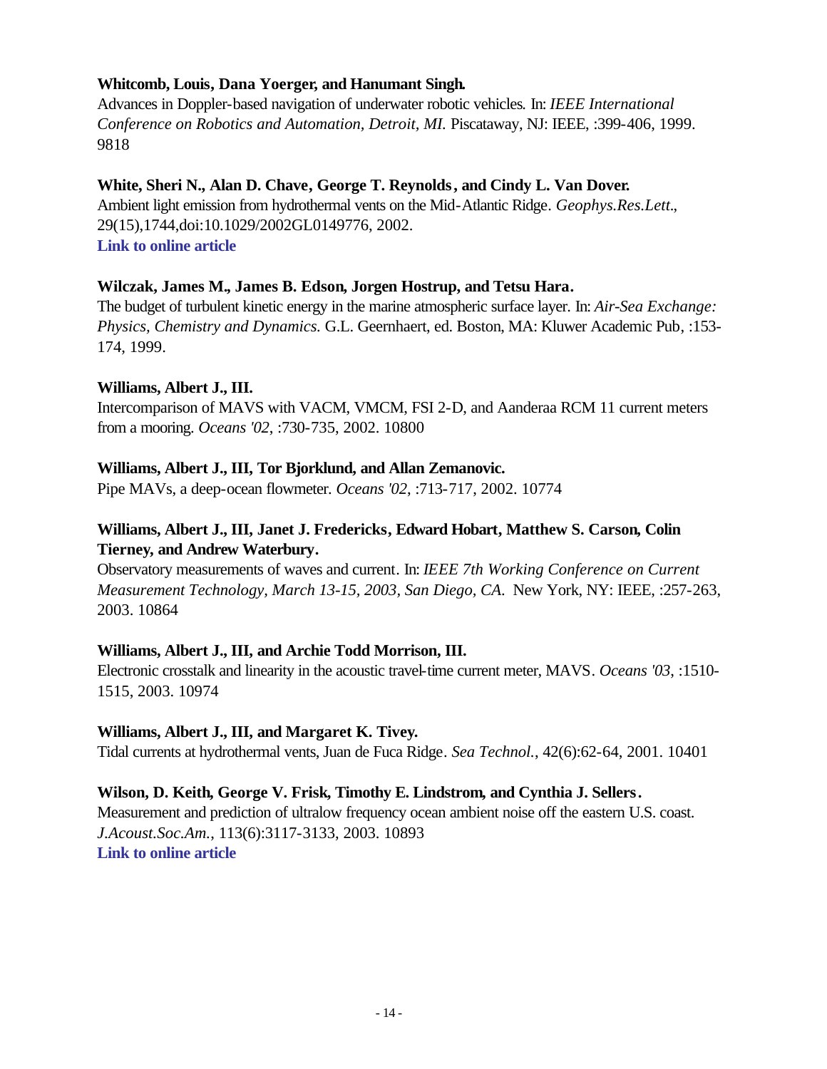**Whitcomb, Louis, Dana Yoerger, and Hanumant Singh.**
Advances in Doppler-based navigation of underwater robotic vehicles. In: *IEEE International Conference on Robotics and Automation, Detroit, MI.* Piscataway, NJ: IEEE, :399-406, 1999. 9818

**White, Sheri N., Alan D. Chave, George T. Reynolds, and Cindy L. Van Dover.**
Ambient light emission from hydrothermal vents on the Mid-Atlantic Ridge. *Geophys.Res.Lett.*, 29(15),1744,doi:10.1029/2002GL0149776, 2002.
**Link to online article**

**Wilczak, James M., James B. Edson, Jorgen Hostrup, and Tetsu Hara.**
The budget of turbulent kinetic energy in the marine atmospheric surface layer. In: *Air-Sea Exchange: Physics, Chemistry and Dynamics.* G.L. Geernhaert, ed. Boston, MA: Kluwer Academic Pub, :153-174, 1999.

**Williams, Albert J., III.**
Intercomparison of MAVS with VACM, VMCM, FSI 2-D, and Aanderaa RCM 11 current meters from a mooring. *Oceans '02*, :730-735, 2002. 10800

**Williams, Albert J., III, Tor Bjorklund, and Allan Zemanovic.**
Pipe MAVs, a deep-ocean flowmeter. *Oceans '02*, :713-717, 2002. 10774

**Williams, Albert J., III, Janet J. Fredericks, Edward Hobart, Matthew S. Carson, Colin Tierney, and Andrew Waterbury.**
Observatory measurements of waves and current. In: *IEEE 7th Working Conference on Current Measurement Technology, March 13-15, 2003, San Diego, CA.* New York, NY: IEEE, :257-263, 2003. 10864

**Williams, Albert J., III, and Archie Todd Morrison, III.**
Electronic crosstalk and linearity in the acoustic travel-time current meter, MAVS. *Oceans '03*, :1510-1515, 2003. 10974

**Williams, Albert J., III, and Margaret K. Tivey.**
Tidal currents at hydrothermal vents, Juan de Fuca Ridge. *Sea Technol.*, 42(6):62-64, 2001. 10401

**Wilson, D. Keith, George V. Frisk, Timothy E. Lindstrom, and Cynthia J. Sellers.**
Measurement and prediction of ultralow frequency ocean ambient noise off the eastern U.S. coast. *J.Acoust.Soc.Am.*, 113(6):3117-3133, 2003. 10893
**Link to online article**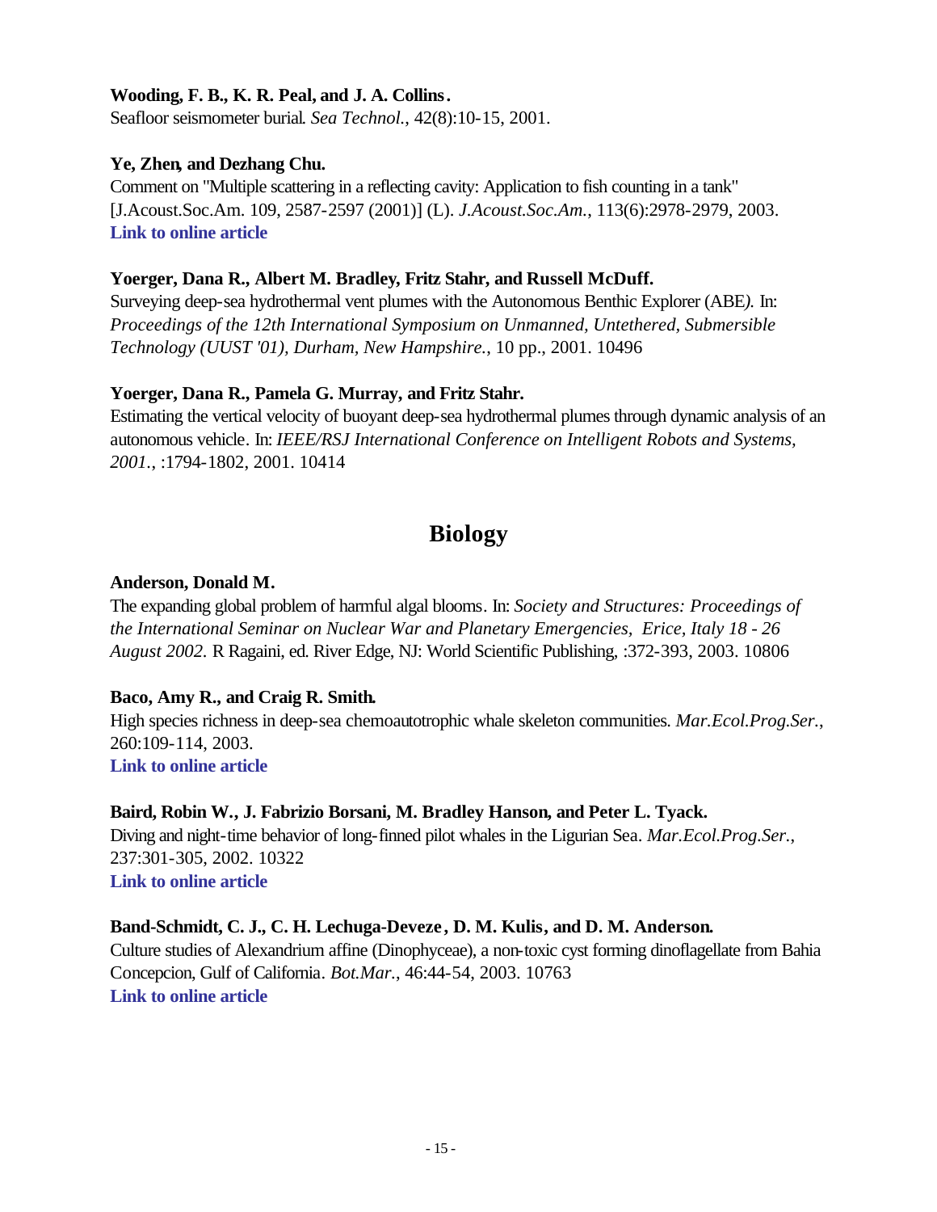**Wooding, F. B., K. R. Peal, and J. A. Collins.**
Seafloor seismometer burial. *Sea Technol.*, 42(8):10-15, 2001.

**Ye, Zhen, and Dezhang Chu.**
Comment on "Multiple scattering in a reflecting cavity: Application to fish counting in a tank" [J.Acoust.Soc.Am. 109, 2587-2597 (2001)] (L). *J.Acoust.Soc.Am.*, 113(6):2978-2979, 2003.
**Link to online article**

**Yoerger, Dana R., Albert M. Bradley, Fritz Stahr, and Russell McDuff.**
Surveying deep-sea hydrothermal vent plumes with the Autonomous Benthic Explorer (ABE*).* In: *Proceedings of the 12th International Symposium on Unmanned, Untethered, Submersible Technology (UUST '01), Durham, New Hampshire.*, 10 pp., 2001. 10496

**Yoerger, Dana R., Pamela G. Murray, and Fritz Stahr.**
Estimating the vertical velocity of buoyant deep-sea hydrothermal plumes through dynamic analysis of an autonomous vehicle. In: *IEEE/RSJ International Conference on Intelligent Robots and Systems, 2001.*, :1794-1802, 2001. 10414

# Biology

**Anderson, Donald M.**
The expanding global problem of harmful algal blooms. In: *Society and Structures: Proceedings of the International Seminar on Nuclear War and Planetary Emergencies, Erice, Italy 18 - 26 August 2002.* R Ragaini, ed. River Edge, NJ: World Scientific Publishing, :372-393, 2003. 10806

**Baco, Amy R., and Craig R. Smith.**
High species richness in deep-sea chemoautotrophic whale skeleton communities. *Mar.Ecol.Prog.Ser.*, 260:109-114, 2003.
**Link to online article**

**Baird, Robin W., J. Fabrizio Borsani, M. Bradley Hanson, and Peter L. Tyack.**
Diving and night-time behavior of long-finned pilot whales in the Ligurian Sea. *Mar.Ecol.Prog.Ser.*, 237:301-305, 2002. 10322
**Link to online article**

**Band-Schmidt, C. J., C. H. Lechuga-Deveze, D. M. Kulis, and D. M. Anderson.**
Culture studies of Alexandrium affine (Dinophyceae), a non-toxic cyst forming dinoflagellate from Bahia Concepcion, Gulf of California. *Bot.Mar.*, 46:44-54, 2003. 10763
**Link to online article**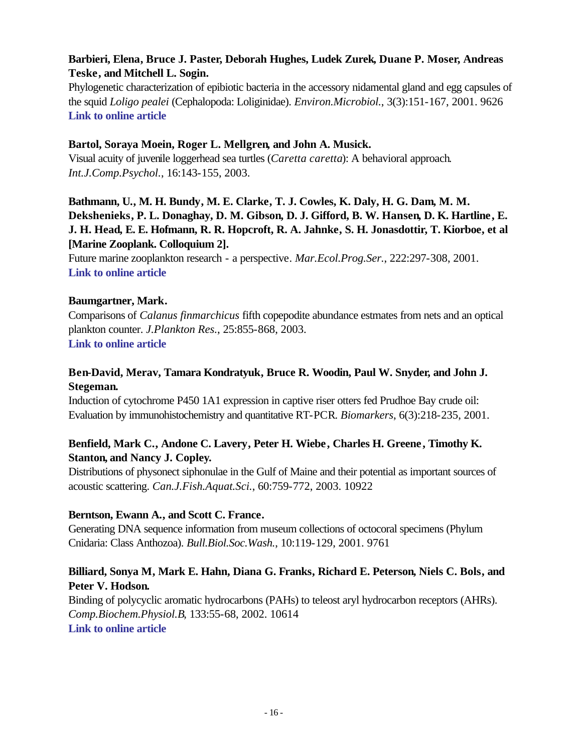**Barbieri, Elena, Bruce J. Paster, Deborah Hughes, Ludek Zurek, Duane P. Moser, Andreas Teske, and Mitchell L. Sogin.**
Phylogenetic characterization of epibiotic bacteria in the accessory nidamental gland and egg capsules of the squid *Loligo pealei* (Cephalopoda: Loliginidae). *Environ.Microbiol.*, 3(3):151-167, 2001. 9626
**Link to online article**

**Bartol, Soraya Moein, Roger L. Mellgren, and John A. Musick.**
Visual acuity of juvenile loggerhead sea turtles (*Caretta caretta*): A behavioral approach. *Int.J.Comp.Psychol.*, 16:143-155, 2003.

**Bathmann, U., M. H. Bundy, M. E. Clarke, T. J. Cowles, K. Daly, H. G. Dam, M. M. Dekshenieks, P. L. Donaghay, D. M. Gibson, D. J. Gifford, B. W. Hansen, D. K. Hartline, E. J. H. Head, E. E. Hofmann, R. R. Hopcroft, R. A. Jahnke, S. H. Jonasdottir, T. Kiorboe, et al [Marine Zooplank. Colloquium 2].**
Future marine zooplankton research - a perspective. *Mar.Ecol.Prog.Ser.*, 222:297-308, 2001.
**Link to online article**

**Baumgartner, Mark.**
Comparisons of *Calanus finmarchicus* fifth copepodite abundance estmates from nets and an optical plankton counter. *J.Plankton Res.*, 25:855-868, 2003.
**Link to online article**

**Ben-David, Merav, Tamara Kondratyuk, Bruce R. Woodin, Paul W. Snyder, and John J. Stegeman.**
Induction of cytochrome P450 1A1 expression in captive riser otters fed Prudhoe Bay crude oil: Evaluation by immunohistochemistry and quantitative RT-PCR. *Biomarkers*, 6(3):218-235, 2001.

**Benfield, Mark C., Andone C. Lavery, Peter H. Wiebe, Charles H. Greene, Timothy K. Stanton, and Nancy J. Copley.**
Distributions of physonect siphonulae in the Gulf of Maine and their potential as important sources of acoustic scattering. *Can.J.Fish.Aquat.Sci.*, 60:759-772, 2003. 10922

**Berntson, Ewann A., and Scott C. France.**
Generating DNA sequence information from museum collections of octocoral specimens (Phylum Cnidaria: Class Anthozoa). *Bull.Biol.Soc.Wash.*, 10:119-129, 2001. 9761

**Billiard, Sonya M, Mark E. Hahn, Diana G. Franks, Richard E. Peterson, Niels C. Bols, and Peter V. Hodson.**
Binding of polycyclic aromatic hydrocarbons (PAHs) to teleost aryl hydrocarbon receptors (AHRs). *Comp.Biochem.Physiol.B*, 133:55-68, 2002. 10614
**Link to online article**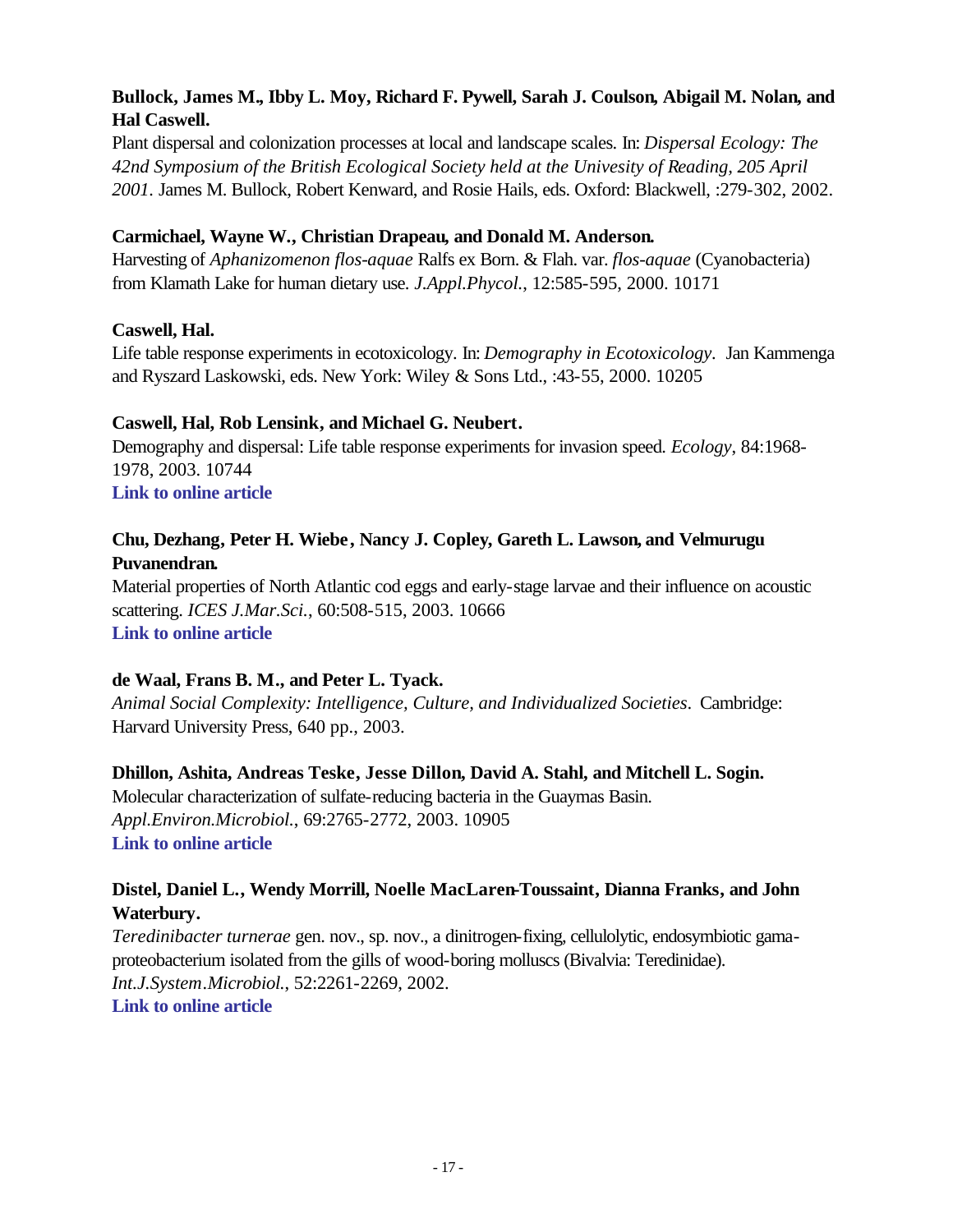**Bullock, James M., Ibby L. Moy, Richard F. Pywell, Sarah J. Coulson, Abigail M. Nolan, and Hal Caswell.**
Plant dispersal and colonization processes at local and landscape scales. In: *Dispersal Ecology: The 42nd Symposium of the British Ecological Society held at the Univesity of Reading, 205 April 2001*. James M. Bullock, Robert Kenward, and Rosie Hails, eds. Oxford: Blackwell, :279-302, 2002.

**Carmichael, Wayne W., Christian Drapeau, and Donald M. Anderson.**
Harvesting of *Aphanizomenon flos-aquae* Ralfs ex Born. & Flah. var. *flos-aquae* (Cyanobacteria) from Klamath Lake for human dietary use. *J.Appl.Phycol.*, 12:585-595, 2000. 10171

**Caswell, Hal.**
Life table response experiments in ecotoxicology. In: *Demography in Ecotoxicology*. Jan Kammenga and Ryszard Laskowski, eds. New York: Wiley & Sons Ltd., :43-55, 2000. 10205

**Caswell, Hal, Rob Lensink, and Michael G. Neubert.**
Demography and dispersal: Life table response experiments for invasion speed. *Ecology*, 84:1968-1978, 2003. 10744
**Link to online article**

**Chu, Dezhang, Peter H. Wiebe, Nancy J. Copley, Gareth L. Lawson, and Velmurugu Puvanendran.**
Material properties of North Atlantic cod eggs and early-stage larvae and their influence on acoustic scattering. *ICES J.Mar.Sci.*, 60:508-515, 2003. 10666
**Link to online article**

**de Waal, Frans B. M., and Peter L. Tyack.**
*Animal Social Complexity: Intelligence, Culture, and Individualized Societies*. Cambridge: Harvard University Press, 640 pp., 2003.

**Dhillon, Ashita, Andreas Teske, Jesse Dillon, David A. Stahl, and Mitchell L. Sogin.**
Molecular characterization of sulfate-reducing bacteria in the Guaymas Basin. *Appl.Environ.Microbiol.*, 69:2765-2772, 2003. 10905
**Link to online article**

**Distel, Daniel L., Wendy Morrill, Noelle MacLaren-Toussaint, Dianna Franks, and John Waterbury.**
*Teredinibacter turnerae* gen. nov., sp. nov., a dinitrogen-fixing, cellulolytic, endosymbiotic gama-proteobacterium isolated from the gills of wood-boring molluscs (Bivalvia: Teredinidae). *Int.J.System.Microbiol.*, 52:2261-2269, 2002.
**Link to online article**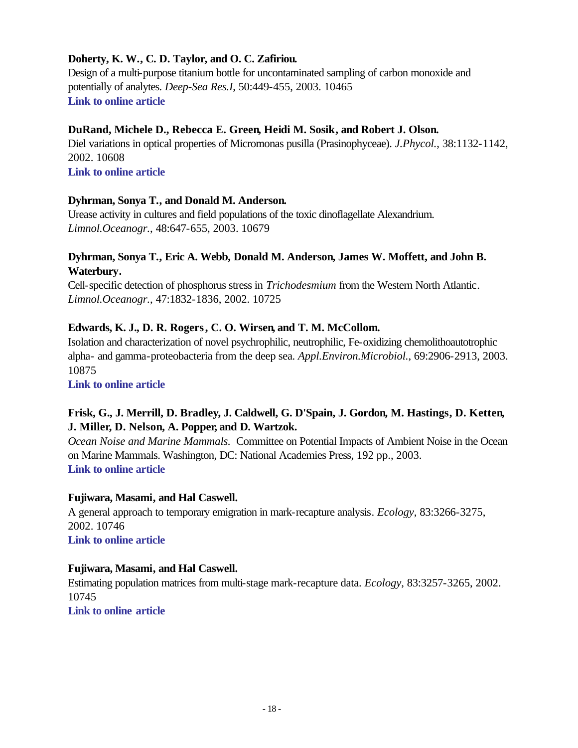**Doherty, K. W., C. D. Taylor, and O. C. Zafiriou.**
Design of a multi-purpose titanium bottle for uncontaminated sampling of carbon monoxide and potentially of analytes. *Deep-Sea Res.I*, 50:449-455, 2003. 10465
**Link to online article**

**DuRand, Michele D., Rebecca E. Green, Heidi M. Sosik, and Robert J. Olson.**
Diel variations in optical properties of Micromonas pusilla (Prasinophyceae). *J.Phycol.*, 38:1132-1142, 2002. 10608
**Link to online article**

**Dyhrman, Sonya T., and Donald M. Anderson.**
Urease activity in cultures and field populations of the toxic dinoflagellate Alexandrium. *Limnol.Oceanogr.*, 48:647-655, 2003. 10679

**Dyhrman, Sonya T., Eric A. Webb, Donald M. Anderson, James W. Moffett, and John B. Waterbury.**
Cell-specific detection of phosphorus stress in *Trichodesmium* from the Western North Atlantic. *Limnol.Oceanogr.*, 47:1832-1836, 2002. 10725

**Edwards, K. J., D. R. Rogers, C. O. Wirsen, and T. M. McCollom.**
Isolation and characterization of novel psychrophilic, neutrophilic, Fe-oxidizing chemolithoautotrophic alpha- and gamma-proteobacteria from the deep sea. *Appl.Environ.Microbiol.*, 69:2906-2913, 2003. 10875
**Link to online article**

**Frisk, G., J. Merrill, D. Bradley, J. Caldwell, G. D'Spain, J. Gordon, M. Hastings, D. Ketten, J. Miller, D. Nelson, A. Popper, and D. Wartzok.**
*Ocean Noise and Marine Mammals.* Committee on Potential Impacts of Ambient Noise in the Ocean on Marine Mammals. Washington, DC: National Academies Press, 192 pp., 2003.
**Link to online article**

**Fujiwara, Masami, and Hal Caswell.**
A general approach to temporary emigration in mark-recapture analysis. *Ecology*, 83:3266-3275, 2002. 10746
**Link to online article**

**Fujiwara, Masami, and Hal Caswell.**
Estimating population matrices from multi-stage mark-recapture data. *Ecology*, 83:3257-3265, 2002. 10745
**Link to online article**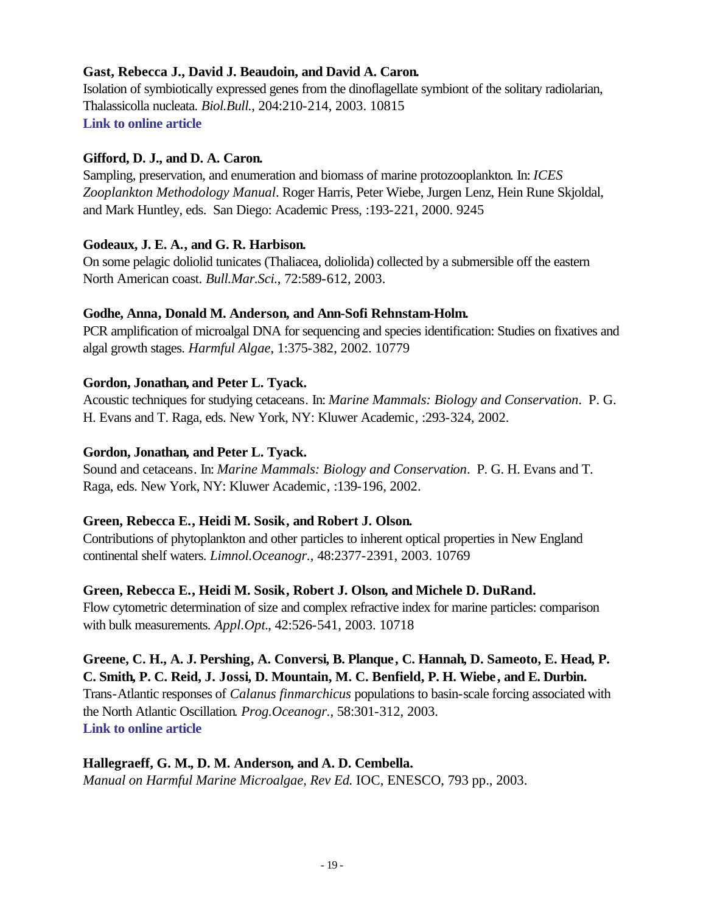**Gast, Rebecca J., David J. Beaudoin, and David A. Caron.**
Isolation of symbiotically expressed genes from the dinoflagellate symbiont of the solitary radiolarian, Thalassicolla nucleata. *Biol.Bull.*, 204:210-214, 2003. 10815
**Link to online article**

**Gifford, D. J., and D. A. Caron.**
Sampling, preservation, and enumeration and biomass of marine protozooplankton. In: *ICES Zooplankton Methodology Manual*. Roger Harris, Peter Wiebe, Jurgen Lenz, Hein Rune Skjoldal, and Mark Huntley, eds. San Diego: Academic Press, :193-221, 2000. 9245

**Godeaux, J. E. A., and G. R. Harbison.**
On some pelagic doliolid tunicates (Thaliacea, doliolida) collected by a submersible off the eastern North American coast. *Bull.Mar.Sci.*, 72:589-612, 2003.

**Godhe, Anna, Donald M. Anderson, and Ann-Sofi Rehnstam-Holm.**
PCR amplification of microalgal DNA for sequencing and species identification: Studies on fixatives and algal growth stages. *Harmful Algae*, 1:375-382, 2002. 10779

**Gordon, Jonathan, and Peter L. Tyack.**
Acoustic techniques for studying cetaceans. In: *Marine Mammals: Biology and Conservation*. P. G. H. Evans and T. Raga, eds. New York, NY: Kluwer Academic, :293-324, 2002.

**Gordon, Jonathan, and Peter L. Tyack.**
Sound and cetaceans. In: *Marine Mammals: Biology and Conservation*. P. G. H. Evans and T. Raga, eds. New York, NY: Kluwer Academic, :139-196, 2002.

**Green, Rebecca E., Heidi M. Sosik, and Robert J. Olson.**
Contributions of phytoplankton and other particles to inherent optical properties in New England continental shelf waters. *Limnol.Oceanogr.*, 48:2377-2391, 2003. 10769

**Green, Rebecca E., Heidi M. Sosik, Robert J. Olson, and Michele D. DuRand.**
Flow cytometric determination of size and complex refractive index for marine particles: comparison with bulk measurements. *Appl.Opt.*, 42:526-541, 2003. 10718

**Greene, C. H., A. J. Pershing, A. Conversi, B. Planque, C. Hannah, D. Sameoto, E. Head, P. C. Smith, P. C. Reid, J. Jossi, D. Mountain, M. C. Benfield, P. H. Wiebe, and E. Durbin.**
Trans-Atlantic responses of *Calanus finmarchicus* populations to basin-scale forcing associated with the North Atlantic Oscillation. *Prog.Oceanogr.*, 58:301-312, 2003.
**Link to online article**

**Hallegraeff, G. M., D. M. Anderson, and A. D. Cembella.**
*Manual on Harmful Marine Microalgae, Rev Ed.* IOC, ENESCO, 793 pp., 2003.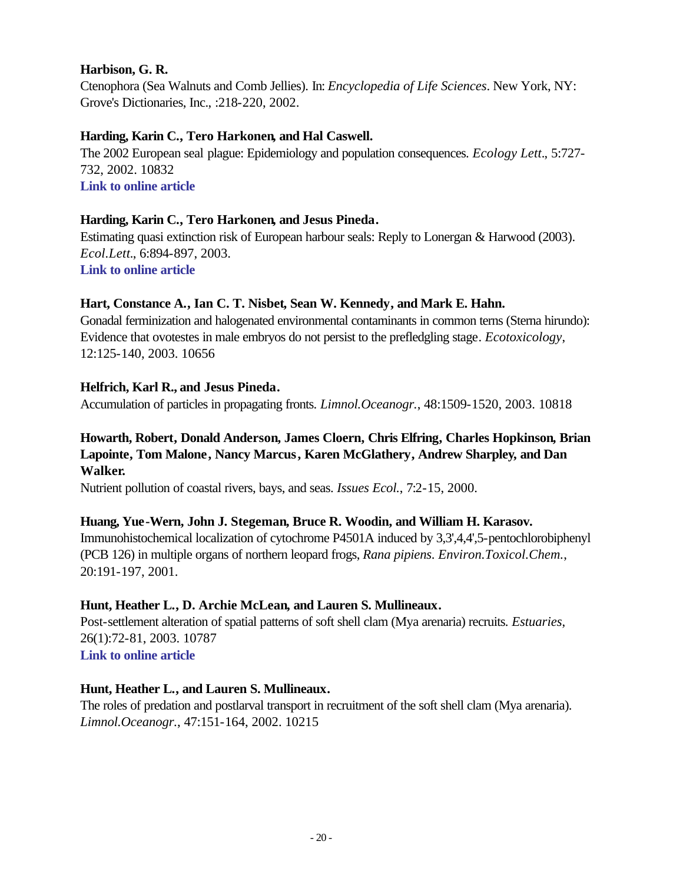**Harbison, G. R.**
Ctenophora (Sea Walnuts and Comb Jellies). In: *Encyclopedia of Life Sciences*. New York, NY: Grove's Dictionaries, Inc., :218-220, 2002.

**Harding, Karin C., Tero Harkonen, and Hal Caswell.**
The 2002 European seal plague: Epidemiology and population consequences. *Ecology Lett*., 5:727-732, 2002. 10832
**Link to online article**

**Harding, Karin C., Tero Harkonen, and Jesus Pineda.**
Estimating quasi extinction risk of European harbour seals: Reply to Lonergan & Harwood (2003). *Ecol.Lett*., 6:894-897, 2003.
**Link to online article**

**Hart, Constance A., Ian C. T. Nisbet, Sean W. Kennedy, and Mark E. Hahn.**
Gonadal ferminization and halogenated environmental contaminants in common terns (Sterna hirundo): Evidence that ovotestes in male embryos do not persist to the prefledgling stage. *Ecotoxicology*, 12:125-140, 2003. 10656

**Helfrich, Karl R., and Jesus Pineda.**
Accumulation of particles in propagating fronts. *Limnol.Oceanogr.*, 48:1509-1520, 2003. 10818

**Howarth, Robert, Donald Anderson, James Cloern, Chris Elfring, Charles Hopkinson, Brian Lapointe, Tom Malone, Nancy Marcus, Karen McGlathery, Andrew Sharpley, and Dan Walker.**
Nutrient pollution of coastal rivers, bays, and seas. *Issues Ecol.*, 7:2-15, 2000.

**Huang, Yue-Wern, John J. Stegeman, Bruce R. Woodin, and William H. Karasov.**
Immunohistochemical localization of cytochrome P4501A induced by 3,3',4,4',5-pentochlorobiphenyl (PCB 126) in multiple organs of northern leopard frogs, *Rana pipiens*. *Environ.Toxicol.Chem.*, 20:191-197, 2001.

**Hunt, Heather L., D. Archie McLean, and Lauren S. Mullineaux.**
Post-settlement alteration of spatial patterns of soft shell clam (Mya arenaria) recruits. *Estuaries*, 26(1):72-81, 2003. 10787
**Link to online article**

**Hunt, Heather L., and Lauren S. Mullineaux.**
The roles of predation and postlarval transport in recruitment of the soft shell clam (Mya arenaria). *Limnol.Oceanogr.*, 47:151-164, 2002. 10215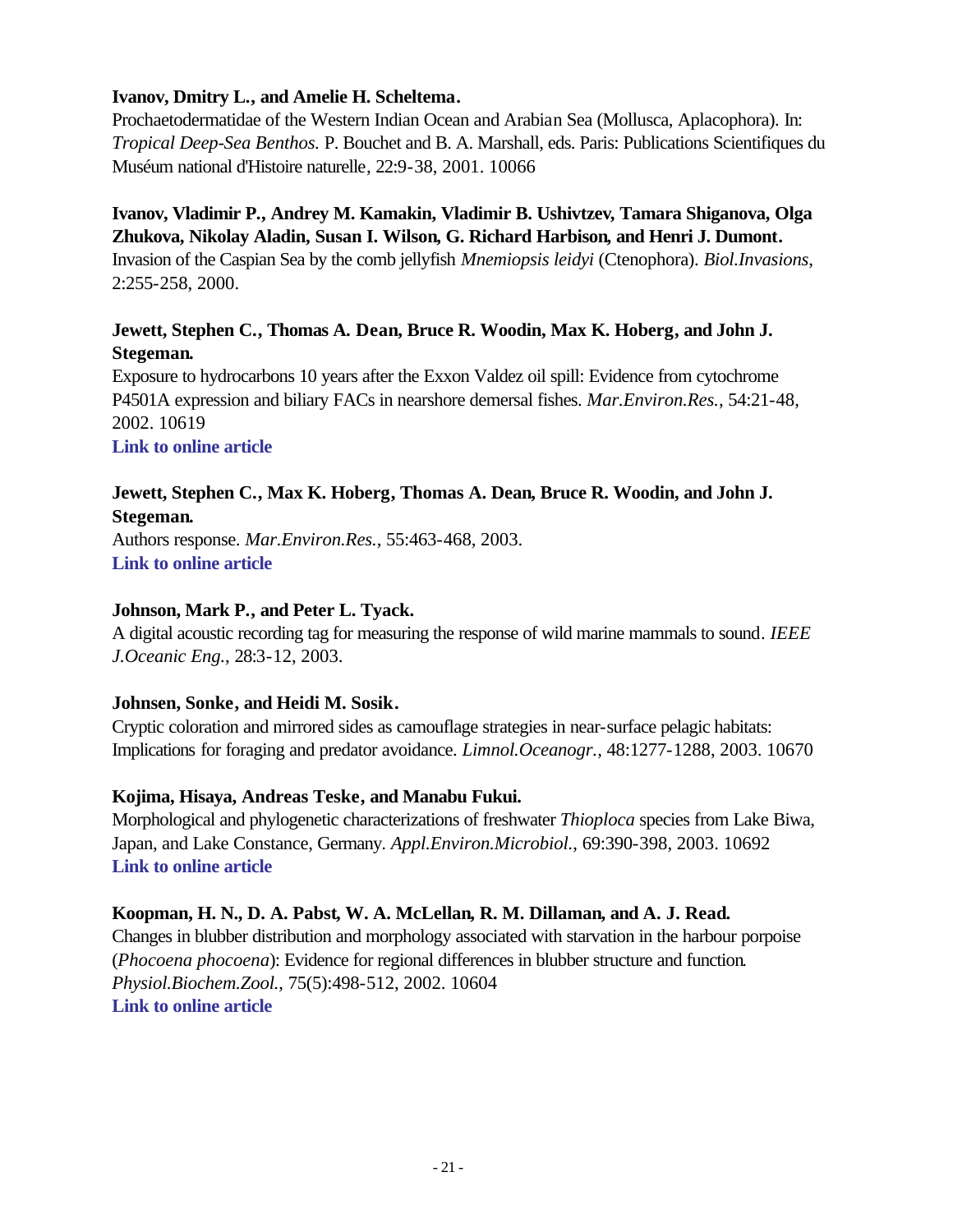**Ivanov, Dmitry L., and Amelie H. Scheltema.**
Prochaetodermatidae of the Western Indian Ocean and Arabian Sea (Mollusca, Aplacophora). In: *Tropical Deep-Sea Benthos.* P. Bouchet and B. A. Marshall, eds. Paris: Publications Scientifiques du Muséum national d'Histoire naturelle, 22:9-38, 2001. 10066

**Ivanov, Vladimir P., Andrey M. Kamakin, Vladimir B. Ushivtzev, Tamara Shiganova, Olga Zhukova, Nikolay Aladin, Susan I. Wilson, G. Richard Harbison, and Henri J. Dumont.**
Invasion of the Caspian Sea by the comb jellyfish *Mnemiopsis leidyi* (Ctenophora). *Biol.Invasions*, 2:255-258, 2000.

**Jewett, Stephen C., Thomas A. Dean, Bruce R. Woodin, Max K. Hoberg, and John J. Stegeman.**
Exposure to hydrocarbons 10 years after the Exxon Valdez oil spill: Evidence from cytochrome P4501A expression and biliary FACs in nearshore demersal fishes. *Mar.Environ.Res.*, 54:21-48, 2002. 10619
**Link to online article**

**Jewett, Stephen C., Max K. Hoberg, Thomas A. Dean, Bruce R. Woodin, and John J. Stegeman.**
Authors response. *Mar.Environ.Res.*, 55:463-468, 2003.
**Link to online article**

**Johnson, Mark P., and Peter L. Tyack.**
A digital acoustic recording tag for measuring the response of wild marine mammals to sound. *IEEE J.Oceanic Eng.*, 28:3-12, 2003.

**Johnsen, Sonke, and Heidi M. Sosik.**
Cryptic coloration and mirrored sides as camouflage strategies in near-surface pelagic habitats: Implications for foraging and predator avoidance. *Limnol.Oceanogr.*, 48:1277-1288, 2003. 10670

**Kojima, Hisaya, Andreas Teske, and Manabu Fukui.**
Morphological and phylogenetic characterizations of freshwater *Thioploca* species from Lake Biwa, Japan, and Lake Constance, Germany. *Appl.Environ.Microbiol.*, 69:390-398, 2003. 10692
**Link to online article**

**Koopman, H. N., D. A. Pabst, W. A. McLellan, R. M. Dillaman, and A. J. Read.**
Changes in blubber distribution and morphology associated with starvation in the harbour porpoise (*Phocoena phocoena*): Evidence for regional differences in blubber structure and function. *Physiol.Biochem.Zool.*, 75(5):498-512, 2002. 10604
**Link to online article**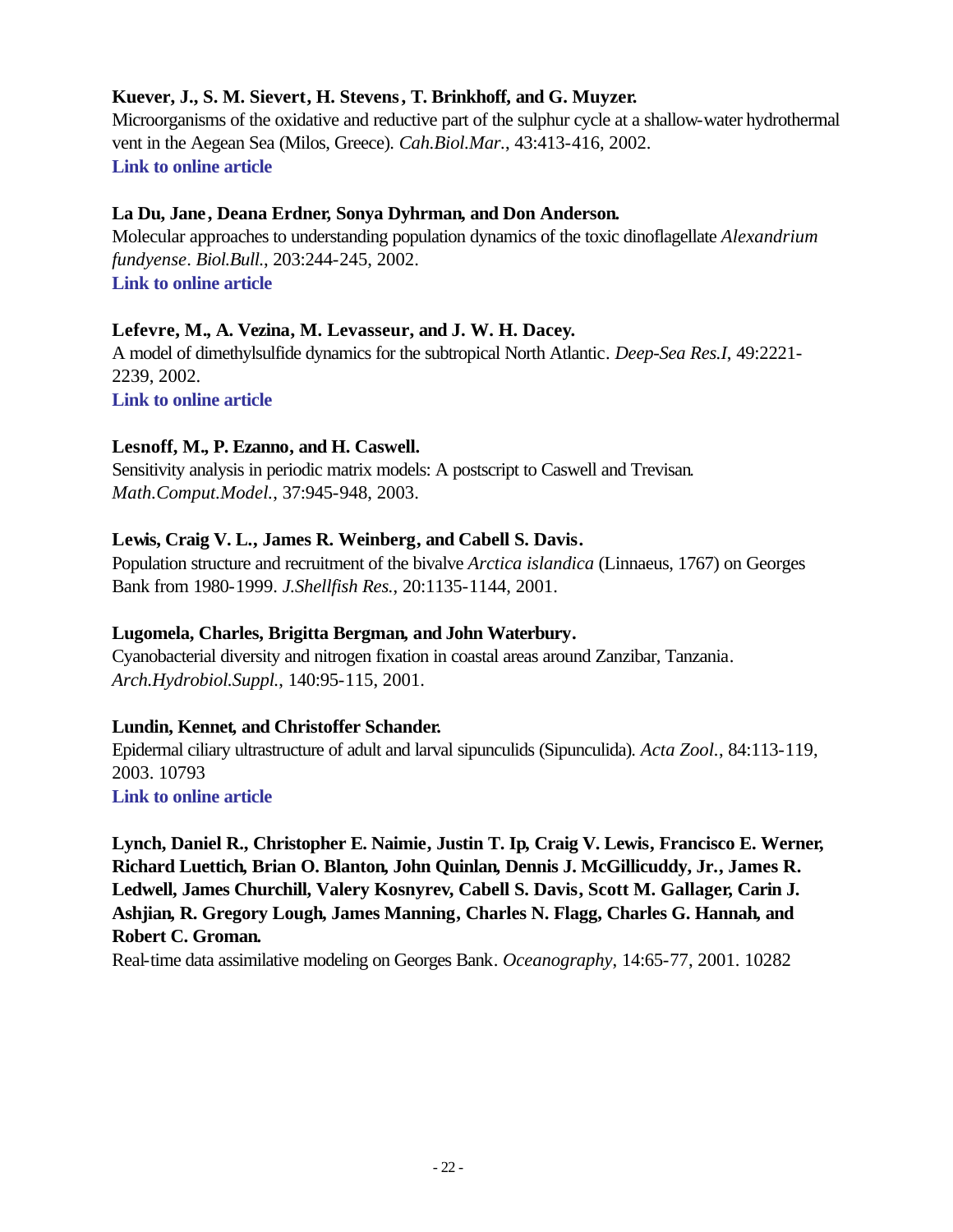**Kuever, J., S. M. Sievert, H. Stevens, T. Brinkhoff, and G. Muyzer.**
Microorganisms of the oxidative and reductive part of the sulphur cycle at a shallow-water hydrothermal vent in the Aegean Sea (Milos, Greece). *Cah.Biol.Mar.*, 43:413-416, 2002.
**Link to online article**

**La Du, Jane, Deana Erdner, Sonya Dyhrman, and Don Anderson.**
Molecular approaches to understanding population dynamics of the toxic dinoflagellate *Alexandrium fundyense*. *Biol.Bull.*, 203:244-245, 2002.
**Link to online article**

**Lefevre, M., A. Vezina, M. Levasseur, and J. W. H. Dacey.**
A model of dimethylsulfide dynamics for the subtropical North Atlantic. *Deep-Sea Res.I*, 49:2221-2239, 2002.
**Link to online article**

**Lesnoff, M., P. Ezanno, and H. Caswell.**
Sensitivity analysis in periodic matrix models: A postscript to Caswell and Trevisan. *Math.Comput.Model.*, 37:945-948, 2003.

**Lewis, Craig V. L., James R. Weinberg, and Cabell S. Davis.**
Population structure and recruitment of the bivalve *Arctica islandica* (Linnaeus, 1767) on Georges Bank from 1980-1999. *J.Shellfish Res.*, 20:1135-1144, 2001.

**Lugomela, Charles, Brigitta Bergman, and John Waterbury.**
Cyanobacterial diversity and nitrogen fixation in coastal areas around Zanzibar, Tanzania. *Arch.Hydrobiol.Suppl.*, 140:95-115, 2001.

**Lundin, Kennet, and Christoffer Schander.**
Epidermal ciliary ultrastructure of adult and larval sipunculids (Sipunculida). *Acta Zool.*, 84:113-119, 2003. 10793
**Link to online article**

**Lynch, Daniel R., Christopher E. Naimie, Justin T. Ip, Craig V. Lewis, Francisco E. Werner, Richard Luettich, Brian O. Blanton, John Quinlan, Dennis J. McGillicuddy, Jr., James R. Ledwell, James Churchill, Valery Kosnyrev, Cabell S. Davis, Scott M. Gallager, Carin J. Ashjian, R. Gregory Lough, James Manning, Charles N. Flagg, Charles G. Hannah, and Robert C. Groman.**
Real-time data assimilative modeling on Georges Bank. *Oceanography*, 14:65-77, 2001. 10282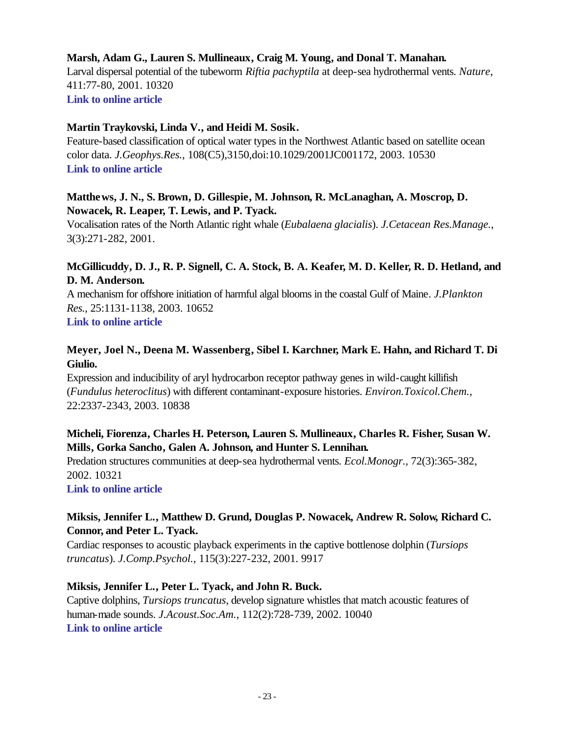**Marsh, Adam G., Lauren S. Mullineaux, Craig M. Young, and Donal T. Manahan.**
Larval dispersal potential of the tubeworm *Riftia pachyptila* at deep-sea hydrothermal vents. *Nature*, 411:77-80, 2001. 10320
**Link to online article**

**Martin Traykovski, Linda V., and Heidi M. Sosik.**
Feature-based classification of optical water types in the Northwest Atlantic based on satellite ocean color data. *J.Geophys.Res.*, 108(C5),3150,doi:10.1029/2001JC001172, 2003. 10530
**Link to online article**

**Matthews, J. N., S. Brown, D. Gillespie, M. Johnson, R. McLanaghan, A. Moscrop, D. Nowacek, R. Leaper, T. Lewis, and P. Tyack.**
Vocalisation rates of the North Atlantic right whale (*Eubalaena glacialis*). *J.Cetacean Res.Manage.*, 3(3):271-282, 2001.

**McGillicuddy, D. J., R. P. Signell, C. A. Stock, B. A. Keafer, M. D. Keller, R. D. Hetland, and D. M. Anderson.**
A mechanism for offshore initiation of harmful algal blooms in the coastal Gulf of Maine. *J.Plankton Res.*, 25:1131-1138, 2003. 10652
**Link to online article**

**Meyer, Joel N., Deena M. Wassenberg, Sibel I. Karchner, Mark E. Hahn, and Richard T. Di Giulio.**
Expression and inducibility of aryl hydrocarbon receptor pathway genes in wild-caught killifish (*Fundulus heteroclitus*) with different contaminant-exposure histories. *Environ.Toxicol.Chem.*, 22:2337-2343, 2003. 10838

**Micheli, Fiorenza, Charles H. Peterson, Lauren S. Mullineaux, Charles R. Fisher, Susan W. Mills, Gorka Sancho, Galen A. Johnson, and Hunter S. Lennihan.**
Predation structures communities at deep-sea hydrothermal vents. *Ecol.Monogr.*, 72(3):365-382, 2002. 10321
**Link to online article**

**Miksis, Jennifer L., Matthew D. Grund, Douglas P. Nowacek, Andrew R. Solow, Richard C. Connor, and Peter L. Tyack.**
Cardiac responses to acoustic playback experiments in the captive bottlenose dolphin (*Tursiops truncatus*). *J.Comp.Psychol.*, 115(3):227-232, 2001. 9917

**Miksis, Jennifer L., Peter L. Tyack, and John R. Buck.**
Captive dolphins, *Tursiops truncatus*, develop signature whistles that match acoustic features of human-made sounds. *J.Acoust.Soc.Am.*, 112(2):728-739, 2002. 10040
**Link to online article**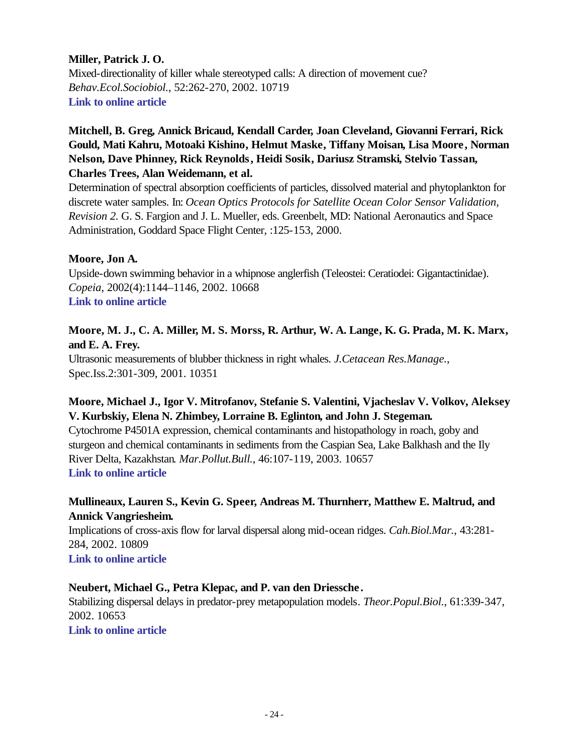**Miller, Patrick J. O.**
Mixed-directionality of killer whale stereotyped calls: A direction of movement cue? *Behav.Ecol.Sociobiol.*, 52:262-270, 2002. 10719
**Link to online article**

**Mitchell, B. Greg, Annick Bricaud, Kendall Carder, Joan Cleveland, Giovanni Ferrari, Rick Gould, Mati Kahru, Motoaki Kishino, Helmut Maske, Tiffany Moisan, Lisa Moore, Norman Nelson, Dave Phinney, Rick Reynolds, Heidi Sosik, Dariusz Stramski, Stelvio Tassan, Charles Trees, Alan Weidemann, et al.**
Determination of spectral absorption coefficients of particles, dissolved material and phytoplankton for discrete water samples. In: *Ocean Optics Protocols for Satellite Ocean Color Sensor Validation, Revision 2.* G. S. Fargion and J. L. Mueller, eds. Greenbelt, MD: National Aeronautics and Space Administration, Goddard Space Flight Center, :125-153, 2000.

**Moore, Jon A.**
Upside-down swimming behavior in a whipnose anglerfish (Teleostei: Ceratiodei: Gigantactinidae). *Copeia*, 2002(4):1144–1146, 2002. 10668
**Link to online article**

**Moore, M. J., C. A. Miller, M. S. Morss, R. Arthur, W. A. Lange, K. G. Prada, M. K. Marx, and E. A. Frey.**
Ultrasonic measurements of blubber thickness in right whales. *J.Cetacean Res.Manage.*, Spec.Iss.2:301-309, 2001. 10351

**Moore, Michael J., Igor V. Mitrofanov, Stefanie S. Valentini, Vjacheslav V. Volkov, Aleksey V. Kurbskiy, Elena N. Zhimbey, Lorraine B. Eglinton, and John J. Stegeman.**
Cytochrome P4501A expression, chemical contaminants and histopathology in roach, goby and sturgeon and chemical contaminants in sediments from the Caspian Sea, Lake Balkhash and the Ily River Delta, Kazakhstan. *Mar.Pollut.Bull.*, 46:107-119, 2003. 10657
**Link to online article**

**Mullineaux, Lauren S., Kevin G. Speer, Andreas M. Thurnherr, Matthew E. Maltrud, and Annick Vangriesheim.**
Implications of cross-axis flow for larval dispersal along mid-ocean ridges. *Cah.Biol.Mar.*, 43:281-284, 2002. 10809
**Link to online article**

**Neubert, Michael G., Petra Klepac, and P. van den Driessche.**
Stabilizing dispersal delays in predator-prey metapopulation models. *Theor.Popul.Biol.*, 61:339-347, 2002. 10653
**Link to online article**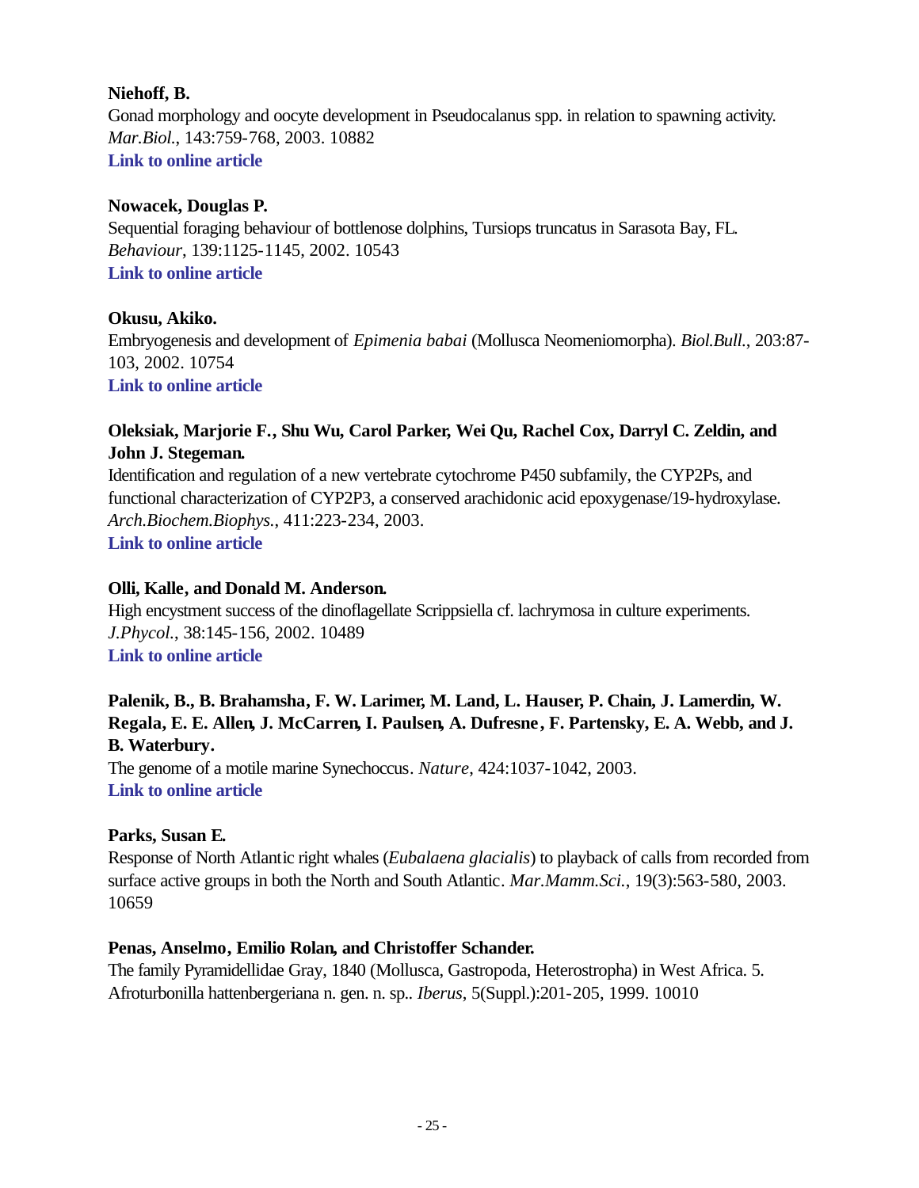**Niehoff, B.**
Gonad morphology and oocyte development in Pseudocalanus spp. in relation to spawning activity. *Mar.Biol.*, 143:759-768, 2003. 10882
**Link to online article**

**Nowacek, Douglas P.**
Sequential foraging behaviour of bottlenose dolphins, Tursiops truncatus in Sarasota Bay, FL. *Behaviour*, 139:1125-1145, 2002. 10543
**Link to online article**

**Okusu, Akiko.**
Embryogenesis and development of *Epimenia babai* (Mollusca Neomeniomorpha). *Biol.Bull.*, 203:87-103, 2002. 10754
**Link to online article**

**Oleksiak, Marjorie F., Shu Wu, Carol Parker, Wei Qu, Rachel Cox, Darryl C. Zeldin, and John J. Stegeman.**
Identification and regulation of a new vertebrate cytochrome P450 subfamily, the CYP2Ps, and functional characterization of CYP2P3, a conserved arachidonic acid epoxygenase/19-hydroxylase. *Arch.Biochem.Biophys.*, 411:223-234, 2003.
**Link to online article**

**Olli, Kalle, and Donald M. Anderson.**
High encystment success of the dinoflagellate Scrippsiella cf. lachrymosa in culture experiments. *J.Phycol.*, 38:145-156, 2002. 10489
**Link to online article**

**Palenik, B., B. Brahamsha, F. W. Larimer, M. Land, L. Hauser, P. Chain, J. Lamerdin, W. Regala, E. E. Allen, J. McCarren, I. Paulsen, A. Dufresne, F. Partensky, E. A. Webb, and J. B. Waterbury.**
The genome of a motile marine Synechoccus. *Nature*, 424:1037-1042, 2003.
**Link to online article**

**Parks, Susan E.**
Response of North Atlantic right whales (*Eubalaena glacialis*) to playback of calls from recorded from surface active groups in both the North and South Atlantic. *Mar.Mamm.Sci.*, 19(3):563-580, 2003. 10659

**Penas, Anselmo, Emilio Rolan, and Christoffer Schander.**
The family Pyramidellidae Gray, 1840 (Mollusca, Gastropoda, Heterostropha) in West Africa. 5. Afroturbonilla hattenbergeriana n. gen. n. sp.. *Iberus*, 5(Suppl.):201-205, 1999. 10010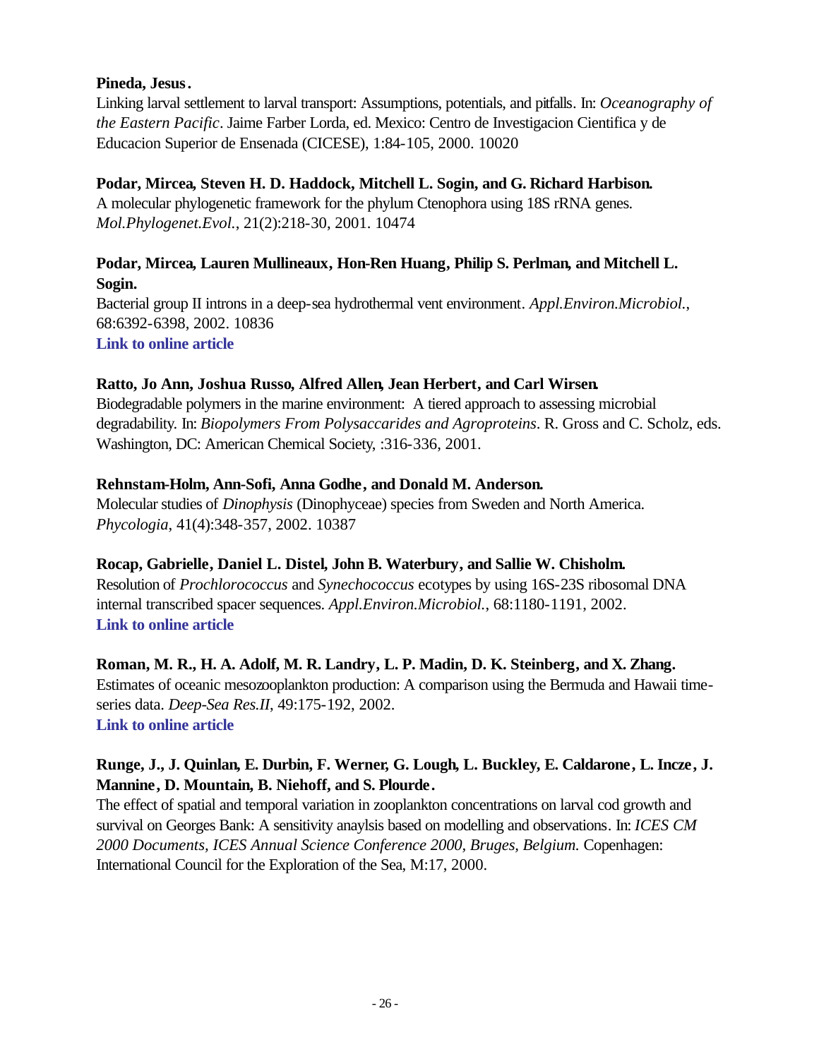**Pineda, Jesus.**
Linking larval settlement to larval transport: Assumptions, potentials, and pitfalls. In: *Oceanography of the Eastern Pacific*. Jaime Farber Lorda, ed. Mexico: Centro de Investigacion Cientifica y de Educacion Superior de Ensenada (CICESE), 1:84-105, 2000. 10020

**Podar, Mircea, Steven H. D. Haddock, Mitchell L. Sogin, and G. Richard Harbison.**
A molecular phylogenetic framework for the phylum Ctenophora using 18S rRNA genes. *Mol.Phylogenet.Evol.*, 21(2):218-30, 2001. 10474

**Podar, Mircea, Lauren Mullineaux, Hon-Ren Huang, Philip S. Perlman, and Mitchell L. Sogin.**
Bacterial group II introns in a deep-sea hydrothermal vent environment. *Appl.Environ.Microbiol.*, 68:6392-6398, 2002. 10836
**Link to online article**

**Ratto, Jo Ann, Joshua Russo, Alfred Allen, Jean Herbert, and Carl Wirsen.**
Biodegradable polymers in the marine environment: A tiered approach to assessing microbial degradability. In: *Biopolymers From Polysaccarides and Agroproteins*. R. Gross and C. Scholz, eds. Washington, DC: American Chemical Society, :316-336, 2001.

**Rehnstam-Holm, Ann-Sofi, Anna Godhe, and Donald M. Anderson.**
Molecular studies of *Dinophysis* (Dinophyceae) species from Sweden and North America. *Phycologia*, 41(4):348-357, 2002. 10387

**Rocap, Gabrielle, Daniel L. Distel, John B. Waterbury, and Sallie W. Chisholm.**
Resolution of *Prochlorococcus* and *Synechococcus* ecotypes by using 16S-23S ribosomal DNA internal transcribed spacer sequences. *Appl.Environ.Microbiol.*, 68:1180-1191, 2002.
**Link to online article**

**Roman, M. R., H. A. Adolf, M. R. Landry, L. P. Madin, D. K. Steinberg, and X. Zhang.**
Estimates of oceanic mesozooplankton production: A comparison using the Bermuda and Hawaii time-series data. *Deep-Sea Res.II*, 49:175-192, 2002.
**Link to online article**

**Runge, J., J. Quinlan, E. Durbin, F. Werner, G. Lough, L. Buckley, E. Caldarone, L. Incze, J. Mannine, D. Mountain, B. Niehoff, and S. Plourde.**
The effect of spatial and temporal variation in zooplankton concentrations on larval cod growth and survival on Georges Bank: A sensitivity anaylsis based on modelling and observations. In: *ICES CM 2000 Documents, ICES Annual Science Conference 2000, Bruges, Belgium.* Copenhagen: International Council for the Exploration of the Sea, M:17, 2000.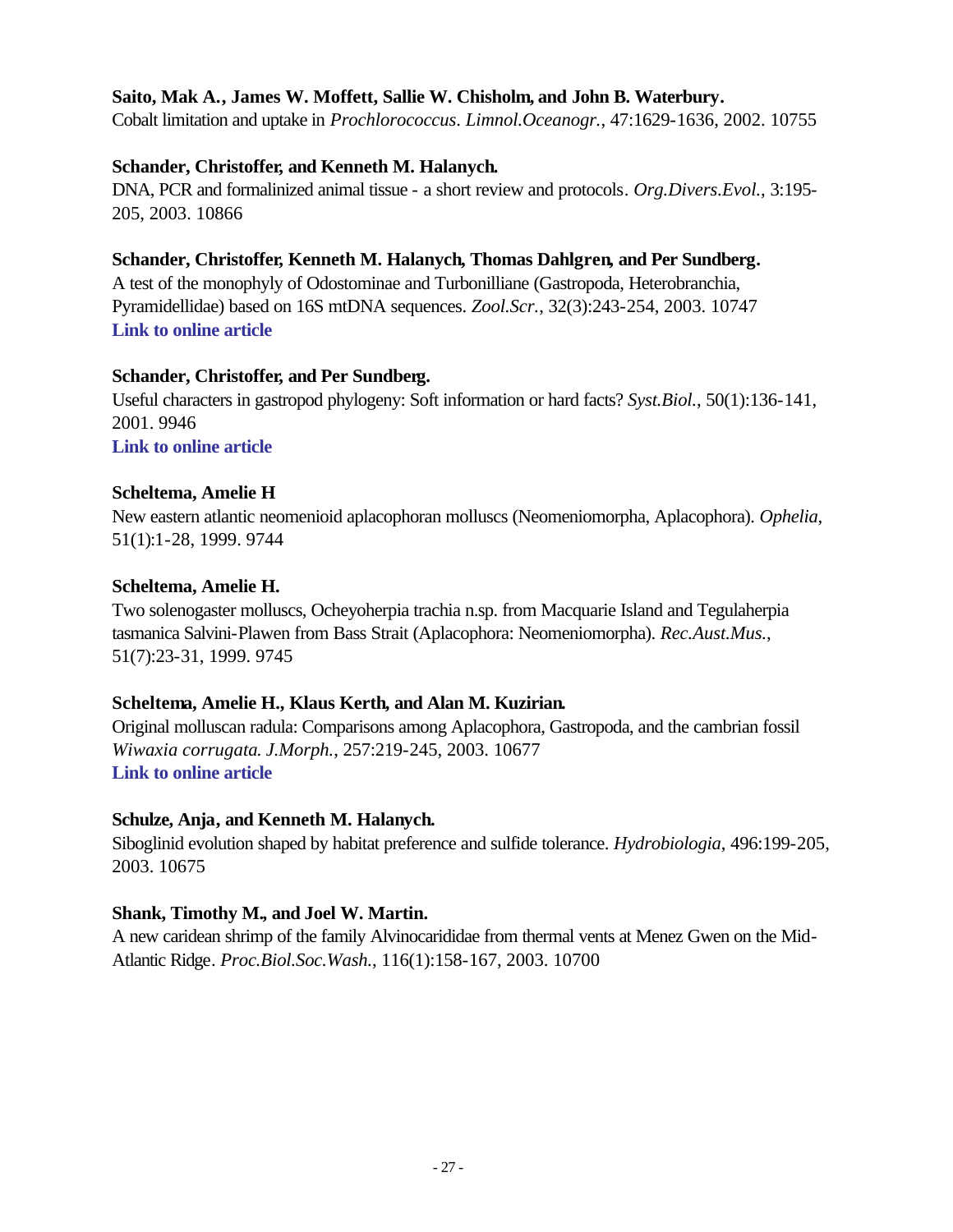**Saito, Mak A., James W. Moffett, Sallie W. Chisholm, and John B. Waterbury.**
Cobalt limitation and uptake in *Prochlorococcus*. *Limnol.Oceanogr.*, 47:1629-1636, 2002. 10755

**Schander, Christoffer, and Kenneth M. Halanych.**
DNA, PCR and formalinized animal tissue - a short review and protocols. *Org.Divers.Evol.*, 3:195-205, 2003. 10866

**Schander, Christoffer, Kenneth M. Halanych, Thomas Dahlgren, and Per Sundberg.**
A test of the monophyly of Odostominae and Turbonilliane (Gastropoda, Heterobranchia, Pyramidellidae) based on 16S mtDNA sequences. *Zool.Scr.*, 32(3):243-254, 2003. 10747
**Link to online article**

**Schander, Christoffer, and Per Sundberg.**
Useful characters in gastropod phylogeny: Soft information or hard facts? *Syst.Biol.*, 50(1):136-141, 2001. 9946
**Link to online article**

**Scheltema, Amelie H**
New eastern atlantic neomenioid aplacophoran molluscs (Neomeniomorpha, Aplacophora). *Ophelia*, 51(1):1-28, 1999. 9744

**Scheltema, Amelie H.**
Two solenogaster molluscs, Ocheyoherpia trachia n.sp. from Macquarie Island and Tegulaherpia tasmanica Salvini-Plawen from Bass Strait (Aplacophora: Neomeniomorpha). *Rec.Aust.Mus.*, 51(7):23-31, 1999. 9745

**Scheltema, Amelie H., Klaus Kerth, and Alan M. Kuzirian.**
Original molluscan radula: Comparisons among Aplacophora, Gastropoda, and the cambrian fossil *Wiwaxia corrugata. J.Morph.*, 257:219-245, 2003. 10677
**Link to online article**

**Schulze, Anja, and Kenneth M. Halanych.**
Siboglinid evolution shaped by habitat preference and sulfide tolerance. *Hydrobiologia*, 496:199-205, 2003. 10675

**Shank, Timothy M., and Joel W. Martin.**
A new caridean shrimp of the family Alvinocarididae from thermal vents at Menez Gwen on the Mid-Atlantic Ridge. *Proc.Biol.Soc.Wash.*, 116(1):158-167, 2003. 10700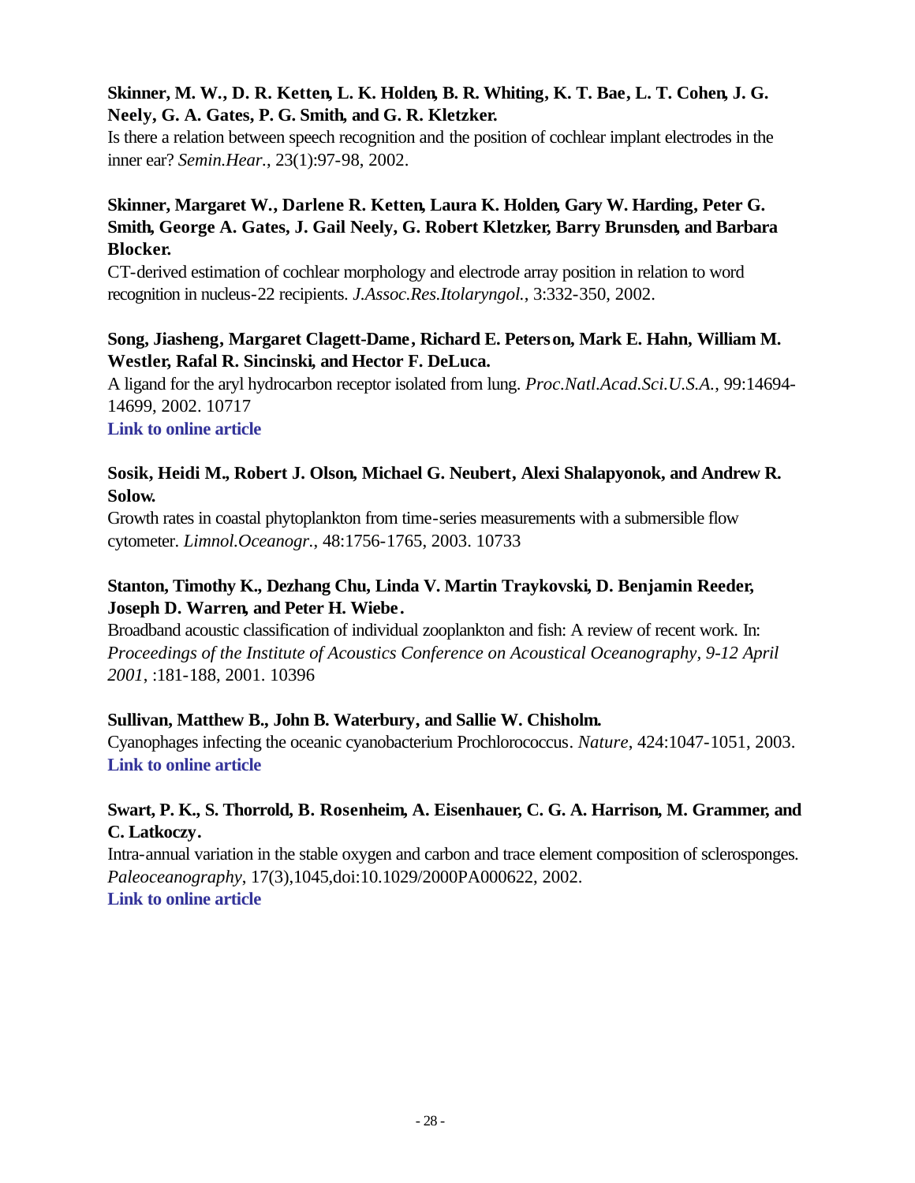**Skinner, M. W., D. R. Ketten, L. K. Holden, B. R. Whiting, K. T. Bae, L. T. Cohen, J. G. Neely, G. A. Gates, P. G. Smith, and G. R. Kletzker.**
Is there a relation between speech recognition and the position of cochlear implant electrodes in the inner ear? *Semin.Hear.*, 23(1):97-98, 2002.

**Skinner, Margaret W., Darlene R. Ketten, Laura K. Holden, Gary W. Harding, Peter G. Smith, George A. Gates, J. Gail Neely, G. Robert Kletzker, Barry Brunsden, and Barbara Blocker.**
CT-derived estimation of cochlear morphology and electrode array position in relation to word recognition in nucleus-22 recipients. *J.Assoc.Res.Itolaryngol.*, 3:332-350, 2002.

**Song, Jiasheng, Margaret Clagett-Dame, Richard E. Peterson, Mark E. Hahn, William M. Westler, Rafal R. Sincinski, and Hector F. DeLuca.**
A ligand for the aryl hydrocarbon receptor isolated from lung. *Proc.Natl.Acad.Sci.U.S.A.*, 99:14694-14699, 2002. 10717
**Link to online article**

**Sosik, Heidi M., Robert J. Olson, Michael G. Neubert, Alexi Shalapyonok, and Andrew R. Solow.**
Growth rates in coastal phytoplankton from time-series measurements with a submersible flow cytometer. *Limnol.Oceanogr.*, 48:1756-1765, 2003. 10733

**Stanton, Timothy K., Dezhang Chu, Linda V. Martin Traykovski, D. Benjamin Reeder, Joseph D. Warren, and Peter H. Wiebe.**
Broadband acoustic classification of individual zooplankton and fish: A review of recent work. In: *Proceedings of the Institute of Acoustics Conference on Acoustical Oceanography, 9-12 April 2001*, :181-188, 2001. 10396

**Sullivan, Matthew B., John B. Waterbury, and Sallie W. Chisholm.**
Cyanophages infecting the oceanic cyanobacterium Prochlorococcus. *Nature*, 424:1047-1051, 2003.
**Link to online article**

**Swart, P. K., S. Thorrold, B. Rosenheim, A. Eisenhauer, C. G. A. Harrison, M. Grammer, and C. Latkoczy.**
Intra-annual variation in the stable oxygen and carbon and trace element composition of sclerosponges. *Paleoceanography*, 17(3),1045,doi:10.1029/2000PA000622, 2002.
**Link to online article**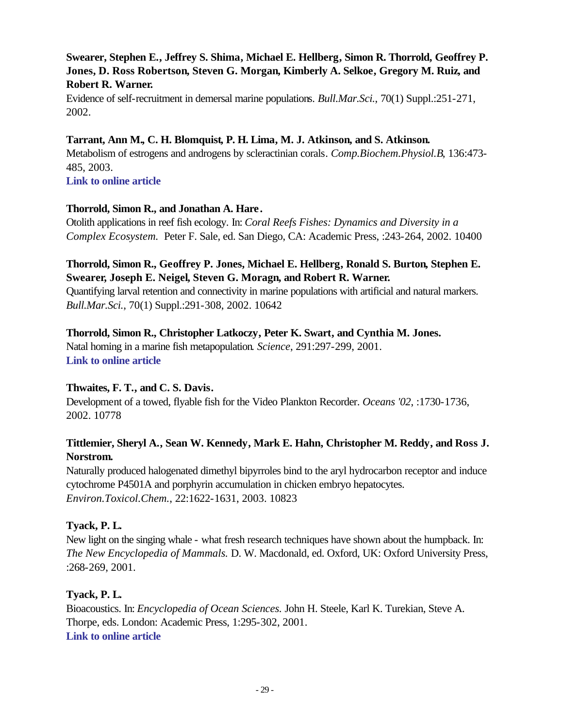**Swearer, Stephen E., Jeffrey S. Shima, Michael E. Hellberg, Simon R. Thorrold, Geoffrey P. Jones, D. Ross Robertson, Steven G. Morgan, Kimberly A. Selkoe, Gregory M. Ruiz, and Robert R. Warner.**

Evidence of self-recruitment in demersal marine populations. *Bull.Mar.Sci.*, 70(1) Suppl.:251-271, 2002.

**Tarrant, Ann M., C. H. Blomquist, P. H. Lima, M. J. Atkinson, and S. Atkinson.**

Metabolism of estrogens and androgens by scleractinian corals. *Comp.Biochem.Physiol.B*, 136:473-485, 2003.

**Link to online article**

**Thorrold, Simon R., and Jonathan A. Hare.**

Otolith applications in reef fish ecology. In: *Coral Reefs Fishes: Dynamics and Diversity in a Complex Ecosystem.* Peter F. Sale, ed. San Diego, CA: Academic Press, :243-264, 2002. 10400

**Thorrold, Simon R., Geoffrey P. Jones, Michael E. Hellberg, Ronald S. Burton, Stephen E. Swearer, Joseph E. Neigel, Steven G. Moragn, and Robert R. Warner.**

Quantifying larval retention and connectivity in marine populations with artificial and natural markers. *Bull.Mar.Sci.*, 70(1) Suppl.:291-308, 2002. 10642

**Thorrold, Simon R., Christopher Latkoczy, Peter K. Swart, and Cynthia M. Jones.**

Natal homing in a marine fish metapopulation. *Science*, 291:297-299, 2001.

**Link to online article**

**Thwaites, F. T., and C. S. Davis.**

Development of a towed, flyable fish for the Video Plankton Recorder. *Oceans '02*, :1730-1736, 2002. 10778

**Tittlemier, Sheryl A., Sean W. Kennedy, Mark E. Hahn, Christopher M. Reddy, and Ross J. Norstrom.**

Naturally produced halogenated dimethyl bipyrroles bind to the aryl hydrocarbon receptor and induce cytochrome P4501A and porphyrin accumulation in chicken embryo hepatocytes. *Environ.Toxicol.Chem.*, 22:1622-1631, 2003. 10823

**Tyack, P. L.**

New light on the singing whale - what fresh research techniques have shown about the humpback. In: *The New Encyclopedia of Mammals.* D. W. Macdonald, ed. Oxford, UK: Oxford University Press, :268-269, 2001.

**Tyack, P. L.**

Bioacoustics. In: *Encyclopedia of Ocean Sciences.* John H. Steele, Karl K. Turekian, Steve A. Thorpe, eds. London: Academic Press, 1:295-302, 2001.

**Link to online article**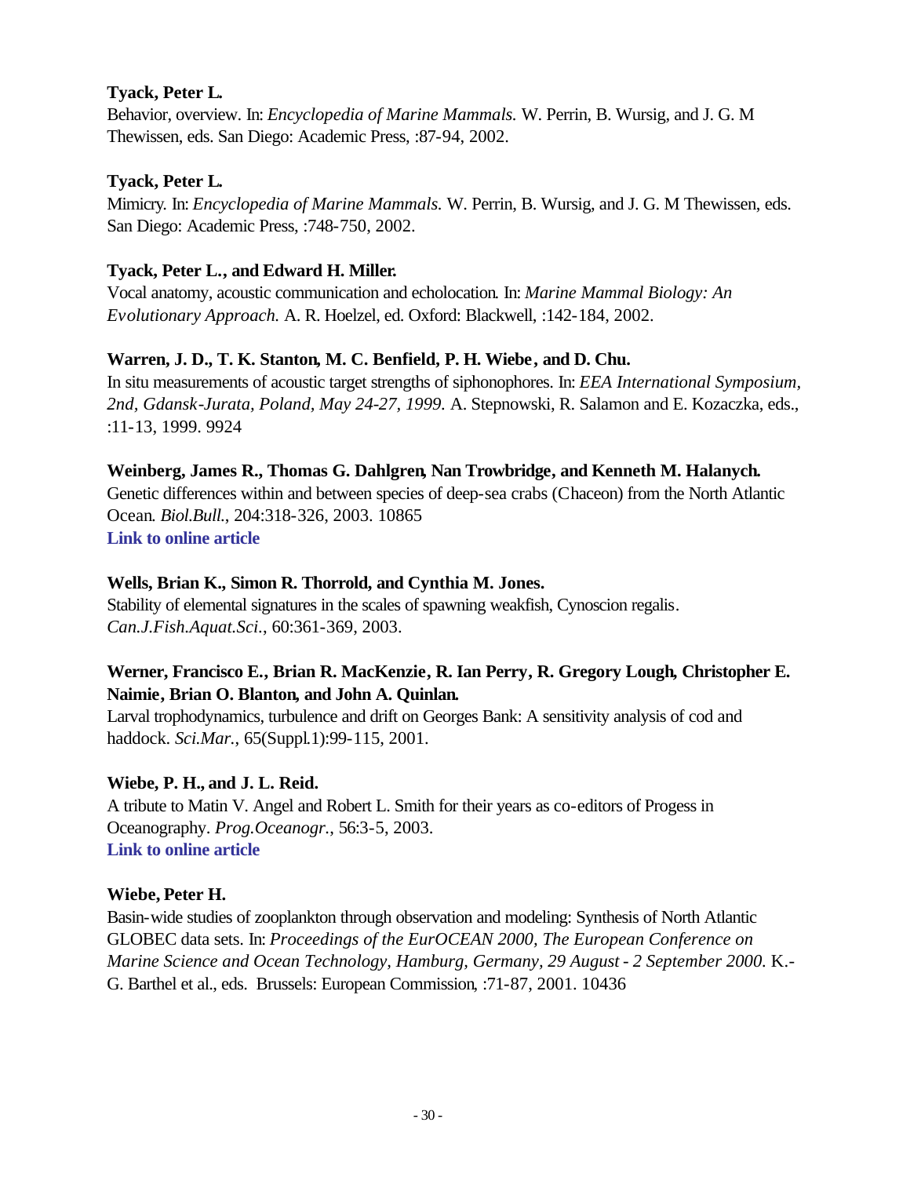**Tyack, Peter L.**
Behavior, overview. In: *Encyclopedia of Marine Mammals.* W. Perrin, B. Wursig, and J. G. M Thewissen, eds. San Diego: Academic Press, :87-94, 2002.

**Tyack, Peter L.**
Mimicry. In: *Encyclopedia of Marine Mammals.* W. Perrin, B. Wursig, and J. G. M Thewissen, eds. San Diego: Academic Press, :748-750, 2002.

**Tyack, Peter L., and Edward H. Miller.**
Vocal anatomy, acoustic communication and echolocation. In: *Marine Mammal Biology: An Evolutionary Approach.* A. R. Hoelzel, ed. Oxford: Blackwell, :142-184, 2002.

**Warren, J. D., T. K. Stanton, M. C. Benfield, P. H. Wiebe, and D. Chu.**
In situ measurements of acoustic target strengths of siphonophores. In: *EEA International Symposium, 2nd, Gdansk-Jurata, Poland, May 24-27, 1999.* A. Stepnowski, R. Salamon and E. Kozaczka, eds., :11-13, 1999. 9924

**Weinberg, James R., Thomas G. Dahlgren, Nan Trowbridge, and Kenneth M. Halanych.**
Genetic differences within and between species of deep-sea crabs (Chaceon) from the North Atlantic Ocean. *Biol.Bull.*, 204:318-326, 2003. 10865
**Link to online article**

**Wells, Brian K., Simon R. Thorrold, and Cynthia M. Jones.**
Stability of elemental signatures in the scales of spawning weakfish, Cynoscion regalis. *Can.J.Fish.Aquat.Sci.*, 60:361-369, 2003.

**Werner, Francisco E., Brian R. MacKenzie, R. Ian Perry, R. Gregory Lough, Christopher E. Naimie, Brian O. Blanton, and John A. Quinlan.**
Larval trophodynamics, turbulence and drift on Georges Bank: A sensitivity analysis of cod and haddock. *Sci.Mar.*, 65(Suppl.1):99-115, 2001.

**Wiebe, P. H., and J. L. Reid.**
A tribute to Matin V. Angel and Robert L. Smith for their years as co-editors of Progess in Oceanography. *Prog.Oceanogr.*, 56:3-5, 2003.
**Link to online article**

**Wiebe, Peter H.**
Basin-wide studies of zooplankton through observation and modeling: Synthesis of North Atlantic GLOBEC data sets. In: *Proceedings of the EurOCEAN 2000, The European Conference on Marine Science and Ocean Technology, Hamburg, Germany, 29 August - 2 September 2000.* K.-G. Barthel et al., eds. Brussels: European Commission, :71-87, 2001. 10436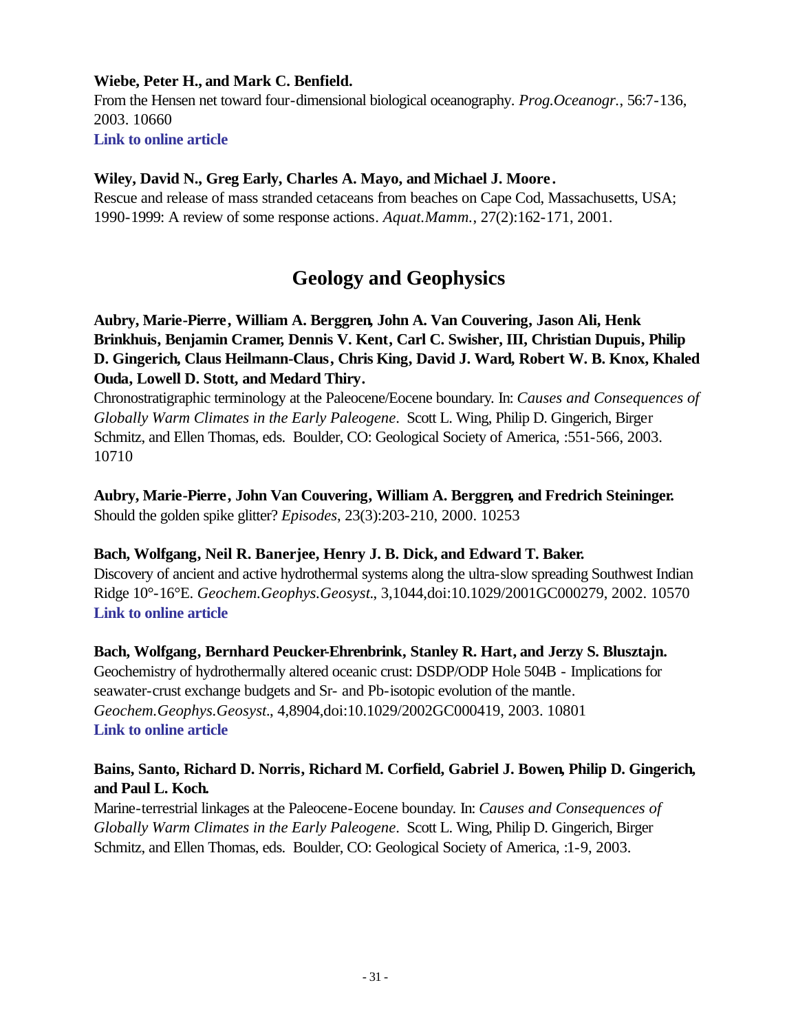**Wiebe, Peter H., and Mark C. Benfield.**
From the Hensen net toward four-dimensional biological oceanography. *Prog.Oceanogr.*, 56:7-136, 2003. 10660
**Link to online article**

**Wiley, David N., Greg Early, Charles A. Mayo, and Michael J. Moore.**
Rescue and release of mass stranded cetaceans from beaches on Cape Cod, Massachusetts, USA; 1990-1999: A review of some response actions. *Aquat.Mamm.*, 27(2):162-171, 2001.

## Geology and Geophysics

**Aubry, Marie-Pierre, William A. Berggren, John A. Van Couvering, Jason Ali, Henk Brinkhuis, Benjamin Cramer, Dennis V. Kent, Carl C. Swisher, III, Christian Dupuis, Philip D. Gingerich, Claus Heilmann-Claus, Chris King, David J. Ward, Robert W. B. Knox, Khaled Ouda, Lowell D. Stott, and Medard Thiry.**
Chronostratigraphic terminology at the Paleocene/Eocene boundary. In: *Causes and Consequences of Globally Warm Climates in the Early Paleogene*. Scott L. Wing, Philip D. Gingerich, Birger Schmitz, and Ellen Thomas, eds. Boulder, CO: Geological Society of America, :551-566, 2003. 10710

**Aubry, Marie-Pierre, John Van Couvering, William A. Berggren, and Fredrich Steininger.**
Should the golden spike glitter? *Episodes*, 23(3):203-210, 2000. 10253

**Bach, Wolfgang, Neil R. Banerjee, Henry J. B. Dick, and Edward T. Baker.**
Discovery of ancient and active hydrothermal systems along the ultra-slow spreading Southwest Indian Ridge 10°-16°E. *Geochem.Geophys.Geosyst.*, 3,1044,doi:10.1029/2001GC000279, 2002. 10570
**Link to online article**

**Bach, Wolfgang, Bernhard Peucker-Ehrenbrink, Stanley R. Hart, and Jerzy S. Blusztajn.**
Geochemistry of hydrothermally altered oceanic crust: DSDP/ODP Hole 504B - Implications for seawater-crust exchange budgets and Sr- and Pb-isotopic evolution of the mantle. *Geochem.Geophys.Geosyst.*, 4,8904,doi:10.1029/2002GC000419, 2003. 10801
**Link to online article**

**Bains, Santo, Richard D. Norris, Richard M. Corfield, Gabriel J. Bowen, Philip D. Gingerich, and Paul L. Koch.**
Marine-terrestrial linkages at the Paleocene-Eocene bounday. In: *Causes and Consequences of Globally Warm Climates in the Early Paleogene*. Scott L. Wing, Philip D. Gingerich, Birger Schmitz, and Ellen Thomas, eds. Boulder, CO: Geological Society of America, :1-9, 2003.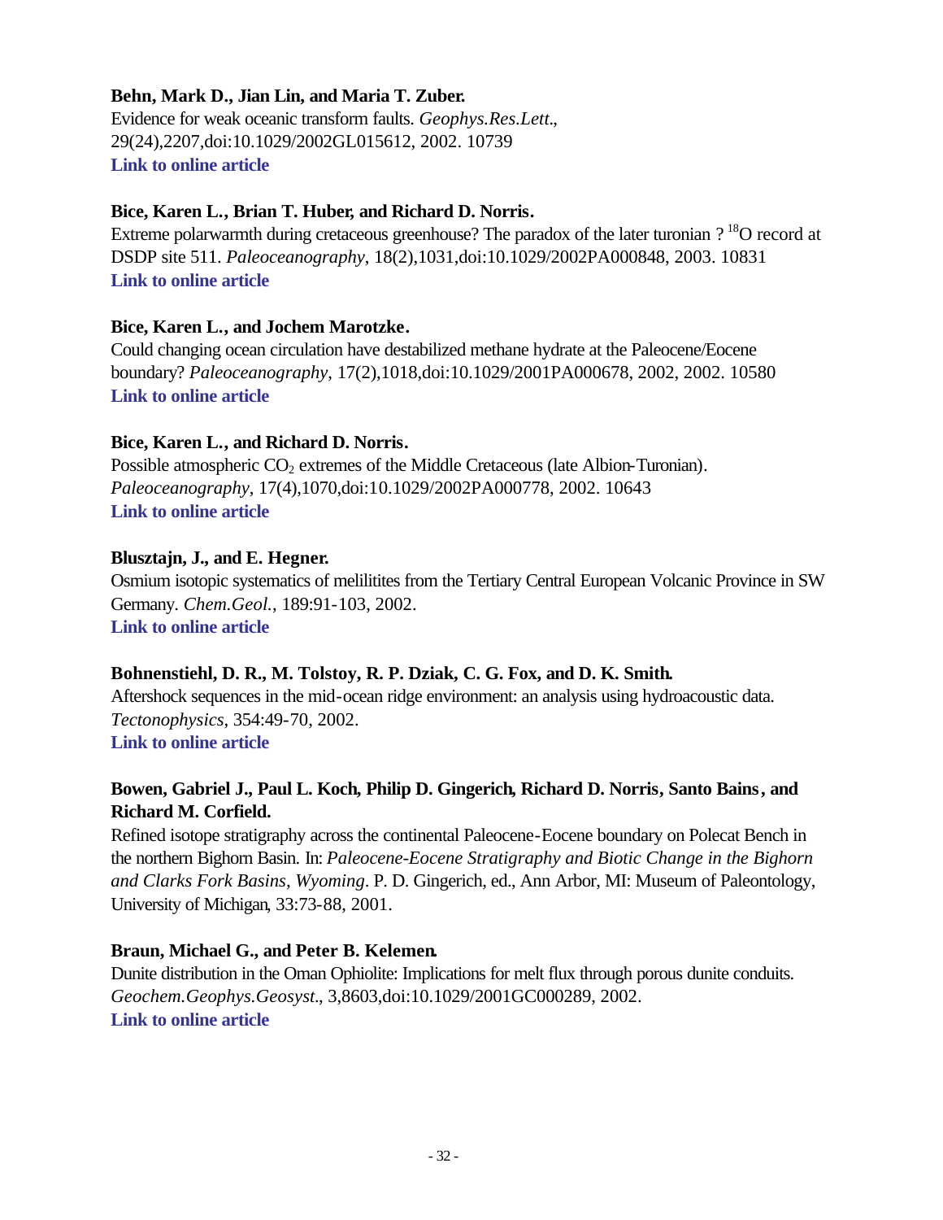**Behn, Mark D., Jian Lin, and Maria T. Zuber.**
Evidence for weak oceanic transform faults. *Geophys.Res.Lett.*, 29(24),2207,doi:10.1029/2002GL015612, 2002. 10739
**Link to online article**

**Bice, Karen L., Brian T. Huber, and Richard D. Norris.**
Extreme polarwarmth during cretaceous greenhouse? The paradox of the later turonian ? $^{18}$O record at DSDP site 511. *Paleoceanography*, 18(2),1031,doi:10.1029/2002PA000848, 2003. 10831
**Link to online article**

**Bice, Karen L., and Jochem Marotzke.**
Could changing ocean circulation have destabilized methane hydrate at the Paleocene/Eocene boundary? *Paleoceanography*, 17(2),1018,doi:10.1029/2001PA000678, 2002, 2002. 10580
**Link to online article**

**Bice, Karen L., and Richard D. Norris.**
Possible atmospheric $CO_2$ extremes of the Middle Cretaceous (late Albion-Turonian). *Paleoceanography*, 17(4),1070,doi:10.1029/2002PA000778, 2002. 10643
**Link to online article**

**Blusztajn, J., and E. Hegner.**
Osmium isotopic systematics of melilitites from the Tertiary Central European Volcanic Province in SW Germany. *Chem.Geol.*, 189:91-103, 2002.
**Link to online article**

**Bohnenstiehl, D. R., M. Tolstoy, R. P. Dziak, C. G. Fox, and D. K. Smith.**
Aftershock sequences in the mid-ocean ridge environment: an analysis using hydroacoustic data. *Tectonophysics*, 354:49-70, 2002.
**Link to online article**

**Bowen, Gabriel J., Paul L. Koch, Philip D. Gingerich, Richard D. Norris, Santo Bains, and Richard M. Corfield.**
Refined isotope stratigraphy across the continental Paleocene-Eocene boundary on Polecat Bench in the northern Bighorn Basin. In: *Paleocene-Eocene Stratigraphy and Biotic Change in the Bighorn and Clarks Fork Basins, Wyoming*. P. D. Gingerich, ed., Ann Arbor, MI: Museum of Paleontology, University of Michigan, 33:73-88, 2001.

**Braun, Michael G., and Peter B. Kelemen.**
Dunite distribution in the Oman Ophiolite: Implications for melt flux through porous dunite conduits. *Geochem.Geophys.Geosyst.*, 3,8603,doi:10.1029/2001GC000289, 2002.
**Link to online article**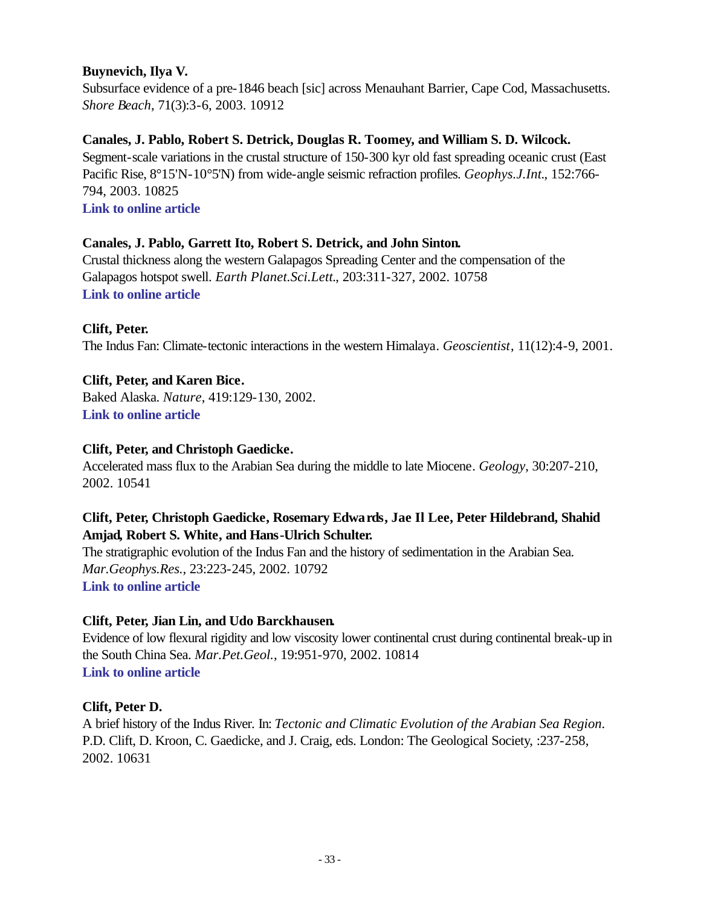**Buynevich, Ilya V.**
Subsurface evidence of a pre-1846 beach [sic] across Menauhant Barrier, Cape Cod, Massachusetts. *Shore Beach*, 71(3):3-6, 2003. 10912

**Canales, J. Pablo, Robert S. Detrick, Douglas R. Toomey, and William S. D. Wilcock.**
Segment-scale variations in the crustal structure of 150-300 kyr old fast spreading oceanic crust (East Pacific Rise, 8°15'N-10°5'N) from wide-angle seismic refraction profiles. *Geophys.J.Int.*, 152:766-794, 2003. 10825
**Link to online article**

**Canales, J. Pablo, Garrett Ito, Robert S. Detrick, and John Sinton.**
Crustal thickness along the western Galapagos Spreading Center and the compensation of the Galapagos hotspot swell. *Earth Planet.Sci.Lett.*, 203:311-327, 2002. 10758
**Link to online article**

**Clift, Peter.**
The Indus Fan: Climate-tectonic interactions in the western Himalaya. *Geoscientist*, 11(12):4-9, 2001.

**Clift, Peter, and Karen Bice.**
Baked Alaska. *Nature*, 419:129-130, 2002.
**Link to online article**

**Clift, Peter, and Christoph Gaedicke.**
Accelerated mass flux to the Arabian Sea during the middle to late Miocene. *Geology*, 30:207-210, 2002. 10541

**Clift, Peter, Christoph Gaedicke, Rosemary Edwards, Jae Il Lee, Peter Hildebrand, Shahid Amjad, Robert S. White, and Hans-Ulrich Schulter.**
The stratigraphic evolution of the Indus Fan and the history of sedimentation in the Arabian Sea. *Mar.Geophys.Res.*, 23:223-245, 2002. 10792
**Link to online article**

**Clift, Peter, Jian Lin, and Udo Barckhausen.**
Evidence of low flexural rigidity and low viscosity lower continental crust during continental break-up in the South China Sea. *Mar.Pet.Geol.*, 19:951-970, 2002. 10814
**Link to online article**

**Clift, Peter D.**
A brief history of the Indus River. In: *Tectonic and Climatic Evolution of the Arabian Sea Region*. P.D. Clift, D. Kroon, C. Gaedicke, and J. Craig, eds. London: The Geological Society, :237-258, 2002. 10631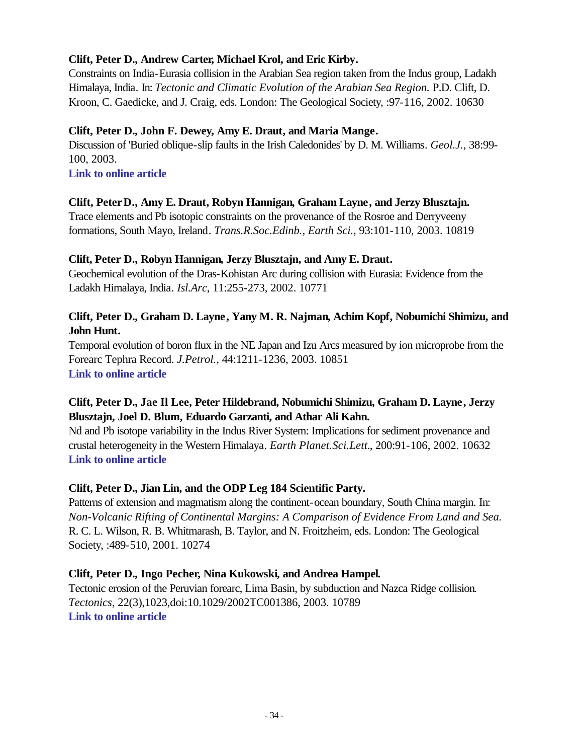**Clift, Peter D., Andrew Carter, Michael Krol, and Eric Kirby.**
Constraints on India-Eurasia collision in the Arabian Sea region taken from the Indus group, Ladakh Himalaya, India. In: *Tectonic and Climatic Evolution of the Arabian Sea Region.* P.D. Clift, D. Kroon, C. Gaedicke, and J. Craig, eds. London: The Geological Society, :97-116, 2002. 10630

**Clift, Peter D., John F. Dewey, Amy E. Draut, and Maria Mange.**
Discussion of 'Buried oblique-slip faults in the Irish Caledonides' by D. M. Williams. *Geol.J.*, 38:99-100, 2003.
**Link to online article**

**Clift, Peter D., Amy E. Draut, Robyn Hannigan, Graham Layne, and Jerzy Blusztajn.**
Trace elements and Pb isotopic constraints on the provenance of the Rosroe and Derryveeny formations, South Mayo, Ireland. *Trans.R.Soc.Edinb., Earth Sci.*, 93:101-110, 2003. 10819

**Clift, Peter D., Robyn Hannigan, Jerzy Blusztajn, and Amy E. Draut.**
Geochemical evolution of the Dras-Kohistan Arc during collision with Eurasia: Evidence from the Ladakh Himalaya, India. *Isl.Arc*, 11:255-273, 2002. 10771

**Clift, Peter D., Graham D. Layne, Yany M. R. Najman, Achim Kopf, Nobumichi Shimizu, and John Hunt.**
Temporal evolution of boron flux in the NE Japan and Izu Arcs measured by ion microprobe from the Forearc Tephra Record. *J.Petrol.*, 44:1211-1236, 2003. 10851
**Link to online article**

**Clift, Peter D., Jae Il Lee, Peter Hildebrand, Nobumichi Shimizu, Graham D. Layne, Jerzy Blusztajn, Joel D. Blum, Eduardo Garzanti, and Athar Ali Kahn.**
Nd and Pb isotope variability in the Indus River System: Implications for sediment provenance and crustal heterogeneity in the Western Himalaya. *Earth Planet.Sci.Lett.*, 200:91-106, 2002. 10632
**Link to online article**

**Clift, Peter D., Jian Lin, and the ODP Leg 184 Scientific Party.**
Patterns of extension and magmatism along the continent-ocean boundary, South China margin. In: *Non-Volcanic Rifting of Continental Margins: A Comparison of Evidence From Land and Sea.* R. C. L. Wilson, R. B. Whitmarash, B. Taylor, and N. Froitzheim, eds. London: The Geological Society, :489-510, 2001. 10274

**Clift, Peter D., Ingo Pecher, Nina Kukowski, and Andrea Hampel.**
Tectonic erosion of the Peruvian forearc, Lima Basin, by subduction and Nazca Ridge collision. *Tectonics*, 22(3),1023,doi:10.1029/2002TC001386, 2003. 10789
**Link to online article**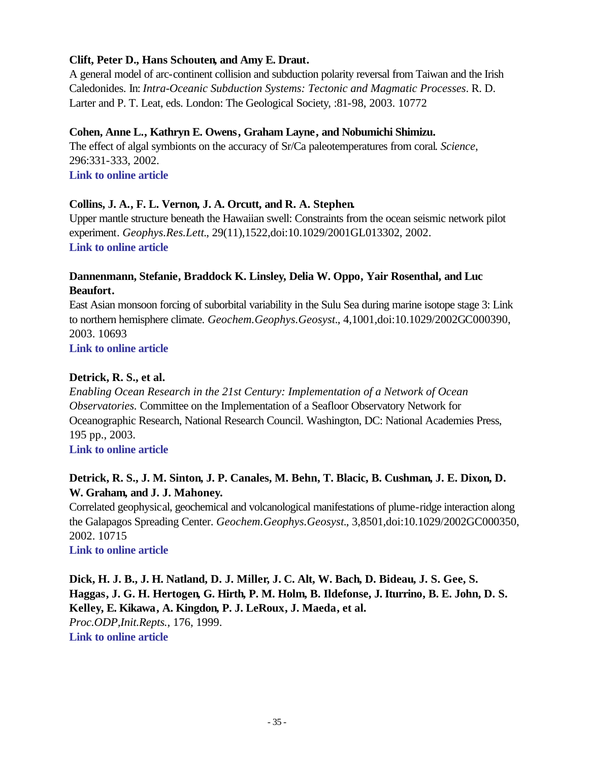**Clift, Peter D., Hans Schouten, and Amy E. Draut.**
A general model of arc-continent collision and subduction polarity reversal from Taiwan and the Irish Caledonides. In: *Intra-Oceanic Subduction Systems: Tectonic and Magmatic Processes*. R. D. Larter and P. T. Leat, eds. London: The Geological Society, :81-98, 2003. 10772

**Cohen, Anne L., Kathryn E. Owens, Graham Layne, and Nobumichi Shimizu.**
The effect of algal symbionts on the accuracy of Sr/Ca paleotemperatures from coral. *Science*, 296:331-333, 2002.
**Link to online article**

**Collins, J. A., F. L. Vernon, J. A. Orcutt, and R. A. Stephen.**
Upper mantle structure beneath the Hawaiian swell: Constraints from the ocean seismic network pilot experiment. *Geophys.Res.Lett.*, 29(11),1522,doi:10.1029/2001GL013302, 2002.
**Link to online article**

**Dannenmann, Stefanie, Braddock K. Linsley, Delia W. Oppo, Yair Rosenthal, and Luc Beaufort.**
East Asian monsoon forcing of suborbital variability in the Sulu Sea during marine isotope stage 3: Link to northern hemisphere climate. *Geochem.Geophys.Geosyst.*, 4,1001,doi:10.1029/2002GC000390, 2003. 10693
**Link to online article**

**Detrick, R. S., et al.**
*Enabling Ocean Research in the 21st Century: Implementation of a Network of Ocean Observatories.* Committee on the Implementation of a Seafloor Observatory Network for Oceanographic Research, National Research Council. Washington, DC: National Academies Press, 195 pp., 2003.
**Link to online article**

**Detrick, R. S., J. M. Sinton, J. P. Canales, M. Behn, T. Blacic, B. Cushman, J. E. Dixon, D. W. Graham, and J. J. Mahoney.**
Correlated geophysical, geochemical and volcanological manifestations of plume-ridge interaction along the Galapagos Spreading Center. *Geochem.Geophys.Geosyst.*, 3,8501,doi:10.1029/2002GC000350, 2002. 10715
**Link to online article**

**Dick, H. J. B., J. H. Natland, D. J. Miller, J. C. Alt, W. Bach, D. Bideau, J. S. Gee, S. Haggas, J. G. H. Hertogen, G. Hirth, P. M. Holm, B. Ildefonse, J. Iturrino, B. E. John, D. S. Kelley, E. Kikawa, A. Kingdon, P. J. LeRoux, J. Maeda, et al.**
*Proc.ODP,Init.Repts.*, 176, 1999.
**Link to online article**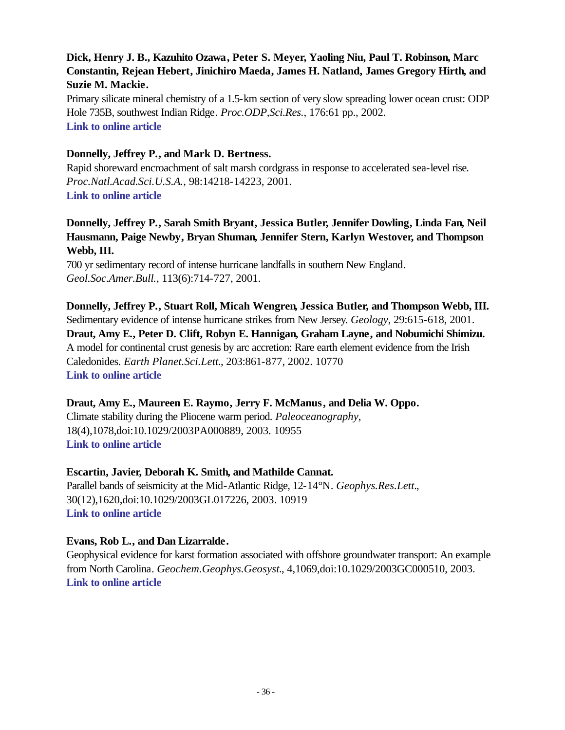**Dick, Henry J. B., Kazuhito Ozawa, Peter S. Meyer, Yaoling Niu, Paul T. Robinson, Marc Constantin, Rejean Hebert, Jinichiro Maeda, James H. Natland, James Gregory Hirth, and Suzie M. Mackie.**
Primary silicate mineral chemistry of a 1.5-km section of very slow spreading lower ocean crust: ODP Hole 735B, southwest Indian Ridge. *Proc.ODP,Sci.Res.*, 176:61 pp., 2002.
**Link to online article**

**Donnelly, Jeffrey P., and Mark D. Bertness.**
Rapid shoreward encroachment of salt marsh cordgrass in response to accelerated sea-level rise. *Proc.Natl.Acad.Sci.U.S.A.*, 98:14218-14223, 2001.
**Link to online article**

**Donnelly, Jeffrey P., Sarah Smith Bryant, Jessica Butler, Jennifer Dowling, Linda Fan, Neil Hausmann, Paige Newby, Bryan Shuman, Jennifer Stern, Karlyn Westover, and Thompson Webb, III.**
700 yr sedimentary record of intense hurricane landfalls in southern New England. *Geol.Soc.Amer.Bull.*, 113(6):714-727, 2001.

**Donnelly, Jeffrey P., Stuart Roll, Micah Wengren, Jessica Butler, and Thompson Webb, III.**
Sedimentary evidence of intense hurricane strikes from New Jersey. *Geology*, 29:615-618, 2001.

**Draut, Amy E., Peter D. Clift, Robyn E. Hannigan, Graham Layne, and Nobumichi Shimizu.**
A model for continental crust genesis by arc accretion: Rare earth element evidence from the Irish Caledonides. *Earth Planet.Sci.Lett.*, 203:861-877, 2002. 10770
**Link to online article**

**Draut, Amy E., Maureen E. Raymo, Jerry F. McManus, and Delia W. Oppo.**
Climate stability during the Pliocene warm period. *Paleoceanography*, 18(4),1078,doi:10.1029/2003PA000889, 2003. 10955
**Link to online article**

**Escartin, Javier, Deborah K. Smith, and Mathilde Cannat.**
Parallel bands of seismicity at the Mid-Atlantic Ridge, 12-14°N. *Geophys.Res.Lett.*, 30(12),1620,doi:10.1029/2003GL017226, 2003. 10919
**Link to online article**

**Evans, Rob L., and Dan Lizarralde.**
Geophysical evidence for karst formation associated with offshore groundwater transport: An example from North Carolina. *Geochem.Geophys.Geosyst.*, 4,1069,doi:10.1029/2003GC000510, 2003.
**Link to online article**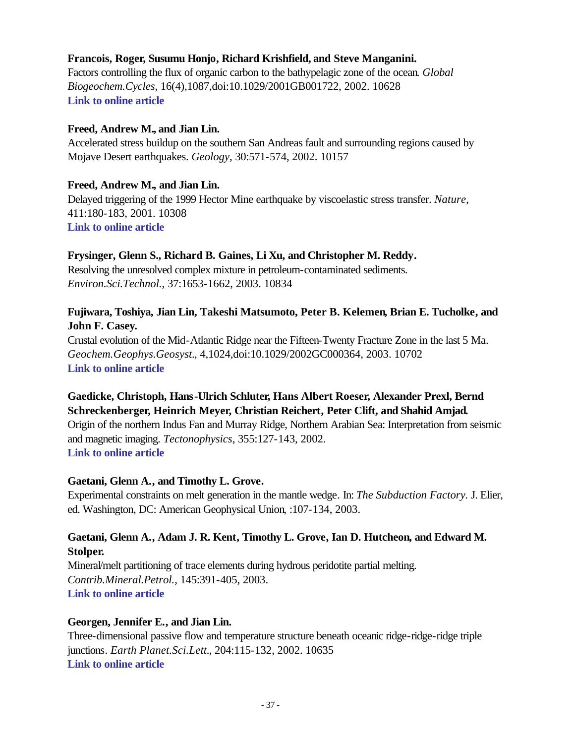**Francois, Roger, Susumu Honjo, Richard Krishfield, and Steve Manganini.**
Factors controlling the flux of organic carbon to the bathypelagic zone of the ocean. *Global Biogeochem.Cycles*, 16(4),1087,doi:10.1029/2001GB001722, 2002. 10628
**Link to online article**

**Freed, Andrew M., and Jian Lin.**
Accelerated stress buildup on the southern San Andreas fault and surrounding regions caused by Mojave Desert earthquakes. *Geology*, 30:571-574, 2002. 10157

**Freed, Andrew M., and Jian Lin.**
Delayed triggering of the 1999 Hector Mine earthquake by viscoelastic stress transfer. *Nature*, 411:180-183, 2001. 10308
**Link to online article**

**Frysinger, Glenn S., Richard B. Gaines, Li Xu, and Christopher M. Reddy.**
Resolving the unresolved complex mixture in petroleum-contaminated sediments. *Environ.Sci.Technol.*, 37:1653-1662, 2003. 10834

**Fujiwara, Toshiya, Jian Lin, Takeshi Matsumoto, Peter B. Kelemen, Brian E. Tucholke, and John F. Casey.**
Crustal evolution of the Mid-Atlantic Ridge near the Fifteen-Twenty Fracture Zone in the last 5 Ma. *Geochem.Geophys.Geosyst.*, 4,1024,doi:10.1029/2002GC000364, 2003. 10702
**Link to online article**

**Gaedicke, Christoph, Hans-Ulrich Schluter, Hans Albert Roeser, Alexander Prexl, Bernd Schreckenberger, Heinrich Meyer, Christian Reichert, Peter Clift, and Shahid Amjad.**
Origin of the northern Indus Fan and Murray Ridge, Northern Arabian Sea: Interpretation from seismic and magnetic imaging. *Tectonophysics*, 355:127-143, 2002.
**Link to online article**

**Gaetani, Glenn A., and Timothy L. Grove.**
Experimental constraints on melt generation in the mantle wedge. In: *The Subduction Factory.* J. Elier, ed. Washington, DC: American Geophysical Union, :107-134, 2003.

**Gaetani, Glenn A., Adam J. R. Kent, Timothy L. Grove, Ian D. Hutcheon, and Edward M. Stolper.**
Mineral/melt partitioning of trace elements during hydrous peridotite partial melting. *Contrib.Mineral.Petrol.*, 145:391-405, 2003.
**Link to online article**

**Georgen, Jennifer E., and Jian Lin.**
Three-dimensional passive flow and temperature structure beneath oceanic ridge-ridge-ridge triple junctions. *Earth Planet.Sci.Lett.*, 204:115-132, 2002. 10635
**Link to online article**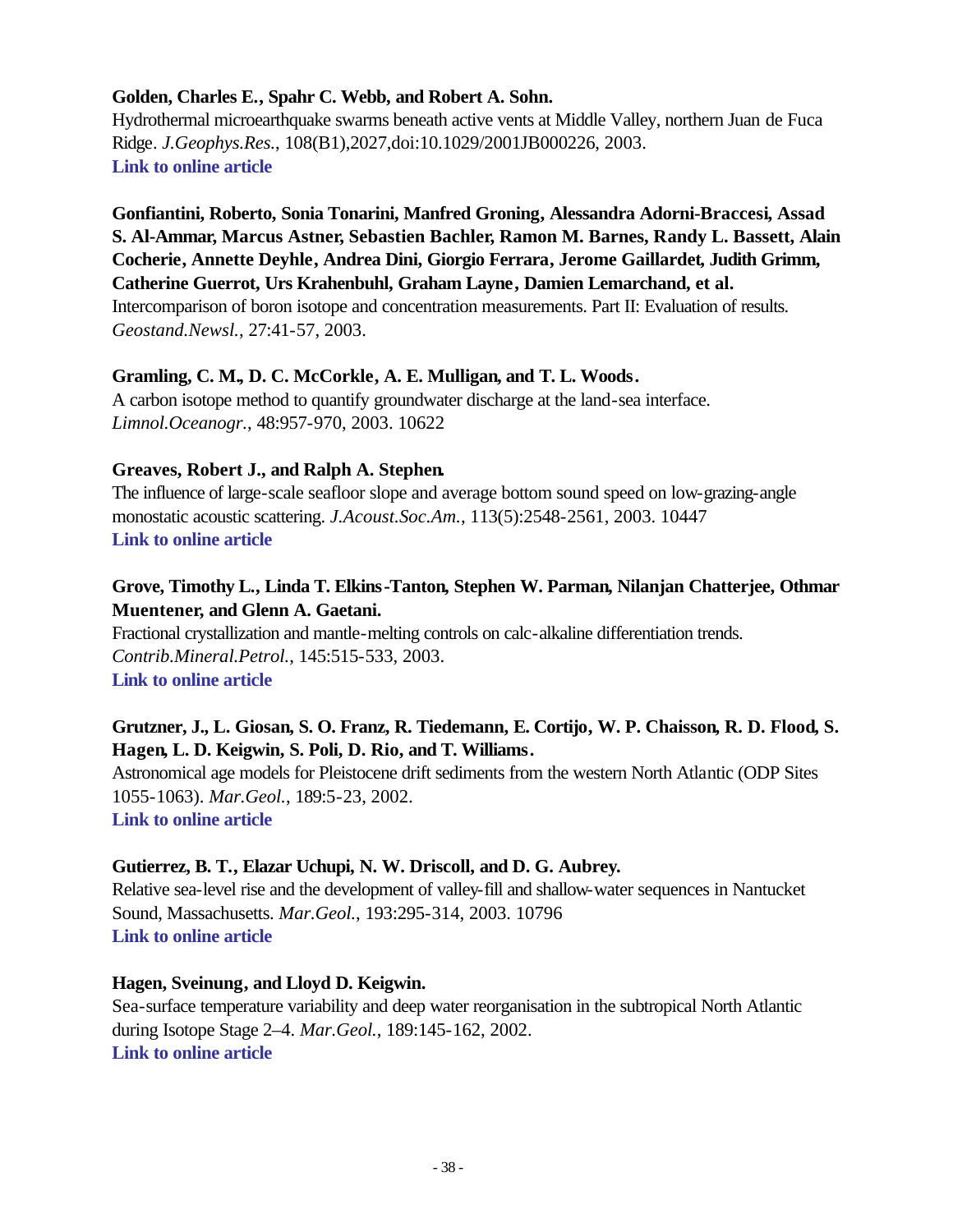**Golden, Charles E., Spahr C. Webb, and Robert A. Sohn.**
Hydrothermal microearthquake swarms beneath active vents at Middle Valley, northern Juan de Fuca Ridge. *J.Geophys.Res.*, 108(B1),2027,doi:10.1029/2001JB000226, 2003.
**Link to online article**

**Gonfiantini, Roberto, Sonia Tonarini, Manfred Groning, Alessandra Adorni-Braccesi, Assad S. Al-Ammar, Marcus Astner, Sebastien Bachler, Ramon M. Barnes, Randy L. Bassett, Alain Cocherie, Annette Deyhle, Andrea Dini, Giorgio Ferrara, Jerome Gaillardet, Judith Grimm, Catherine Guerrot, Urs Krahenbuhl, Graham Layne, Damien Lemarchand, et al.**
Intercomparison of boron isotope and concentration measurements. Part II: Evaluation of results. *Geostand.Newsl.*, 27:41-57, 2003.

**Gramling, C. M., D. C. McCorkle, A. E. Mulligan, and T. L. Woods.**
A carbon isotope method to quantify groundwater discharge at the land-sea interface. *Limnol.Oceanogr.*, 48:957-970, 2003. 10622

**Greaves, Robert J., and Ralph A. Stephen.**
The influence of large-scale seafloor slope and average bottom sound speed on low-grazing-angle monostatic acoustic scattering. *J.Acoust.Soc.Am.*, 113(5):2548-2561, 2003. 10447
**Link to online article**

**Grove, Timothy L., Linda T. Elkins-Tanton, Stephen W. Parman, Nilanjan Chatterjee, Othmar Muentener, and Glenn A. Gaetani.**
Fractional crystallization and mantle-melting controls on calc-alkaline differentiation trends. *Contrib.Mineral.Petrol.*, 145:515-533, 2003.
**Link to online article**

**Grutzner, J., L. Giosan, S. O. Franz, R. Tiedemann, E. Cortijo, W. P. Chaisson, R. D. Flood, S. Hagen, L. D. Keigwin, S. Poli, D. Rio, and T. Williams.**
Astronomical age models for Pleistocene drift sediments from the western North Atlantic (ODP Sites 1055-1063). *Mar.Geol.*, 189:5-23, 2002.
**Link to online article**

**Gutierrez, B. T., Elazar Uchupi, N. W. Driscoll, and D. G. Aubrey.**
Relative sea-level rise and the development of valley-fill and shallow-water sequences in Nantucket Sound, Massachusetts. *Mar.Geol.*, 193:295-314, 2003. 10796
**Link to online article**

**Hagen, Sveinung, and Lloyd D. Keigwin.**
Sea-surface temperature variability and deep water reorganisation in the subtropical North Atlantic during Isotope Stage 2–4. *Mar.Geol.*, 189:145-162, 2002.
**Link to online article**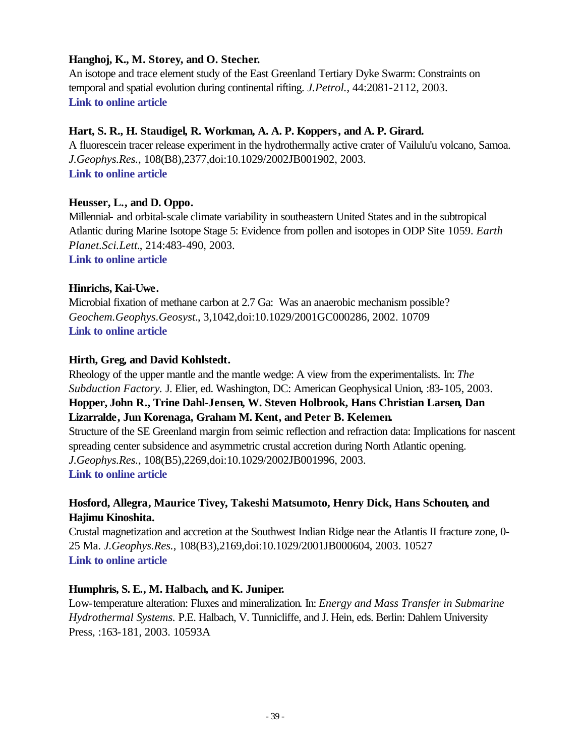**Hanghoj, K., M. Storey, and O. Stecher.**
An isotope and trace element study of the East Greenland Tertiary Dyke Swarm: Constraints on temporal and spatial evolution during continental rifting. *J.Petrol.*, 44:2081-2112, 2003.
**Link to online article**

**Hart, S. R., H. Staudigel, R. Workman, A. A. P. Koppers, and A. P. Girard.**
A fluorescein tracer release experiment in the hydrothermally active crater of Vailulu'u volcano, Samoa. *J.Geophys.Res.*, 108(B8),2377,doi:10.1029/2002JB001902, 2003.
**Link to online article**

**Heusser, L., and D. Oppo.**
Millennial- and orbital-scale climate variability in southeastern United States and in the subtropical Atlantic during Marine Isotope Stage 5: Evidence from pollen and isotopes in ODP Site 1059. *Earth Planet.Sci.Lett.*, 214:483-490, 2003.
**Link to online article**

**Hinrichs, Kai-Uwe.**
Microbial fixation of methane carbon at 2.7 Ga: Was an anaerobic mechanism possible? *Geochem.Geophys.Geosyst.*, 3,1042,doi:10.1029/2001GC000286, 2002. 10709
**Link to online article**

**Hirth, Greg, and David Kohlstedt.**
Rheology of the upper mantle and the mantle wedge: A view from the experimentalists. In: *The Subduction Factory.* J. Elier, ed. Washington, DC: American Geophysical Union, :83-105, 2003.

**Hopper, John R., Trine Dahl-Jensen, W. Steven Holbrook, Hans Christian Larsen, Dan Lizarralde, Jun Korenaga, Graham M. Kent, and Peter B. Kelemen.**
Structure of the SE Greenland margin from seimic reflection and refraction data: Implications for nascent spreading center subsidence and asymmetric crustal accretion during North Atlantic opening. *J.Geophys.Res.*, 108(B5),2269,doi:10.1029/2002JB001996, 2003.
**Link to online article**

**Hosford, Allegra, Maurice Tivey, Takeshi Matsumoto, Henry Dick, Hans Schouten, and Hajimu Kinoshita.**
Crustal magnetization and accretion at the Southwest Indian Ridge near the Atlantis II fracture zone, 0-25 Ma. *J.Geophys.Res.*, 108(B3),2169,doi:10.1029/2001JB000604, 2003. 10527
**Link to online article**

**Humphris, S. E., M. Halbach, and K. Juniper.**
Low-temperature alteration: Fluxes and mineralization. In: *Energy and Mass Transfer in Submarine Hydrothermal Systems.* P.E. Halbach, V. Tunnicliffe, and J. Hein, eds. Berlin: Dahlem University Press, :163-181, 2003. 10593A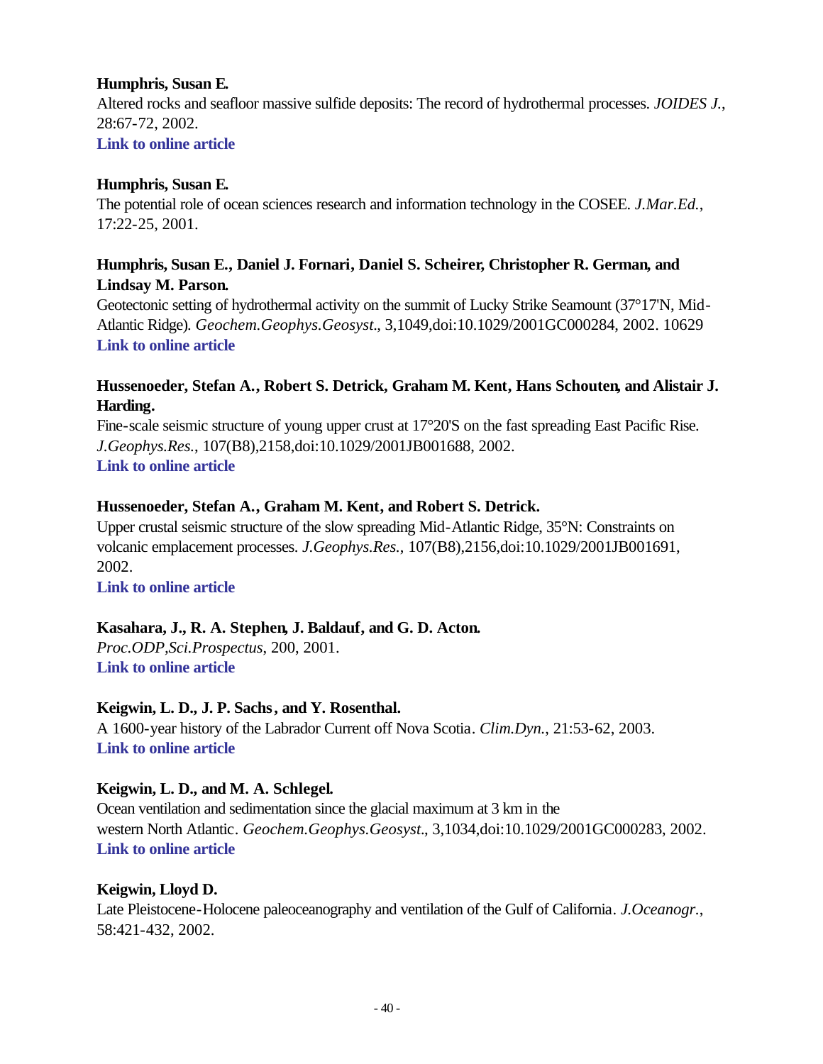**Humphris, Susan E.**

Altered rocks and seafloor massive sulfide deposits: The record of hydrothermal processes. *JOIDES J.*, 28:67-72, 2002.

**Link to online article**

**Humphris, Susan E.**

The potential role of ocean sciences research and information technology in the COSEE. *J.Mar.Ed.*, 17:22-25, 2001.

**Humphris, Susan E., Daniel J. Fornari, Daniel S. Scheirer, Christopher R. German, and Lindsay M. Parson.**

Geotectonic setting of hydrothermal activity on the summit of Lucky Strike Seamount (37°17'N, Mid-Atlantic Ridge). *Geochem.Geophys.Geosyst.*, 3,1049,doi:10.1029/2001GC000284, 2002. 10629

**Link to online article**

**Hussenoeder, Stefan A., Robert S. Detrick, Graham M. Kent, Hans Schouten, and Alistair J. Harding.**

Fine-scale seismic structure of young upper crust at 17°20'S on the fast spreading East Pacific Rise. *J.Geophys.Res.*, 107(B8),2158,doi:10.1029/2001JB001688, 2002.

**Link to online article**

**Hussenoeder, Stefan A., Graham M. Kent, and Robert S. Detrick.**

Upper crustal seismic structure of the slow spreading Mid-Atlantic Ridge, 35°N: Constraints on volcanic emplacement processes. *J.Geophys.Res.*, 107(B8),2156,doi:10.1029/2001JB001691, 2002.

**Link to online article**

**Kasahara, J., R. A. Stephen, J. Baldauf, and G. D. Acton.**

*Proc.ODP,Sci.Prospectus,* 200, 2001.

**Link to online article**

**Keigwin, L. D., J. P. Sachs, and Y. Rosenthal.**

A 1600-year history of the Labrador Current off Nova Scotia. *Clim.Dyn.*, 21:53-62, 2003.

**Link to online article**

**Keigwin, L. D., and M. A. Schlegel.**

Ocean ventilation and sedimentation since the glacial maximum at 3 km in the western North Atlantic. *Geochem.Geophys.Geosyst.*, 3,1034,doi:10.1029/2001GC000283, 2002.

**Link to online article**

**Keigwin, Lloyd D.**

Late Pleistocene-Holocene paleoceanography and ventilation of the Gulf of California. *J.Oceanogr.*, 58:421-432, 2002.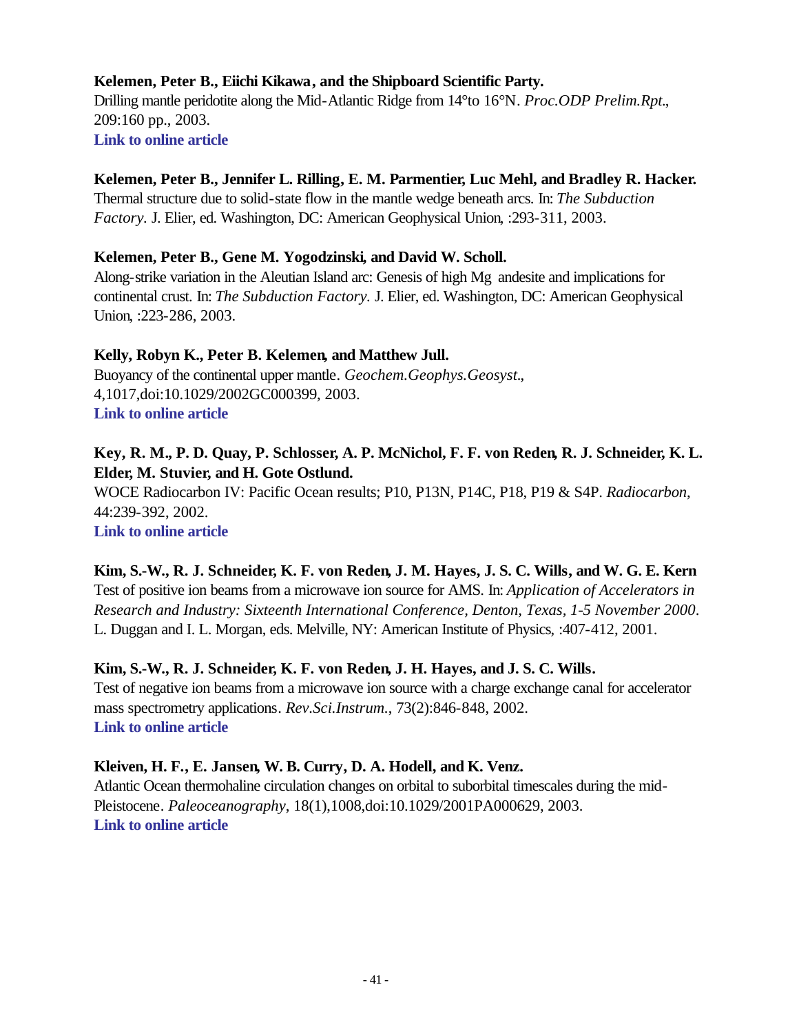**Kelemen, Peter B., Eiichi Kikawa, and the Shipboard Scientific Party.**
Drilling mantle peridotite along the Mid-Atlantic Ridge from 14°to 16°N. *Proc.ODP Prelim.Rpt.*, 209:160 pp., 2003.
**Link to online article**

**Kelemen, Peter B., Jennifer L. Rilling, E. M. Parmentier, Luc Mehl, and Bradley R. Hacker.**
Thermal structure due to solid-state flow in the mantle wedge beneath arcs. In: *The Subduction Factory*. J. Elier, ed. Washington, DC: American Geophysical Union, :293-311, 2003.

**Kelemen, Peter B., Gene M. Yogodzinski, and David W. Scholl.**
Along-strike variation in the Aleutian Island arc: Genesis of high Mg andesite and implications for continental crust. In: *The Subduction Factory*. J. Elier, ed. Washington, DC: American Geophysical Union, :223-286, 2003.

**Kelly, Robyn K., Peter B. Kelemen, and Matthew Jull.**
Buoyancy of the continental upper mantle. *Geochem.Geophys.Geosyst.*, 4,1017,doi:10.1029/2002GC000399, 2003.
**Link to online article**

**Key, R. M., P. D. Quay, P. Schlosser, A. P. McNichol, F. F. von Reden, R. J. Schneider, K. L. Elder, M. Stuvier, and H. Gote Ostlund.**
WOCE Radiocarbon IV: Pacific Ocean results; P10, P13N, P14C, P18, P19 & S4P. *Radiocarbon*, 44:239-392, 2002.
**Link to online article**

**Kim, S.-W., R. J. Schneider, K. F. von Reden, J. M. Hayes, J. S. C. Wills, and W. G. E. Kern**
Test of positive ion beams from a microwave ion source for AMS. In: *Application of Accelerators in Research and Industry: Sixteenth International Conference, Denton, Texas, 1-5 November 2000*. L. Duggan and I. L. Morgan, eds. Melville, NY: American Institute of Physics, :407-412, 2001.

**Kim, S.-W., R. J. Schneider, K. F. von Reden, J. H. Hayes, and J. S. C. Wills.**
Test of negative ion beams from a microwave ion source with a charge exchange canal for accelerator mass spectrometry applications. *Rev.Sci.Instrum.*, 73(2):846-848, 2002.
**Link to online article**

**Kleiven, H. F., E. Jansen, W. B. Curry, D. A. Hodell, and K. Venz.**
Atlantic Ocean thermohaline circulation changes on orbital to suborbital timescales during the mid-Pleistocene. *Paleoceanography*, 18(1),1008,doi:10.1029/2001PA000629, 2003.
**Link to online article**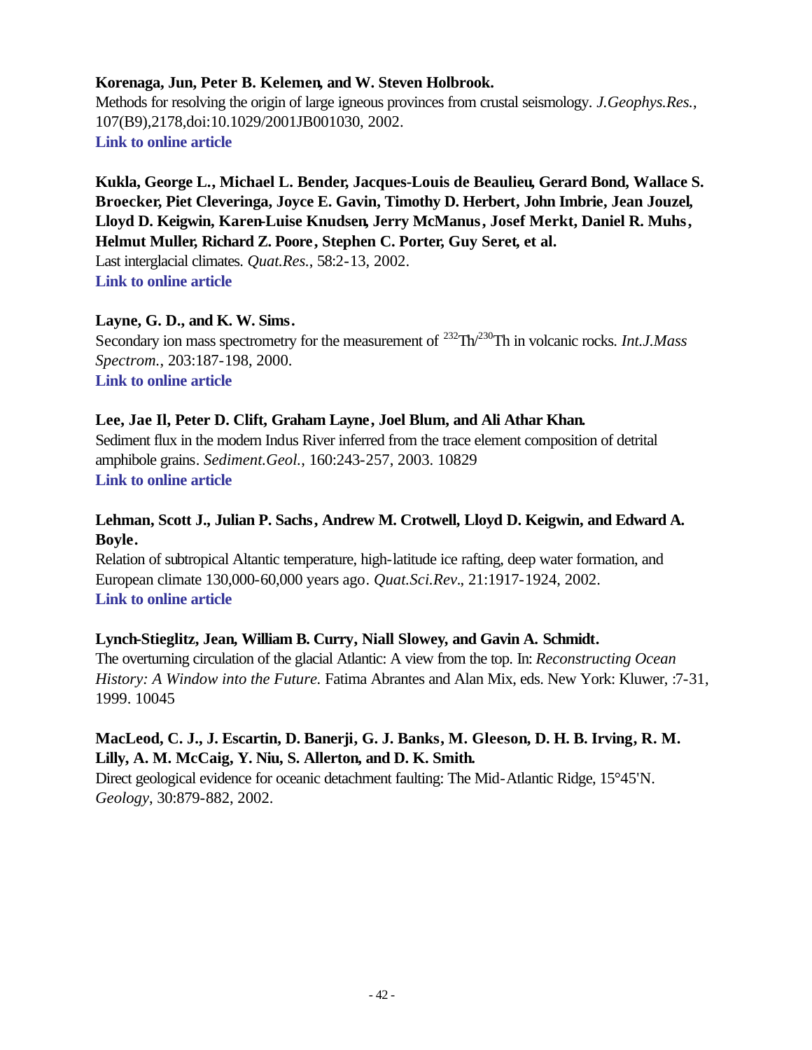**Korenaga, Jun, Peter B. Kelemen, and W. Steven Holbrook.**
Methods for resolving the origin of large igneous provinces from crustal seismology. *J.Geophys.Res.*, 107(B9),2178,doi:10.1029/2001JB001030, 2002.
**Link to online article**

**Kukla, George L., Michael L. Bender, Jacques-Louis de Beaulieu, Gerard Bond, Wallace S. Broecker, Piet Cleveringa, Joyce E. Gavin, Timothy D. Herbert, John Imbrie, Jean Jouzel, Lloyd D. Keigwin, Karen-Luise Knudsen, Jerry McManus, Josef Merkt, Daniel R. Muhs, Helmut Muller, Richard Z. Poore, Stephen C. Porter, Guy Seret, et al.**
Last interglacial climates. *Quat.Res.*, 58:2-13, 2002.
**Link to online article**

**Layne, G. D., and K. W. Sims.**
Secondary ion mass spectrometry for the measurement of $^{232}Th/^{230}Th$ in volcanic rocks. *Int.J.Mass Spectrom.*, 203:187-198, 2000.
**Link to online article**

**Lee, Jae Il, Peter D. Clift, Graham Layne, Joel Blum, and Ali Athar Khan.**
Sediment flux in the modern Indus River inferred from the trace element composition of detrital amphibole grains. *Sediment.Geol.*, 160:243-257, 2003. 10829
**Link to online article**

**Lehman, Scott J., Julian P. Sachs, Andrew M. Crotwell, Lloyd D. Keigwin, and Edward A. Boyle.**
Relation of subtropical Altantic temperature, high-latitude ice rafting, deep water formation, and European climate 130,000-60,000 years ago. *Quat.Sci.Rev.*, 21:1917-1924, 2002.
**Link to online article**

**Lynch-Stieglitz, Jean, William B. Curry, Niall Slowey, and Gavin A. Schmidt.**
The overturning circulation of the glacial Atlantic: A view from the top. In: *Reconstructing Ocean History: A Window into the Future.* Fatima Abrantes and Alan Mix, eds. New York: Kluwer, :7-31, 1999. 10045

**MacLeod, C. J., J. Escartin, D. Banerji, G. J. Banks, M. Gleeson, D. H. B. Irving, R. M. Lilly, A. M. McCaig, Y. Niu, S. Allerton, and D. K. Smith.**
Direct geological evidence for oceanic detachment faulting: The Mid-Atlantic Ridge, 15°45'N. *Geology*, 30:879-882, 2002.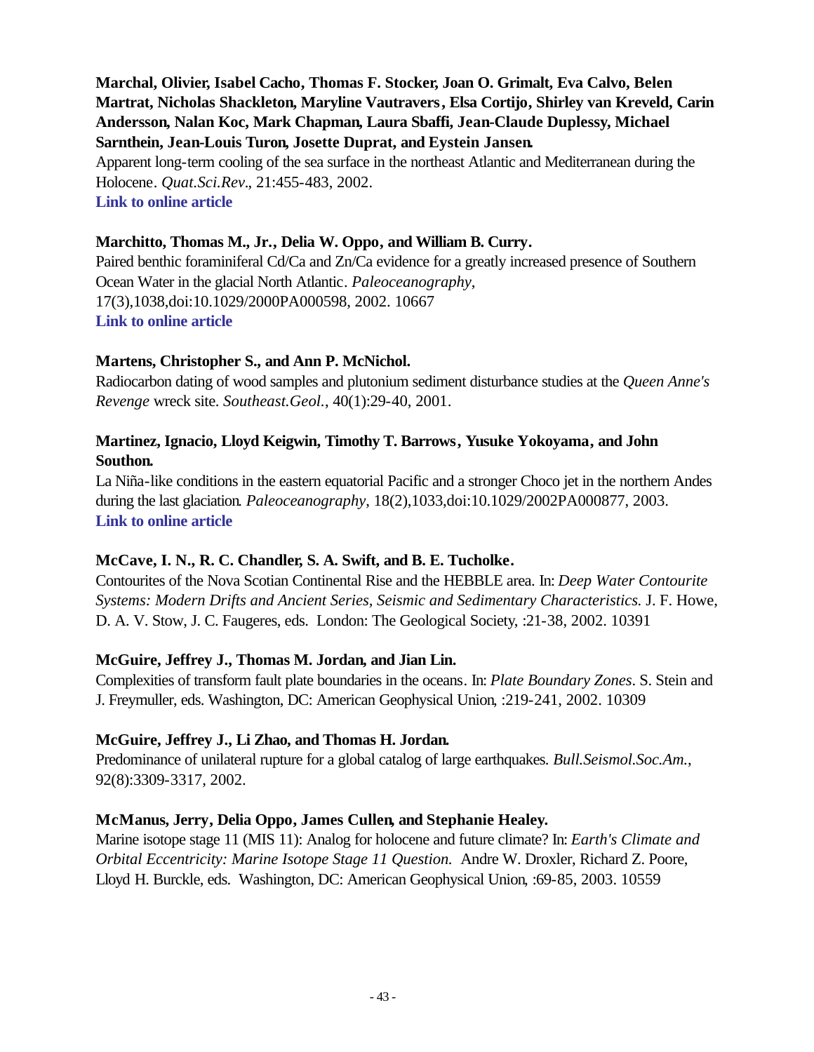**Marchal, Olivier, Isabel Cacho, Thomas F. Stocker, Joan O. Grimalt, Eva Calvo, Belen Martrat, Nicholas Shackleton, Maryline Vautravers, Elsa Cortijo, Shirley van Kreveld, Carin Andersson, Nalan Koc, Mark Chapman, Laura Sbaffi, Jean-Claude Duplessy, Michael Sarnthein, Jean-Louis Turon, Josette Duprat, and Eystein Jansen.**
Apparent long-term cooling of the sea surface in the northeast Atlantic and Mediterranean during the Holocene. *Quat.Sci.Rev.*, 21:455-483, 2002.
**Link to online article**

**Marchitto, Thomas M., Jr., Delia W. Oppo, and William B. Curry.**
Paired benthic foraminiferal Cd/Ca and Zn/Ca evidence for a greatly increased presence of Southern Ocean Water in the glacial North Atlantic. *Paleoceanography*, 17(3),1038,doi:10.1029/2000PA000598, 2002. 10667
**Link to online article**

**Martens, Christopher S., and Ann P. McNichol.**
Radiocarbon dating of wood samples and plutonium sediment disturbance studies at the *Queen Anne's Revenge* wreck site. *Southeast.Geol.*, 40(1):29-40, 2001.

**Martinez, Ignacio, Lloyd Keigwin, Timothy T. Barrows, Yusuke Yokoyama, and John Southon.**
La Niña-like conditions in the eastern equatorial Pacific and a stronger Choco jet in the northern Andes during the last glaciation. *Paleoceanography*, 18(2),1033,doi:10.1029/2002PA000877, 2003.
**Link to online article**

**McCave, I. N., R. C. Chandler, S. A. Swift, and B. E. Tucholke.**
Contourites of the Nova Scotian Continental Rise and the HEBBLE area. In: *Deep Water Contourite Systems: Modern Drifts and Ancient Series, Seismic and Sedimentary Characteristics.* J. F. Howe, D. A. V. Stow, J. C. Faugeres, eds. London: The Geological Society, :21-38, 2002. 10391

**McGuire, Jeffrey J., Thomas M. Jordan, and Jian Lin.**
Complexities of transform fault plate boundaries in the oceans. In: *Plate Boundary Zones*. S. Stein and J. Freymuller, eds. Washington, DC: American Geophysical Union, :219-241, 2002. 10309

**McGuire, Jeffrey J., Li Zhao, and Thomas H. Jordan.**
Predominance of unilateral rupture for a global catalog of large earthquakes. *Bull.Seismol.Soc.Am.*, 92(8):3309-3317, 2002.

**McManus, Jerry, Delia Oppo, James Cullen, and Stephanie Healey.**
Marine isotope stage 11 (MIS 11): Analog for holocene and future climate? In: *Earth's Climate and Orbital Eccentricity: Marine Isotope Stage 11 Question.* Andre W. Droxler, Richard Z. Poore, Lloyd H. Burckle, eds. Washington, DC: American Geophysical Union, :69-85, 2003. 10559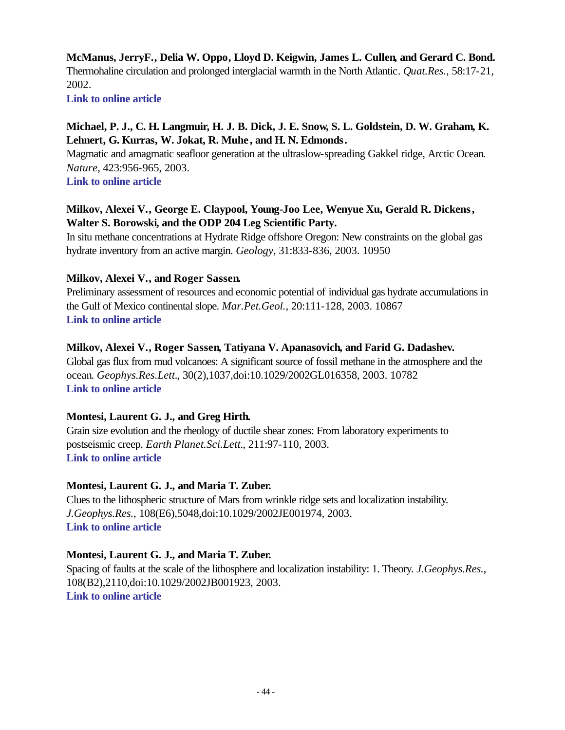**McManus, JerryF., Delia W. Oppo, Lloyd D. Keigwin, James L. Cullen, and Gerard C. Bond.**
Thermohaline circulation and prolonged interglacial warmth in the North Atlantic. *Quat.Res.*, 58:17-21, 2002.
**Link to online article**

**Michael, P. J., C. H. Langmuir, H. J. B. Dick, J. E. Snow, S. L. Goldstein, D. W. Graham, K. Lehnert, G. Kurras, W. Jokat, R. Muhe, and H. N. Edmonds.**
Magmatic and amagmatic seafloor generation at the ultraslow-spreading Gakkel ridge, Arctic Ocean. *Nature*, 423:956-965, 2003.
**Link to online article**

**Milkov, Alexei V., George E. Claypool, Young-Joo Lee, Wenyue Xu, Gerald R. Dickens, Walter S. Borowski, and the ODP 204 Leg Scientific Party.**
In situ methane concentrations at Hydrate Ridge offshore Oregon: New constraints on the global gas hydrate inventory from an active margin. *Geology*, 31:833-836, 2003. 10950

**Milkov, Alexei V., and Roger Sassen.**
Preliminary assessment of resources and economic potential of individual gas hydrate accumulations in the Gulf of Mexico continental slope. *Mar.Pet.Geol.*, 20:111-128, 2003. 10867
**Link to online article**

**Milkov, Alexei V., Roger Sassen, Tatiyana V. Apanasovich, and Farid G. Dadashev.**
Global gas flux from mud volcanoes: A significant source of fossil methane in the atmosphere and the ocean. *Geophys.Res.Lett.*, 30(2),1037,doi:10.1029/2002GL016358, 2003. 10782
**Link to online article**

**Montesi, Laurent G. J., and Greg Hirth.**
Grain size evolution and the rheology of ductile shear zones: From laboratory experiments to postseismic creep. *Earth Planet.Sci.Lett.*, 211:97-110, 2003.
**Link to online article**

**Montesi, Laurent G. J., and Maria T. Zuber.**
Clues to the lithospheric structure of Mars from wrinkle ridge sets and localization instability. *J.Geophys.Res.*, 108(E6),5048,doi:10.1029/2002JE001974, 2003.
**Link to online article**

**Montesi, Laurent G. J., and Maria T. Zuber.**
Spacing of faults at the scale of the lithosphere and localization instability: 1. Theory. *J.Geophys.Res.*, 108(B2),2110,doi:10.1029/2002JB001923, 2003.
**Link to online article**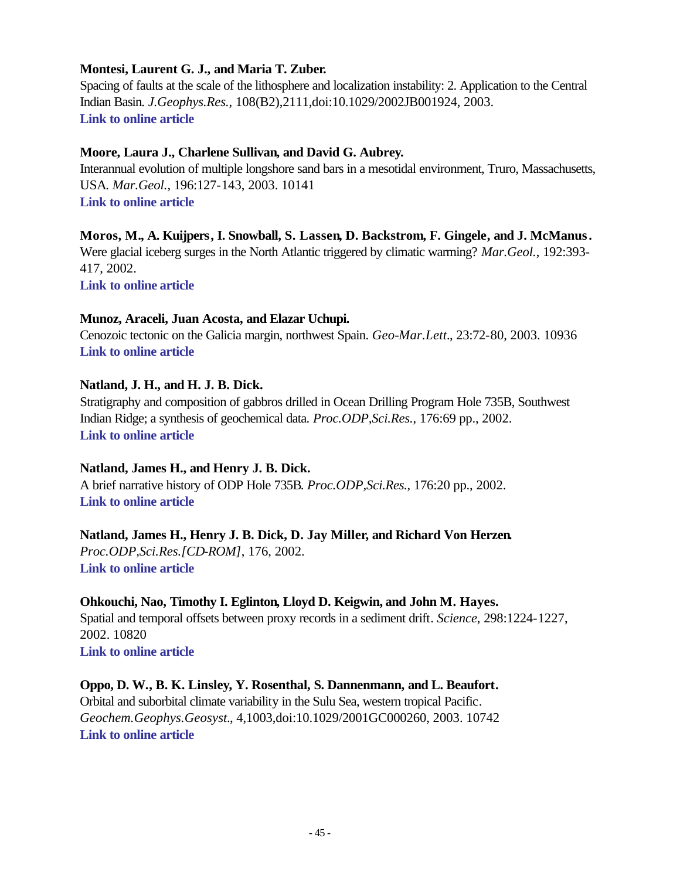**Montesi, Laurent G. J., and Maria T. Zuber.**
Spacing of faults at the scale of the lithosphere and localization instability: 2. Application to the Central Indian Basin. *J.Geophys.Res.*, 108(B2),2111,doi:10.1029/2002JB001924, 2003.
**Link to online article**

**Moore, Laura J., Charlene Sullivan, and David G. Aubrey.**
Interannual evolution of multiple longshore sand bars in a mesotidal environment, Truro, Massachusetts, USA. *Mar.Geol.*, 196:127-143, 2003. 10141
**Link to online article**

**Moros, M., A. Kuijpers, I. Snowball, S. Lassen, D. Backstrom, F. Gingele, and J. McManus.**
Were glacial iceberg surges in the North Atlantic triggered by climatic warming? *Mar.Geol.*, 192:393-417, 2002.
**Link to online article**

**Munoz, Araceli, Juan Acosta, and Elazar Uchupi.**
Cenozoic tectonic on the Galicia margin, northwest Spain. *Geo-Mar.Lett.*, 23:72-80, 2003. 10936
**Link to online article**

**Natland, J. H., and H. J. B. Dick.**
Stratigraphy and composition of gabbros drilled in Ocean Drilling Program Hole 735B, Southwest Indian Ridge; a synthesis of geochemical data. *Proc.ODP,Sci.Res.*, 176:69 pp., 2002.
**Link to online article**

**Natland, James H., and Henry J. B. Dick.**
A brief narrative history of ODP Hole 735B. *Proc.ODP,Sci.Res.*, 176:20 pp., 2002.
**Link to online article**

**Natland, James H., Henry J. B. Dick, D. Jay Miller, and Richard Von Herzen.**
*Proc.ODP,Sci.Res.[CD-ROM]*, 176, 2002.
**Link to online article**

**Ohkouchi, Nao, Timothy I. Eglinton, Lloyd D. Keigwin, and John M. Hayes.**
Spatial and temporal offsets between proxy records in a sediment drift. *Science*, 298:1224-1227, 2002. 10820
**Link to online article**

**Oppo, D. W., B. K. Linsley, Y. Rosenthal, S. Dannenmann, and L. Beaufort.**
Orbital and suborbital climate variability in the Sulu Sea, western tropical Pacific. *Geochem.Geophys.Geosyst.*, 4,1003,doi:10.1029/2001GC000260, 2003. 10742
**Link to online article**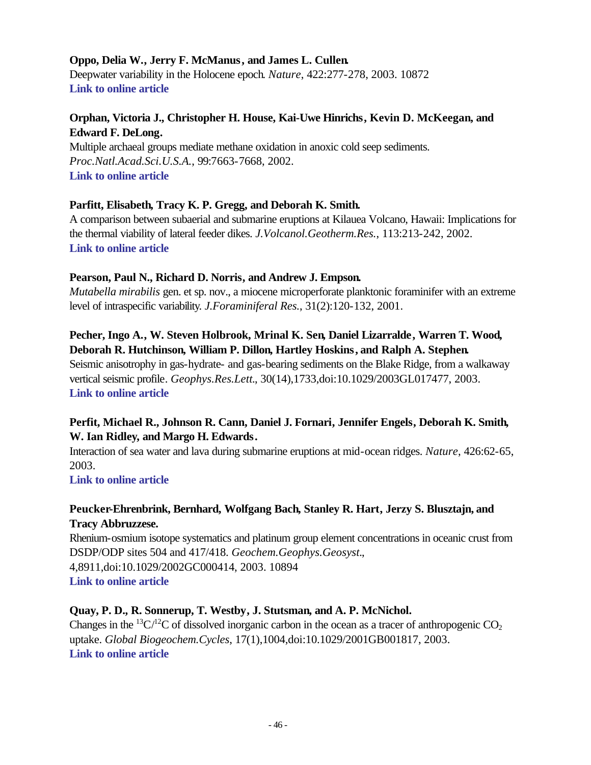**Oppo, Delia W., Jerry F. McManus, and James L. Cullen.**
Deepwater variability in the Holocene epoch. *Nature*, 422:277-278, 2003. 10872
**Link to online article**

**Orphan, Victoria J., Christopher H. House, Kai-Uwe Hinrichs, Kevin D. McKeegan, and Edward F. DeLong.**
Multiple archaeal groups mediate methane oxidation in anoxic cold seep sediments. *Proc.Natl.Acad.Sci.U.S.A.*, 99:7663-7668, 2002.
**Link to online article**

**Parfitt, Elisabeth, Tracy K. P. Gregg, and Deborah K. Smith.**
A comparison between subaerial and submarine eruptions at Kilauea Volcano, Hawaii: Implications for the thermal viability of lateral feeder dikes. *J.Volcanol.Geotherm.Res.*, 113:213-242, 2002.
**Link to online article**

**Pearson, Paul N., Richard D. Norris, and Andrew J. Empson.**
*Mutabella mirabilis* gen. et sp. nov., a miocene microperforate planktonic foraminifer with an extreme level of intraspecific variability. *J.Foraminiferal Res.*, 31(2):120-132, 2001.

**Pecher, Ingo A., W. Steven Holbrook, Mrinal K. Sen, Daniel Lizarralde, Warren T. Wood, Deborah R. Hutchinson, William P. Dillon, Hartley Hoskins, and Ralph A. Stephen.**
Seismic anisotropy in gas-hydrate- and gas-bearing sediments on the Blake Ridge, from a walkaway vertical seismic profile. *Geophys.Res.Lett.*, 30(14),1733,doi:10.1029/2003GL017477, 2003.
**Link to online article**

**Perfit, Michael R., Johnson R. Cann, Daniel J. Fornari, Jennifer Engels, Deborah K. Smith, W. Ian Ridley, and Margo H. Edwards.**
Interaction of sea water and lava during submarine eruptions at mid-ocean ridges. *Nature*, 426:62-65, 2003.
**Link to online article**

**Peucker-Ehrenbrink, Bernhard, Wolfgang Bach, Stanley R. Hart, Jerzy S. Blusztajn, and Tracy Abbruzzese.**
Rhenium-osmium isotope systematics and platinum group element concentrations in oceanic crust from DSDP/ODP sites 504 and 417/418. *Geochem.Geophys.Geosyst.*, 4,8911,doi:10.1029/2002GC000414, 2003. 10894
**Link to online article**

**Quay, P. D., R. Sonnerup, T. Westby, J. Stutsman, and A. P. McNichol.**
Changes in the $^{13}C/^{12}C$ of dissolved inorganic carbon in the ocean as a tracer of anthropogenic $CO_2$ uptake. *Global Biogeochem.Cycles*, 17(1),1004,doi:10.1029/2001GB001817, 2003.
**Link to online article**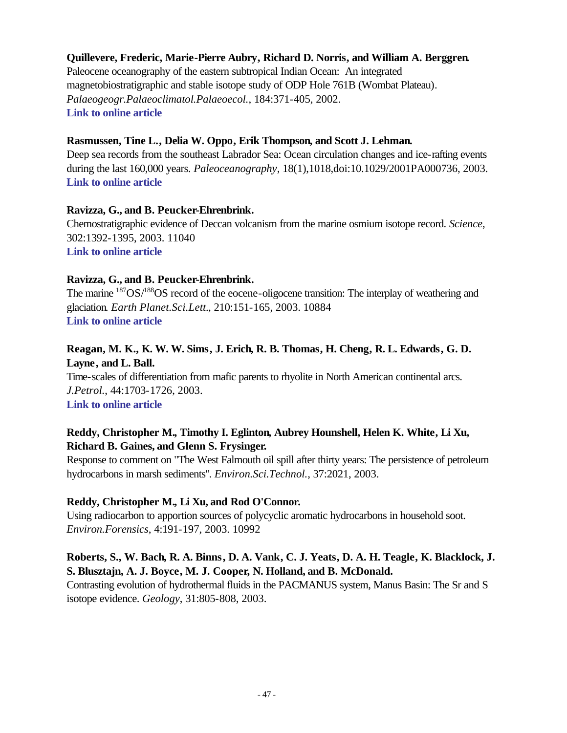**Quillevere, Frederic, Marie-Pierre Aubry, Richard D. Norris, and William A. Berggren.**
Paleocene oceanography of the eastern subtropical Indian Ocean: An integrated magnetobiostratigraphic and stable isotope study of ODP Hole 761B (Wombat Plateau). *Palaeogeogr.Palaeoclimatol.Palaeoecol.*, 184:371-405, 2002.
**Link to online article**

**Rasmussen, Tine L., Delia W. Oppo, Erik Thompson, and Scott J. Lehman.**
Deep sea records from the southeast Labrador Sea: Ocean circulation changes and ice-rafting events during the last 160,000 years. *Paleoceanography*, 18(1),1018,doi:10.1029/2001PA000736, 2003.
**Link to online article**

**Ravizza, G., and B. Peucker-Ehrenbrink.**
Chemostratigraphic evidence of Deccan volcanism from the marine osmium isotope record. *Science*, 302:1392-1395, 2003. 11040
**Link to online article**

**Ravizza, G., and B. Peucker-Ehrenbrink.**
The marine $^{187}OS/^{188}OS$ record of the eocene-oligocene transition: The interplay of weathering and glaciation. *Earth Planet.Sci.Lett.*, 210:151-165, 2003. 10884
**Link to online article**

**Reagan, M. K., K. W. W. Sims, J. Erich, R. B. Thomas, H. Cheng, R. L. Edwards, G. D. Layne, and L. Ball.**
Time-scales of differentiation from mafic parents to rhyolite in North American continental arcs. *J.Petrol.*, 44:1703-1726, 2003.
**Link to online article**

**Reddy, Christopher M., Timothy I. Eglinton, Aubrey Hounshell, Helen K. White, Li Xu, Richard B. Gaines, and Glenn S. Frysinger.**
Response to comment on "The West Falmouth oil spill after thirty years: The persistence of petroleum hydrocarbons in marsh sediments". *Environ.Sci.Technol.*, 37:2021, 2003.

**Reddy, Christopher M., Li Xu, and Rod O'Connor.**
Using radiocarbon to apportion sources of polycyclic aromatic hydrocarbons in household soot. *Environ.Forensics*, 4:191-197, 2003. 10992

**Roberts, S., W. Bach, R. A. Binns, D. A. Vank, C. J. Yeats, D. A. H. Teagle, K. Blacklock, J. S. Blusztajn, A. J. Boyce, M. J. Cooper, N. Holland, and B. McDonald.**
Contrasting evolution of hydrothermal fluids in the PACMANUS system, Manus Basin: The Sr and S isotope evidence. *Geology*, 31:805-808, 2003.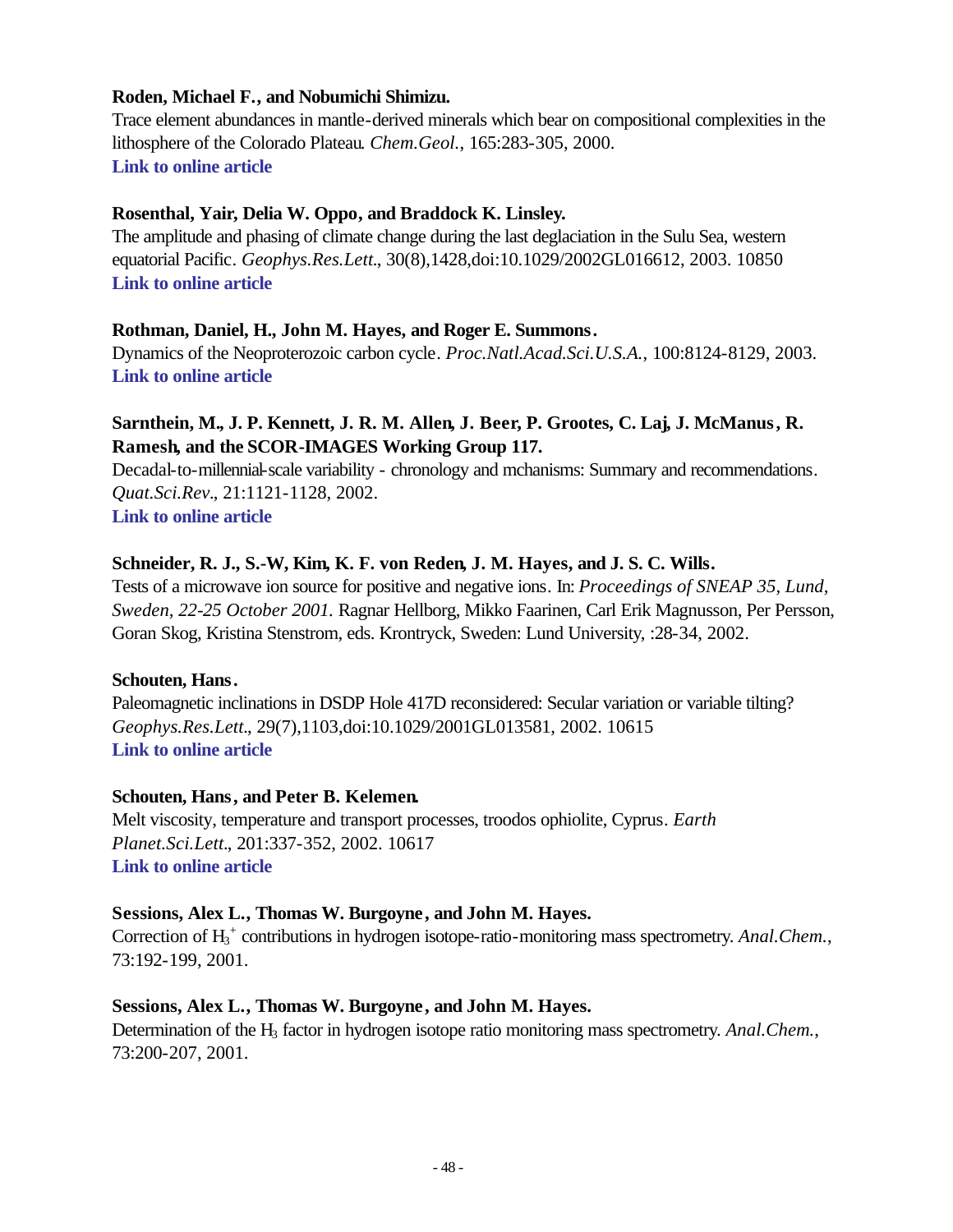**Roden, Michael F., and Nobumichi Shimizu.**
Trace element abundances in mantle-derived minerals which bear on compositional complexities in the lithosphere of the Colorado Plateau. *Chem.Geol.*, 165:283-305, 2000.
**Link to online article**

**Rosenthal, Yair, Delia W. Oppo, and Braddock K. Linsley.**
The amplitude and phasing of climate change during the last deglaciation in the Sulu Sea, western equatorial Pacific. *Geophys.Res.Lett.*, 30(8),1428,doi:10.1029/2002GL016612, 2003. 10850
**Link to online article**

**Rothman, Daniel, H., John M. Hayes, and Roger E. Summons.**
Dynamics of the Neoproterozoic carbon cycle. *Proc.Natl.Acad.Sci.U.S.A.*, 100:8124-8129, 2003.
**Link to online article**

**Sarnthein, M., J. P. Kennett, J. R. M. Allen, J. Beer, P. Grootes, C. Laj, J. McManus, R. Ramesh, and the SCOR-IMAGES Working Group 117.**
Decadal-to-millennial-scale variability - chronology and mchanisms: Summary and recommendations. *Quat.Sci.Rev.*, 21:1121-1128, 2002.
**Link to online article**

**Schneider, R. J., S.-W, Kim, K. F. von Reden, J. M. Hayes, and J. S. C. Wills.**
Tests of a microwave ion source for positive and negative ions. In: *Proceedings of SNEAP 35, Lund, Sweden, 22-25 October 2001.* Ragnar Hellborg, Mikko Faarinen, Carl Erik Magnusson, Per Persson, Goran Skog, Kristina Stenstrom, eds. Krontryck, Sweden: Lund University, :28-34, 2002.

**Schouten, Hans.**
Paleomagnetic inclinations in DSDP Hole 417D reconsidered: Secular variation or variable tilting? *Geophys.Res.Lett.*, 29(7),1103,doi:10.1029/2001GL013581, 2002. 10615
**Link to online article**

**Schouten, Hans, and Peter B. Kelemen.**
Melt viscosity, temperature and transport processes, troodos ophiolite, Cyprus. *Earth Planet.Sci.Lett.*, 201:337-352, 2002. 10617
**Link to online article**

**Sessions, Alex L., Thomas W. Burgoyne, and John M. Hayes.**
Correction of $H_3^+$ contributions in hydrogen isotope-ratio-monitoring mass spectrometry. *Anal.Chem.*, 73:192-199, 2001.

**Sessions, Alex L., Thomas W. Burgoyne, and John M. Hayes.**
Determination of the $H_3$ factor in hydrogen isotope ratio monitoring mass spectrometry. *Anal.Chem.*, 73:200-207, 2001.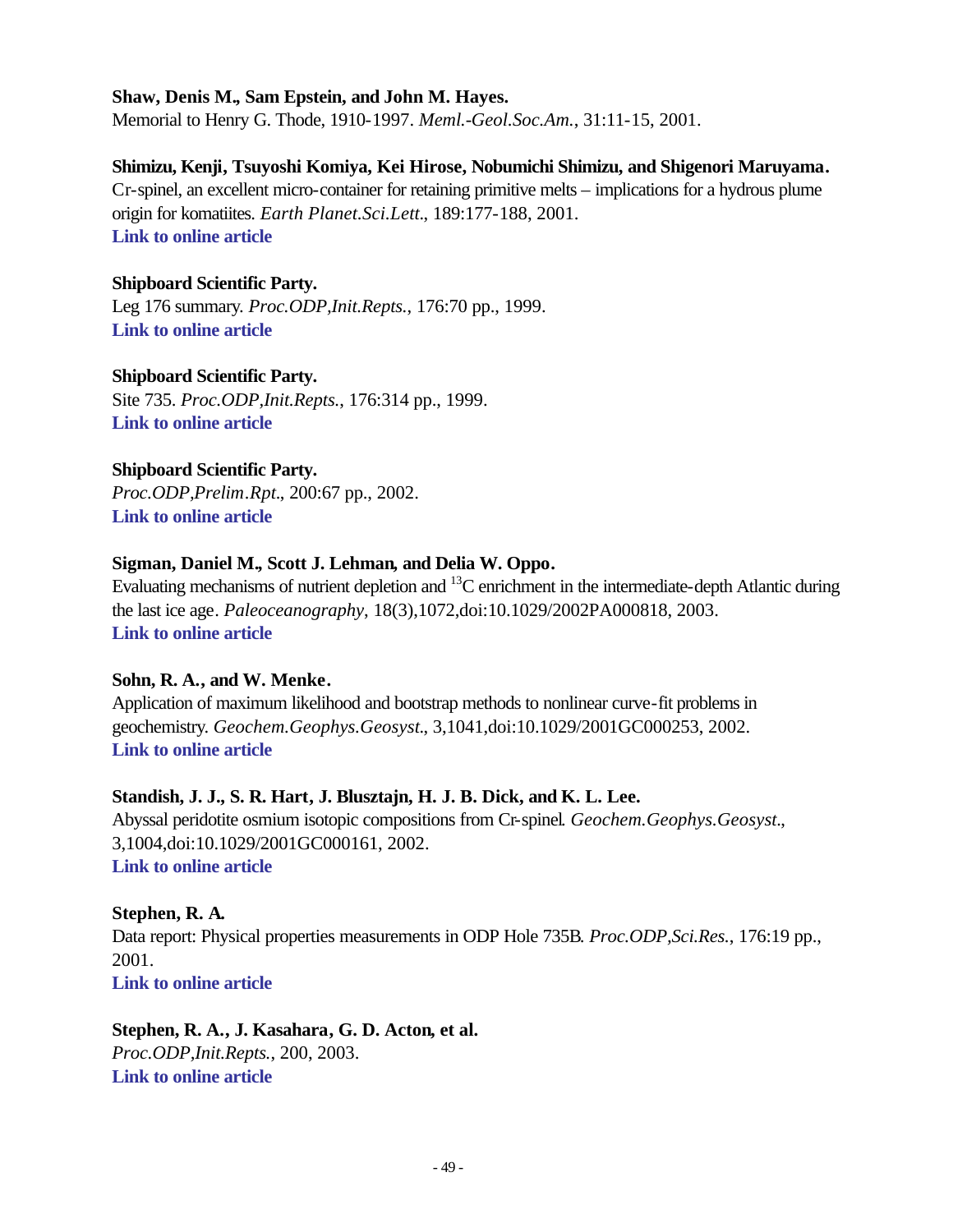**Shaw, Denis M., Sam Epstein, and John M. Hayes.**
Memorial to Henry G. Thode, 1910-1997. *Meml.-Geol.Soc.Am.*, 31:11-15, 2001.

**Shimizu, Kenji, Tsuyoshi Komiya, Kei Hirose, Nobumichi Shimizu, and Shigenori Maruyama.**
Cr-spinel, an excellent micro-container for retaining primitive melts – implications for a hydrous plume origin for komatiites. *Earth Planet.Sci.Lett.*, 189:177-188, 2001.
**Link to online article**

**Shipboard Scientific Party.**
Leg 176 summary. *Proc.ODP,Init.Repts.*, 176:70 pp., 1999.
**Link to online article**

**Shipboard Scientific Party.**
Site 735. *Proc.ODP,Init.Repts.*, 176:314 pp., 1999.
**Link to online article**

**Shipboard Scientific Party.**
*Proc.ODP,Prelim.Rpt.*, 200:67 pp., 2002.
**Link to online article**

**Sigman, Daniel M., Scott J. Lehman, and Delia W. Oppo.**
Evaluating mechanisms of nutrient depletion and $^{13}C$ enrichment in the intermediate-depth Atlantic during the last ice age. *Paleoceanography*, 18(3),1072,doi:10.1029/2002PA000818, 2003.
**Link to online article**

**Sohn, R. A., and W. Menke.**
Application of maximum likelihood and bootstrap methods to nonlinear curve-fit problems in geochemistry. *Geochem.Geophys.Geosyst.*, 3,1041,doi:10.1029/2001GC000253, 2002.
**Link to online article**

**Standish, J. J., S. R. Hart, J. Blusztajn, H. J. B. Dick, and K. L. Lee.**
Abyssal peridotite osmium isotopic compositions from Cr-spinel. *Geochem.Geophys.Geosyst.*, 3,1004,doi:10.1029/2001GC000161, 2002.
**Link to online article**

**Stephen, R. A.**
Data report: Physical properties measurements in ODP Hole 735B. *Proc.ODP,Sci.Res.*, 176:19 pp., 2001.
**Link to online article**

**Stephen, R. A., J. Kasahara, G. D. Acton, et al.**
*Proc.ODP,Init.Repts.*, 200, 2003.
**Link to online article**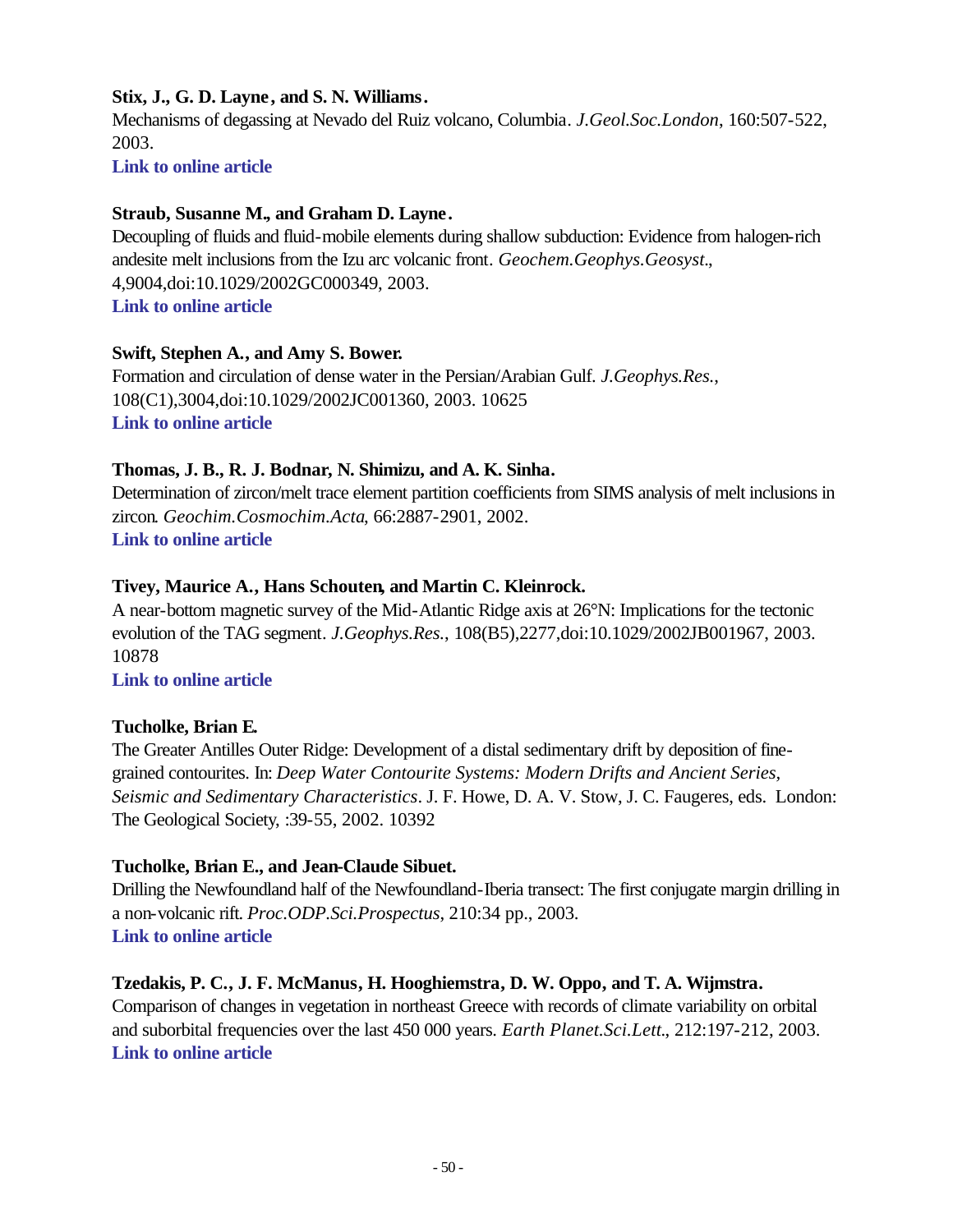**Stix, J., G. D. Layne, and S. N. Williams.**
Mechanisms of degassing at Nevado del Ruiz volcano, Columbia. *J.Geol.Soc.London*, 160:507-522, 2003.
**Link to online article**

**Straub, Susanne M., and Graham D. Layne.**
Decoupling of fluids and fluid-mobile elements during shallow subduction: Evidence from halogen-rich andesite melt inclusions from the Izu arc volcanic front. *Geochem.Geophys.Geosyst.*, 4,9004,doi:10.1029/2002GC000349, 2003.
**Link to online article**

**Swift, Stephen A., and Amy S. Bower.**
Formation and circulation of dense water in the Persian/Arabian Gulf. *J.Geophys.Res.*, 108(C1),3004,doi:10.1029/2002JC001360, 2003. 10625
**Link to online article**

**Thomas, J. B., R. J. Bodnar, N. Shimizu, and A. K. Sinha.**
Determination of zircon/melt trace element partition coefficients from SIMS analysis of melt inclusions in zircon. *Geochim.Cosmochim.Acta*, 66:2887-2901, 2002.
**Link to online article**

**Tivey, Maurice A., Hans Schouten, and Martin C. Kleinrock.**
A near-bottom magnetic survey of the Mid-Atlantic Ridge axis at 26°N: Implications for the tectonic evolution of the TAG segment. *J.Geophys.Res.*, 108(B5),2277,doi:10.1029/2002JB001967, 2003. 10878
**Link to online article**

**Tucholke, Brian E.**
The Greater Antilles Outer Ridge: Development of a distal sedimentary drift by deposition of fine-grained contourites. In: *Deep Water Contourite Systems: Modern Drifts and Ancient Series, Seismic and Sedimentary Characteristics*. J. F. Howe, D. A. V. Stow, J. C. Faugeres, eds. London: The Geological Society, :39-55, 2002. 10392

**Tucholke, Brian E., and Jean-Claude Sibuet.**
Drilling the Newfoundland half of the Newfoundland-Iberia transect: The first conjugate margin drilling in a non-volcanic rift. *Proc.ODP.Sci.Prospectus*, 210:34 pp., 2003.
**Link to online article**

**Tzedakis, P. C., J. F. McManus, H. Hooghiemstra, D. W. Oppo, and T. A. Wijmstra.**
Comparison of changes in vegetation in northeast Greece with records of climate variability on orbital and suborbital frequencies over the last 450 000 years. *Earth Planet.Sci.Lett.*, 212:197-212, 2003.
**Link to online article**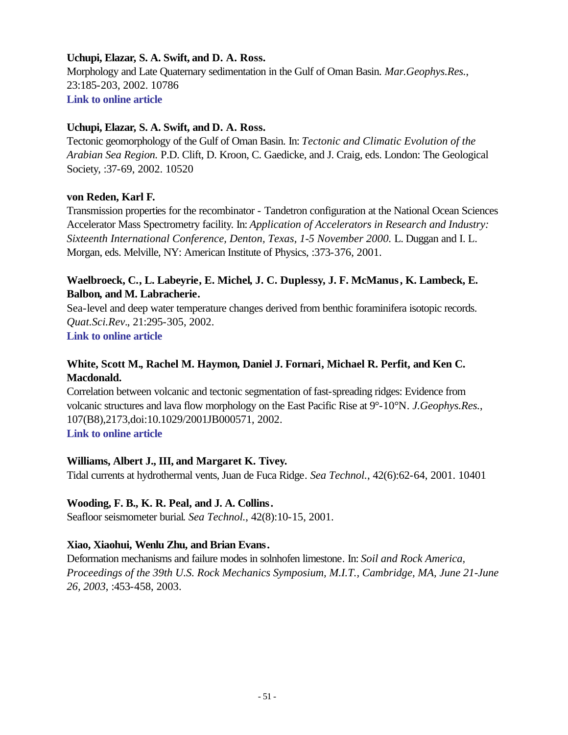**Uchupi, Elazar, S. A. Swift, and D. A. Ross.**
Morphology and Late Quaternary sedimentation in the Gulf of Oman Basin. *Mar.Geophys.Res.*, 23:185-203, 2002. 10786
**Link to online article**

**Uchupi, Elazar, S. A. Swift, and D. A. Ross.**
Tectonic geomorphology of the Gulf of Oman Basin. In: *Tectonic and Climatic Evolution of the Arabian Sea Region.* P.D. Clift, D. Kroon, C. Gaedicke, and J. Craig, eds. London: The Geological Society, :37-69, 2002. 10520

**von Reden, Karl F.**
Transmission properties for the recombinator - Tandetron configuration at the National Ocean Sciences Accelerator Mass Spectrometry facility. In: *Application of Accelerators in Research and Industry: Sixteenth International Conference, Denton, Texas, 1-5 November 2000.* L. Duggan and I. L. Morgan, eds. Melville, NY: American Institute of Physics, :373-376, 2001.

**Waelbroeck, C., L. Labeyrie, E. Michel, J. C. Duplessy, J. F. McManus, K. Lambeck, E. Balbon, and M. Labracherie.**
Sea-level and deep water temperature changes derived from benthic foraminifera isotopic records. *Quat.Sci.Rev.*, 21:295-305, 2002.
**Link to online article**

**White, Scott M., Rachel M. Haymon, Daniel J. Fornari, Michael R. Perfit, and Ken C. Macdonald.**
Correlation between volcanic and tectonic segmentation of fast-spreading ridges: Evidence from volcanic structures and lava flow morphology on the East Pacific Rise at 9°-10°N. *J.Geophys.Res.*, 107(B8),2173,doi:10.1029/2001JB000571, 2002.
**Link to online article**

**Williams, Albert J., III, and Margaret K. Tivey.**
Tidal currents at hydrothermal vents, Juan de Fuca Ridge. *Sea Technol.*, 42(6):62-64, 2001. 10401

**Wooding, F. B., K. R. Peal, and J. A. Collins.**
Seafloor seismometer burial. *Sea Technol.*, 42(8):10-15, 2001.

**Xiao, Xiaohui, Wenlu Zhu, and Brian Evans.**
Deformation mechanisms and failure modes in solnhofen limestone. In: *Soil and Rock America, Proceedings of the 39th U.S. Rock Mechanics Symposium, M.I.T., Cambridge, MA, June 21-June 26, 2003,* :453-458, 2003.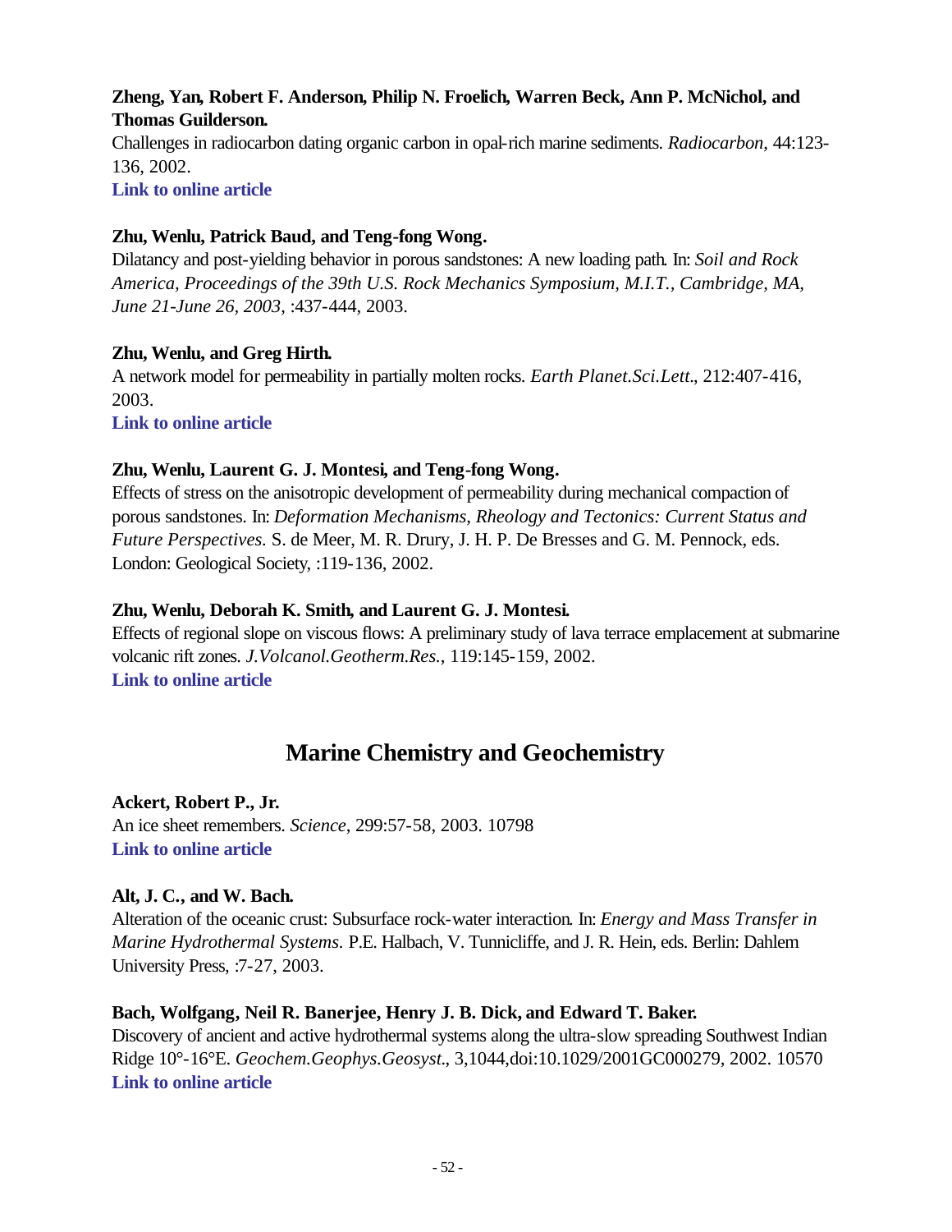**Zheng, Yan, Robert F. Anderson, Philip N. Froelich, Warren Beck, Ann P. McNichol, and Thomas Guilderson.**
Challenges in radiocarbon dating organic carbon in opal-rich marine sediments. *Radiocarbon*, 44:123-136, 2002.
**Link to online article**

**Zhu, Wenlu, Patrick Baud, and Teng-fong Wong.**
Dilatancy and post-yielding behavior in porous sandstones: A new loading path. In: *Soil and Rock America, Proceedings of the 39th U.S. Rock Mechanics Symposium, M.I.T., Cambridge, MA, June 21-June 26, 2003*, :437-444, 2003.

**Zhu, Wenlu, and Greg Hirth.**
A network model for permeability in partially molten rocks. *Earth Planet.Sci.Lett.*, 212:407-416, 2003.
**Link to online article**

**Zhu, Wenlu, Laurent G. J. Montesi, and Teng-fong Wong.**
Effects of stress on the anisotropic development of permeability during mechanical compaction of porous sandstones. In: *Deformation Mechanisms, Rheology and Tectonics: Current Status and Future Perspectives.* S. de Meer, M. R. Drury, J. H. P. De Bresses and G. M. Pennock, eds. London: Geological Society, :119-136, 2002.

**Zhu, Wenlu, Deborah K. Smith, and Laurent G. J. Montesi.**
Effects of regional slope on viscous flows: A preliminary study of lava terrace emplacement at submarine volcanic rift zones. *J.Volcanol.Geotherm.Res.*, 119:145-159, 2002.
**Link to online article**

## Marine Chemistry and Geochemistry

**Ackert, Robert P., Jr.**
An ice sheet remembers. *Science*, 299:57-58, 2003. 10798
**Link to online article**

**Alt, J. C., and W. Bach.**
Alteration of the oceanic crust: Subsurface rock-water interaction. In: *Energy and Mass Transfer in Marine Hydrothermal Systems*. P.E. Halbach, V. Tunnicliffe, and J. R. Hein, eds. Berlin: Dahlem University Press, :7-27, 2003.

**Bach, Wolfgang, Neil R. Banerjee, Henry J. B. Dick, and Edward T. Baker.**
Discovery of ancient and active hydrothermal systems along the ultra-slow spreading Southwest Indian Ridge 10°-16°E. *Geochem.Geophys.Geosyst.*, 3,1044,doi:10.1029/2001GC000279, 2002. 10570
**Link to online article**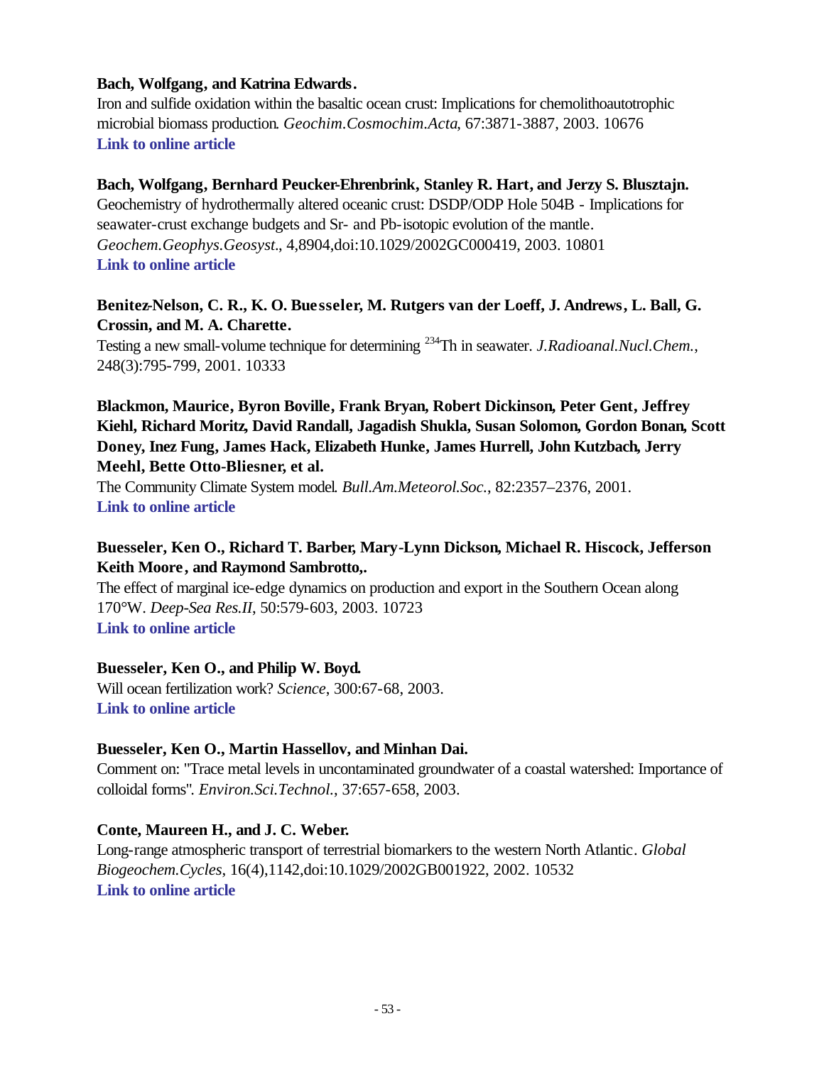**Bach, Wolfgang, and Katrina Edwards.**
Iron and sulfide oxidation within the basaltic ocean crust: Implications for chemolithoautotrophic microbial biomass production. *Geochim.Cosmochim.Acta*, 67:3871-3887, 2003. 10676
**Link to online article**

**Bach, Wolfgang, Bernhard Peucker-Ehrenbrink, Stanley R. Hart, and Jerzy S. Blusztajn.**
Geochemistry of hydrothermally altered oceanic crust: DSDP/ODP Hole 504B - Implications for seawater-crust exchange budgets and Sr- and Pb-isotopic evolution of the mantle. *Geochem.Geophys.Geosyst.*, 4,8904,doi:10.1029/2002GC000419, 2003. 10801
**Link to online article**

**Benitez-Nelson, C. R., K. O. Buesseler, M. Rutgers van der Loeff, J. Andrews, L. Ball, G. Crossin, and M. A. Charette.**
Testing a new small-volume technique for determining $^{234}$Th in seawater. *J.Radioanal.Nucl.Chem.*, 248(3):795-799, 2001. 10333

**Blackmon, Maurice, Byron Boville, Frank Bryan, Robert Dickinson, Peter Gent, Jeffrey Kiehl, Richard Moritz, David Randall, Jagadish Shukla, Susan Solomon, Gordon Bonan, Scott Doney, Inez Fung, James Hack, Elizabeth Hunke, James Hurrell, John Kutzbach, Jerry Meehl, Bette Otto-Bliesner, et al.**
The Community Climate System model. *Bull.Am.Meteorol.Soc.*, 82:2357–2376, 2001.
**Link to online article**

**Buesseler, Ken O., Richard T. Barber, Mary-Lynn Dickson, Michael R. Hiscock, Jefferson Keith Moore, and Raymond Sambrotto,.**
The effect of marginal ice-edge dynamics on production and export in the Southern Ocean along 170°W. *Deep-Sea Res.II*, 50:579-603, 2003. 10723
**Link to online article**

**Buesseler, Ken O., and Philip W. Boyd.**
Will ocean fertilization work? *Science*, 300:67-68, 2003.
**Link to online article**

**Buesseler, Ken O., Martin Hassellov, and Minhan Dai.**
Comment on: "Trace metal levels in uncontaminated groundwater of a coastal watershed: Importance of colloidal forms". *Environ.Sci.Technol.*, 37:657-658, 2003.

**Conte, Maureen H., and J. C. Weber.**
Long-range atmospheric transport of terrestrial biomarkers to the western North Atlantic. *Global Biogeochem.Cycles*, 16(4),1142,doi:10.1029/2002GB001922, 2002. 10532
**Link to online article**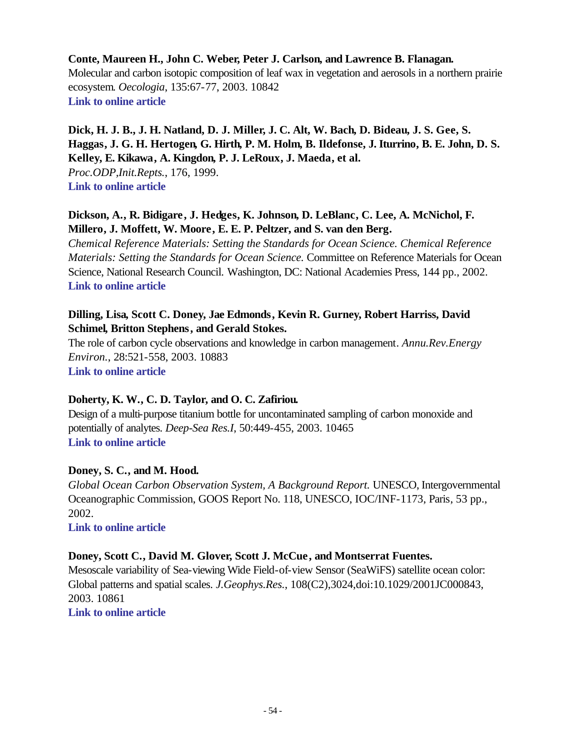**Conte, Maureen H., John C. Weber, Peter J. Carlson, and Lawrence B. Flanagan.**
Molecular and carbon isotopic composition of leaf wax in vegetation and aerosols in a northern prairie ecosystem. *Oecologia*, 135:67-77, 2003. 10842
**Link to online article**

**Dick, H. J. B., J. H. Natland, D. J. Miller, J. C. Alt, W. Bach, D. Bideau, J. S. Gee, S. Haggas, J. G. H. Hertogen, G. Hirth, P. M. Holm, B. Ildefonse, J. Iturrino, B. E. John, D. S. Kelley, E. Kikawa, A. Kingdon, P. J. LeRoux, J. Maeda, et al.**
*Proc.ODP,Init.Repts.*, 176, 1999.
**Link to online article**

**Dickson, A., R. Bidigare, J. Hedges, K. Johnson, D. LeBlanc, C. Lee, A. McNichol, F. Millero, J. Moffett, W. Moore, E. E. P. Peltzer, and S. van den Berg.**
*Chemical Reference Materials: Setting the Standards for Ocean Science. Chemical Reference Materials: Setting the Standards for Ocean Science.* Committee on Reference Materials for Ocean Science, National Research Council. Washington, DC: National Academies Press, 144 pp., 2002.
**Link to online article**

**Dilling, Lisa, Scott C. Doney, Jae Edmonds, Kevin R. Gurney, Robert Harriss, David Schimel, Britton Stephens, and Gerald Stokes.**
The role of carbon cycle observations and knowledge in carbon management. *Annu.Rev.Energy Environ.*, 28:521-558, 2003. 10883
**Link to online article**

**Doherty, K. W., C. D. Taylor, and O. C. Zafiriou.**
Design of a multi-purpose titanium bottle for uncontaminated sampling of carbon monoxide and potentially of analytes. *Deep-Sea Res.I*, 50:449-455, 2003. 10465
**Link to online article**

**Doney, S. C., and M. Hood.**
*Global Ocean Carbon Observation System, A Background Report.* UNESCO, Intergovernmental Oceanographic Commission, GOOS Report No. 118, UNESCO, IOC/INF-1173, Paris, 53 pp., 2002.
**Link to online article**

**Doney, Scott C., David M. Glover, Scott J. McCue, and Montserrat Fuentes.**
Mesoscale variability of Sea-viewing Wide Field-of-view Sensor (SeaWiFS) satellite ocean color: Global patterns and spatial scales. *J.Geophys.Res.*, 108(C2),3024,doi:10.1029/2001JC000843, 2003. 10861
**Link to online article**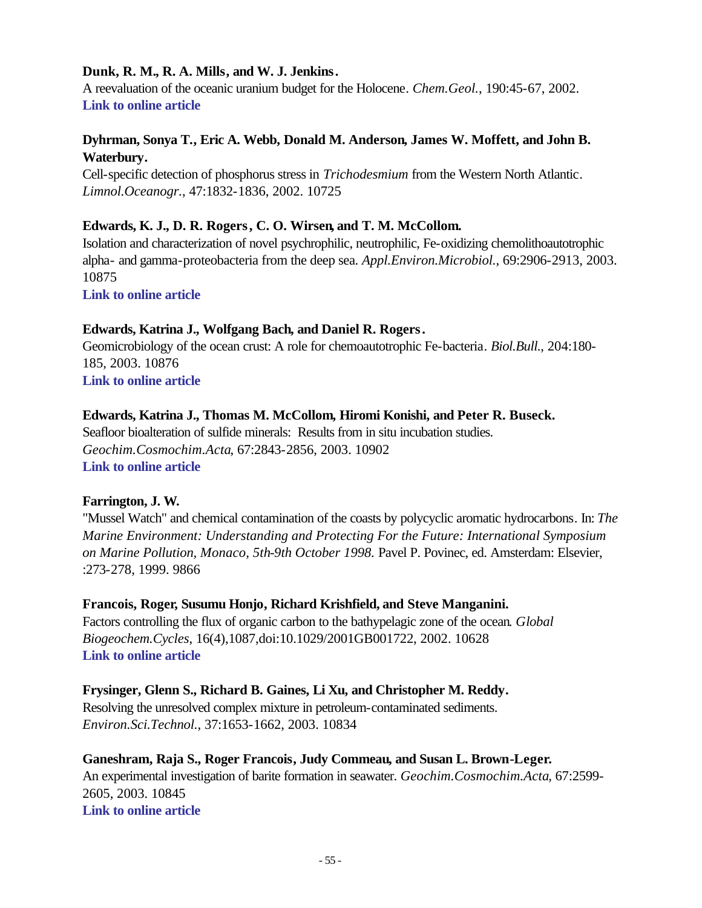**Dunk, R. M., R. A. Mills, and W. J. Jenkins.**
A reevaluation of the oceanic uranium budget for the Holocene. *Chem.Geol.*, 190:45-67, 2002.
**Link to online article**

**Dyhrman, Sonya T., Eric A. Webb, Donald M. Anderson, James W. Moffett, and John B. Waterbury.**
Cell-specific detection of phosphorus stress in *Trichodesmium* from the Western North Atlantic. *Limnol.Oceanogr.*, 47:1832-1836, 2002. 10725

**Edwards, K. J., D. R. Rogers, C. O. Wirsen, and T. M. McCollom.**
Isolation and characterization of novel psychrophilic, neutrophilic, Fe-oxidizing chemolithoautotrophic alpha- and gamma-proteobacteria from the deep sea. *Appl.Environ.Microbiol.*, 69:2906-2913, 2003. 10875
**Link to online article**

**Edwards, Katrina J., Wolfgang Bach, and Daniel R. Rogers.**
Geomicrobiology of the ocean crust: A role for chemoautotrophic Fe-bacteria. *Biol.Bull.*, 204:180-185, 2003. 10876
**Link to online article**

**Edwards, Katrina J., Thomas M. McCollom, Hiromi Konishi, and Peter R. Buseck.**
Seafloor bioalteration of sulfide minerals: Results from in situ incubation studies. *Geochim.Cosmochim.Acta*, 67:2843-2856, 2003. 10902
**Link to online article**

**Farrington, J. W.**
"Mussel Watch" and chemical contamination of the coasts by polycyclic aromatic hydrocarbons. In: *The Marine Environment: Understanding and Protecting For the Future: International Symposium on Marine Pollution, Monaco, 5th-9th October 1998.* Pavel P. Povinec, ed. Amsterdam: Elsevier, :273-278, 1999. 9866

**Francois, Roger, Susumu Honjo, Richard Krishfield, and Steve Manganini.**
Factors controlling the flux of organic carbon to the bathypelagic zone of the ocean. *Global Biogeochem.Cycles*, 16(4),1087,doi:10.1029/2001GB001722, 2002. 10628
**Link to online article**

**Frysinger, Glenn S., Richard B. Gaines, Li Xu, and Christopher M. Reddy.**
Resolving the unresolved complex mixture in petroleum-contaminated sediments. *Environ.Sci.Technol.*, 37:1653-1662, 2003. 10834

**Ganeshram, Raja S., Roger Francois, Judy Commeau, and Susan L. Brown-Leger.**
An experimental investigation of barite formation in seawater. *Geochim.Cosmochim.Acta*, 67:2599-2605, 2003. 10845
**Link to online article**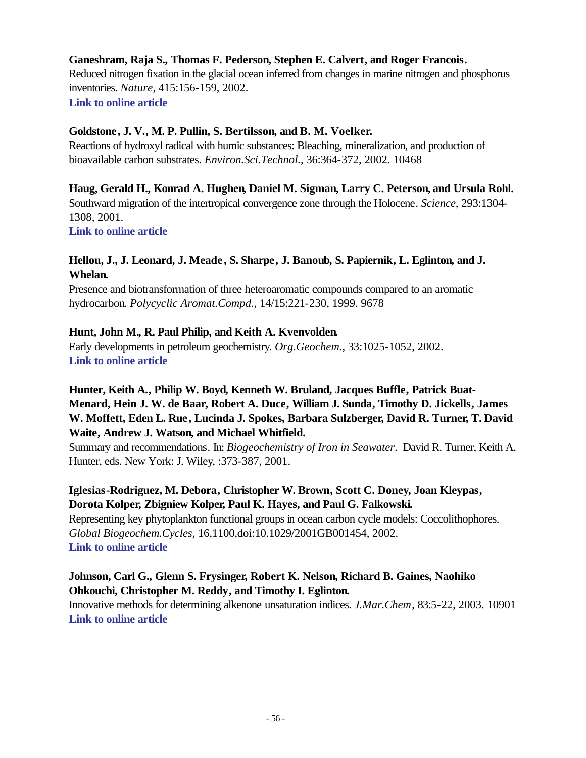**Ganeshram, Raja S., Thomas F. Pederson, Stephen E. Calvert, and Roger Francois.**
Reduced nitrogen fixation in the glacial ocean inferred from changes in marine nitrogen and phosphorus inventories. *Nature*, 415:156-159, 2002.
**Link to online article**

**Goldstone, J. V., M. P. Pullin, S. Bertilsson, and B. M. Voelker.**
Reactions of hydroxyl radical with humic substances: Bleaching, mineralization, and production of bioavailable carbon substrates. *Environ.Sci.Technol.*, 36:364-372, 2002. 10468

**Haug, Gerald H., Konrad A. Hughen, Daniel M. Sigman, Larry C. Peterson, and Ursula Rohl.**
Southward migration of the intertropical convergence zone through the Holocene. *Science*, 293:1304-1308, 2001.
**Link to online article**

**Hellou, J., J. Leonard, J. Meade, S. Sharpe, J. Banoub, S. Papiernik, L. Eglinton, and J. Whelan.**
Presence and biotransformation of three heteroaromatic compounds compared to an aromatic hydrocarbon. *Polycyclic Aromat.Compd.*, 14/15:221-230, 1999. 9678

**Hunt, John M., R. Paul Philip, and Keith A. Kvenvolden.**
Early developments in petroleum geochemistry. *Org.Geochem.*, 33:1025-1052, 2002.
**Link to online article**

**Hunter, Keith A., Philip W. Boyd, Kenneth W. Bruland, Jacques Buffle, Patrick Buat-Menard, Hein J. W. de Baar, Robert A. Duce, William J. Sunda, Timothy D. Jickells, James W. Moffett, Eden L. Rue, Lucinda J. Spokes, Barbara Sulzberger, David R. Turner, T. David Waite, Andrew J. Watson, and Michael Whitfield.**
Summary and recommendations. In: *Biogeochemistry of Iron in Seawater*. David R. Turner, Keith A. Hunter, eds. New York: J. Wiley, :373-387, 2001.

**Iglesias-Rodriguez, M. Debora, Christopher W. Brown, Scott C. Doney, Joan Kleypas, Dorota Kolper, Zbigniew Kolper, Paul K. Hayes, and Paul G. Falkowski.**
Representing key phytoplankton functional groups in ocean carbon cycle models: Coccolithophores. *Global Biogeochem.Cycles*, 16,1100,doi:10.1029/2001GB001454, 2002.
**Link to online article**

**Johnson, Carl G., Glenn S. Frysinger, Robert K. Nelson, Richard B. Gaines, Naohiko Ohkouchi, Christopher M. Reddy, and Timothy I. Eglinton.**
Innovative methods for determining alkenone unsaturation indices. *J.Mar.Chem*, 83:5-22, 2003. 10901
**Link to online article**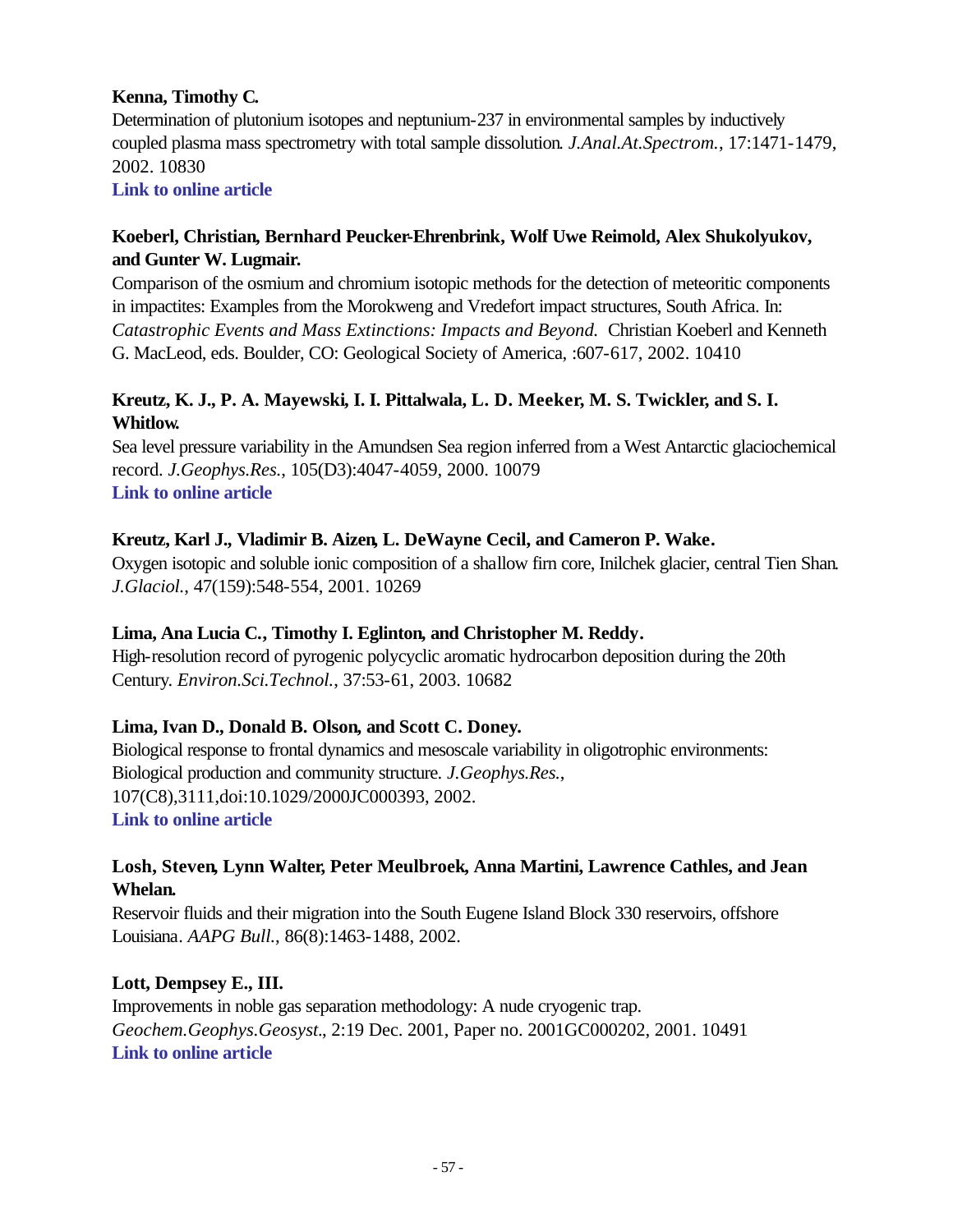**Kenna, Timothy C.**

Determination of plutonium isotopes and neptunium-237 in environmental samples by inductively coupled plasma mass spectrometry with total sample dissolution. *J.Anal.At.Spectrom.*, 17:1471-1479, 2002. 10830

**Link to online article**

**Koeberl, Christian, Bernhard Peucker-Ehrenbrink, Wolf Uwe Reimold, Alex Shukolyukov, and Gunter W. Lugmair.**

Comparison of the osmium and chromium isotopic methods for the detection of meteoritic components in impactites: Examples from the Morokweng and Vredefort impact structures, South Africa. In: *Catastrophic Events and Mass Extinctions: Impacts and Beyond.* Christian Koeberl and Kenneth G. MacLeod, eds. Boulder, CO: Geological Society of America, :607-617, 2002. 10410

**Kreutz, K. J., P. A. Mayewski, I. I. Pittalwala, L. D. Meeker, M. S. Twickler, and S. I. Whitlow.**

Sea level pressure variability in the Amundsen Sea region inferred from a West Antarctic glaciochemical record. *J.Geophys.Res.*, 105(D3):4047-4059, 2000. 10079

**Link to online article**

**Kreutz, Karl J., Vladimir B. Aizen, L. DeWayne Cecil, and Cameron P. Wake.**

Oxygen isotopic and soluble ionic composition of a shallow firn core, Inilchek glacier, central Tien Shan. *J.Glaciol.*, 47(159):548-554, 2001. 10269

**Lima, Ana Lucia C., Timothy I. Eglinton, and Christopher M. Reddy.**

High-resolution record of pyrogenic polycyclic aromatic hydrocarbon deposition during the 20th Century. *Environ.Sci.Technol.*, 37:53-61, 2003. 10682

**Lima, Ivan D., Donald B. Olson, and Scott C. Doney.**

Biological response to frontal dynamics and mesoscale variability in oligotrophic environments: Biological production and community structure. *J.Geophys.Res.*, 107(C8),3111,doi:10.1029/2000JC000393, 2002.

**Link to online article**

**Losh, Steven, Lynn Walter, Peter Meulbroek, Anna Martini, Lawrence Cathles, and Jean Whelan.**

Reservoir fluids and their migration into the South Eugene Island Block 330 reservoirs, offshore Louisiana. *AAPG Bull.*, 86(8):1463-1488, 2002.

**Lott, Dempsey E., III.**

Improvements in noble gas separation methodology: A nude cryogenic trap. *Geochem.Geophys.Geosyst.*, 2:19 Dec. 2001, Paper no. 2001GC000202, 2001. 10491

**Link to online article**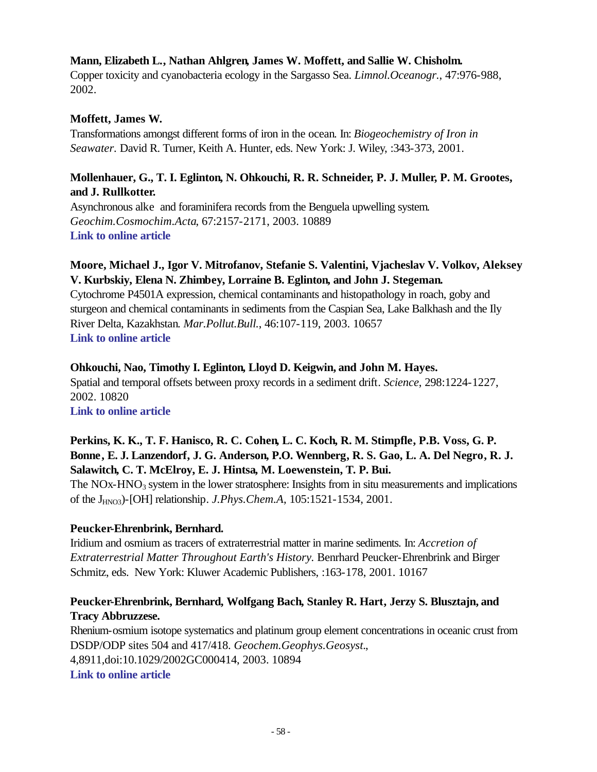**Mann, Elizabeth L., Nathan Ahlgren, James W. Moffett, and Sallie W. Chisholm.**
Copper toxicity and cyanobacteria ecology in the Sargasso Sea. *Limnol.Oceanogr.*, 47:976-988, 2002.

**Moffett, James W.**
Transformations amongst different forms of iron in the ocean. In: *Biogeochemistry of Iron in Seawater.* David R. Turner, Keith A. Hunter, eds. New York: J. Wiley, :343-373, 2001.

**Mollenhauer, G., T. I. Eglinton, N. Ohkouchi, R. R. Schneider, P. J. Muller, P. M. Grootes, and J. Rullkotter.**
Asynchronous alke  and foraminifera records from the Benguela upwelling system. *Geochim.Cosmochim.Acta*, 67:2157-2171, 2003. 10889
**Link to online article**

**Moore, Michael J., Igor V. Mitrofanov, Stefanie S. Valentini, Vjacheslav V. Volkov, Aleksey V. Kurbskiy, Elena N. Zhimbey, Lorraine B. Eglinton, and John J. Stegeman.**
Cytochrome P4501A expression, chemical contaminants and histopathology in roach, goby and sturgeon and chemical contaminants in sediments from the Caspian Sea, Lake Balkhash and the Ily River Delta, Kazakhstan. *Mar.Pollut.Bull.*, 46:107-119, 2003. 10657
**Link to online article**

**Ohkouchi, Nao, Timothy I. Eglinton, Lloyd D. Keigwin, and John M. Hayes.**
Spatial and temporal offsets between proxy records in a sediment drift. *Science*, 298:1224-1227, 2002. 10820
**Link to online article**

**Perkins, K. K., T. F. Hanisco, R. C. Cohen, L. C. Koch, R. M. Stimpfle, P.B. Voss, G. P. Bonne, E. J. Lanzendorf, J. G. Anderson, P.O. Wennberg, R. S. Gao, L. A. Del Negro, R. J. Salawitch, C. T. McElroy, E. J. Hintsa, M. Loewenstein, T. P. Bui.**
The NOx-$HNO_3$ system in the lower stratosphere: Insights from in situ measurements and implications of the $J_{HNO3}$)-[OH] relationship. *J.Phys.Chem.A*, 105:1521-1534, 2001.

**Peucker-Ehrenbrink, Bernhard.**
Iridium and osmium as tracers of extraterrestrial matter in marine sediments. In: *Accretion of Extraterrestrial Matter Throughout Earth's History.* Benrhard Peucker-Ehrenbrink and Birger Schmitz, eds. New York: Kluwer Academic Publishers, :163-178, 2001. 10167

**Peucker-Ehrenbrink, Bernhard, Wolfgang Bach, Stanley R. Hart, Jerzy S. Blusztajn, and Tracy Abbruzzese.**
Rhenium-osmium isotope systematics and platinum group element concentrations in oceanic crust from DSDP/ODP sites 504 and 417/418. *Geochem.Geophys.Geosyst.*, 4,8911,doi:10.1029/2002GC000414, 2003. 10894
**Link to online article**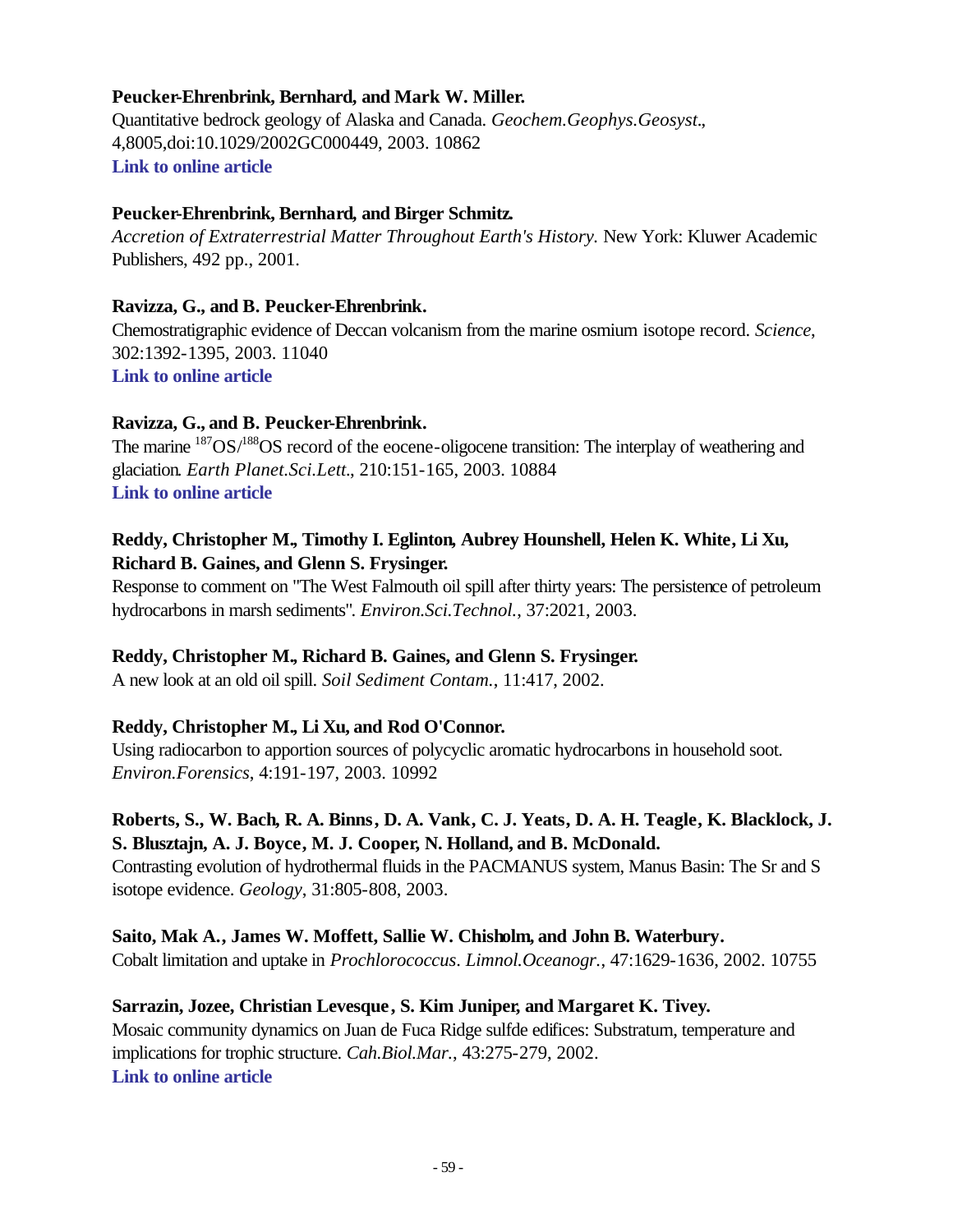**Peucker-Ehrenbrink, Bernhard, and Mark W. Miller.**
Quantitative bedrock geology of Alaska and Canada. *Geochem.Geophys.Geosyst.*, 4,8005,doi:10.1029/2002GC000449, 2003. 10862
**Link to online article**

**Peucker-Ehrenbrink, Bernhard, and Birger Schmitz.**
*Accretion of Extraterrestrial Matter Throughout Earth's History.* New York: Kluwer Academic Publishers, 492 pp., 2001.

**Ravizza, G., and B. Peucker-Ehrenbrink.**
Chemostratigraphic evidence of Deccan volcanism from the marine osmium isotope record. *Science*, 302:1392-1395, 2003. 11040
**Link to online article**

**Ravizza, G., and B. Peucker-Ehrenbrink.**
The marine $^{187}OS/^{188}OS$ record of the eocene-oligocene transition: The interplay of weathering and glaciation. *Earth Planet.Sci.Lett.*, 210:151-165, 2003. 10884
**Link to online article**

**Reddy, Christopher M., Timothy I. Eglinton, Aubrey Hounshell, Helen K. White, Li Xu, Richard B. Gaines, and Glenn S. Frysinger.**
Response to comment on "The West Falmouth oil spill after thirty years: The persistence of petroleum hydrocarbons in marsh sediments". *Environ.Sci.Technol.*, 37:2021, 2003.

**Reddy, Christopher M., Richard B. Gaines, and Glenn S. Frysinger.**
A new look at an old oil spill. *Soil Sediment Contam.*, 11:417, 2002.

**Reddy, Christopher M., Li Xu, and Rod O'Connor.**
Using radiocarbon to apportion sources of polycyclic aromatic hydrocarbons in household soot. *Environ.Forensics*, 4:191-197, 2003. 10992

**Roberts, S., W. Bach, R. A. Binns, D. A. Vank, C. J. Yeats, D. A. H. Teagle, K. Blacklock, J. S. Blusztajn, A. J. Boyce, M. J. Cooper, N. Holland, and B. McDonald.**
Contrasting evolution of hydrothermal fluids in the PACMANUS system, Manus Basin: The Sr and S isotope evidence. *Geology*, 31:805-808, 2003.

**Saito, Mak A., James W. Moffett, Sallie W. Chisholm, and John B. Waterbury.**
Cobalt limitation and uptake in *Prochlorococcus*. *Limnol.Oceanogr.*, 47:1629-1636, 2002. 10755

**Sarrazin, Jozee, Christian Levesque, S. Kim Juniper, and Margaret K. Tivey.**
Mosaic community dynamics on Juan de Fuca Ridge sulfde edifices: Substratum, temperature and implications for trophic structure. *Cah.Biol.Mar.*, 43:275-279, 2002.
**Link to online article**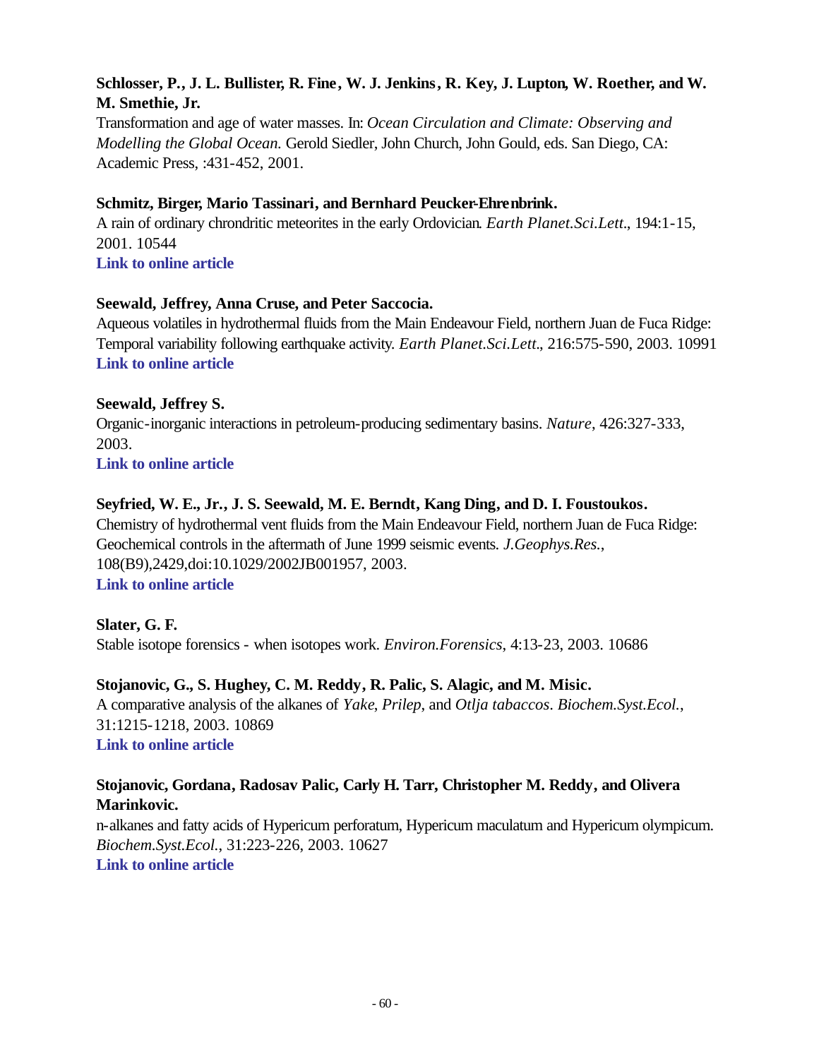**Schlosser, P., J. L. Bullister, R. Fine, W. J. Jenkins, R. Key, J. Lupton, W. Roether, and W. M. Smethie, Jr.**
Transformation and age of water masses. In: *Ocean Circulation and Climate: Observing and Modelling the Global Ocean.* Gerold Siedler, John Church, John Gould, eds. San Diego, CA: Academic Press, :431-452, 2001.

**Schmitz, Birger, Mario Tassinari, and Bernhard Peucker-Ehrenbrink.**
A rain of ordinary chrondritic meteorites in the early Ordovician. *Earth Planet.Sci.Lett.*, 194:1-15, 2001. 10544
**Link to online article**

**Seewald, Jeffrey, Anna Cruse, and Peter Saccocia.**
Aqueous volatiles in hydrothermal fluids from the Main Endeavour Field, northern Juan de Fuca Ridge: Temporal variability following earthquake activity. *Earth Planet.Sci.Lett.*, 216:575-590, 2003. 10991
**Link to online article**

**Seewald, Jeffrey S.**
Organic-inorganic interactions in petroleum-producing sedimentary basins. *Nature*, 426:327-333, 2003.
**Link to online article**

**Seyfried, W. E., Jr., J. S. Seewald, M. E. Berndt, Kang Ding, and D. I. Foustoukos.**
Chemistry of hydrothermal vent fluids from the Main Endeavour Field, northern Juan de Fuca Ridge: Geochemical controls in the aftermath of June 1999 seismic events. *J.Geophys.Res.*, 108(B9),2429,doi:10.1029/2002JB001957, 2003.
**Link to online article**

**Slater, G. F.**
Stable isotope forensics - when isotopes work. *Environ.Forensics*, 4:13-23, 2003. 10686

**Stojanovic, G., S. Hughey, C. M. Reddy, R. Palic, S. Alagic, and M. Misic.**
A comparative analysis of the alkanes of *Yake, Prilep*, and *Otlja tabaccos*. *Biochem.Syst.Ecol.*, 31:1215-1218, 2003. 10869
**Link to online article**

**Stojanovic, Gordana, Radosav Palic, Carly H. Tarr, Christopher M. Reddy, and Olivera Marinkovic.**
n-alkanes and fatty acids of Hypericum perforatum, Hypericum maculatum and Hypericum olympicum. *Biochem.Syst.Ecol.*, 31:223-226, 2003. 10627
**Link to online article**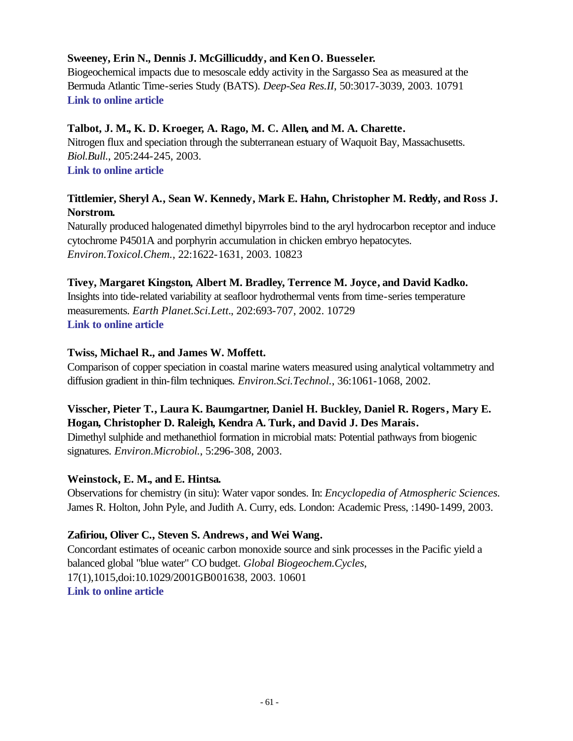**Sweeney, Erin N., Dennis J. McGillicuddy, and Ken O. Buesseler.**
Biogeochemical impacts due to mesoscale eddy activity in the Sargasso Sea as measured at the Bermuda Atlantic Time-series Study (BATS). *Deep-Sea Res.II*, 50:3017-3039, 2003. 10791
**Link to online article**

**Talbot, J. M., K. D. Kroeger, A. Rago, M. C. Allen, and M. A. Charette.**
Nitrogen flux and speciation through the subterranean estuary of Waquoit Bay, Massachusetts. *Biol.Bull.*, 205:244-245, 2003.
**Link to online article**

**Tittlemier, Sheryl A., Sean W. Kennedy, Mark E. Hahn, Christopher M. Reddy, and Ross J. Norstrom.**
Naturally produced halogenated dimethyl bipyrroles bind to the aryl hydrocarbon receptor and induce cytochrome P4501A and porphyrin accumulation in chicken embryo hepatocytes. *Environ.Toxicol.Chem.*, 22:1622-1631, 2003. 10823

**Tivey, Margaret Kingston, Albert M. Bradley, Terrence M. Joyce, and David Kadko.**
Insights into tide-related variability at seafloor hydrothermal vents from time-series temperature measurements. *Earth Planet.Sci.Lett.*, 202:693-707, 2002. 10729
**Link to online article**

**Twiss, Michael R., and James W. Moffett.**
Comparison of copper speciation in coastal marine waters measured using analytical voltammetry and diffusion gradient in thin-film techniques. *Environ.Sci.Technol.*, 36:1061-1068, 2002.

**Visscher, Pieter T., Laura K. Baumgartner, Daniel H. Buckley, Daniel R. Rogers, Mary E. Hogan, Christopher D. Raleigh, Kendra A. Turk, and David J. Des Marais.**
Dimethyl sulphide and methanethiol formation in microbial mats: Potential pathways from biogenic signatures. *Environ.Microbiol.*, 5:296-308, 2003.

**Weinstock, E. M., and E. Hintsa.**
Observations for chemistry (in situ): Water vapor sondes. In: *Encyclopedia of Atmospheric Sciences.* James R. Holton, John Pyle, and Judith A. Curry, eds. London: Academic Press, :1490-1499, 2003.

**Zafiriou, Oliver C., Steven S. Andrews, and Wei Wang.**
Concordant estimates of oceanic carbon monoxide source and sink processes in the Pacific yield a balanced global "blue water" CO budget. *Global Biogeochem.Cycles*, 17(1),1015,doi:10.1029/2001GB001638, 2003. 10601
**Link to online article**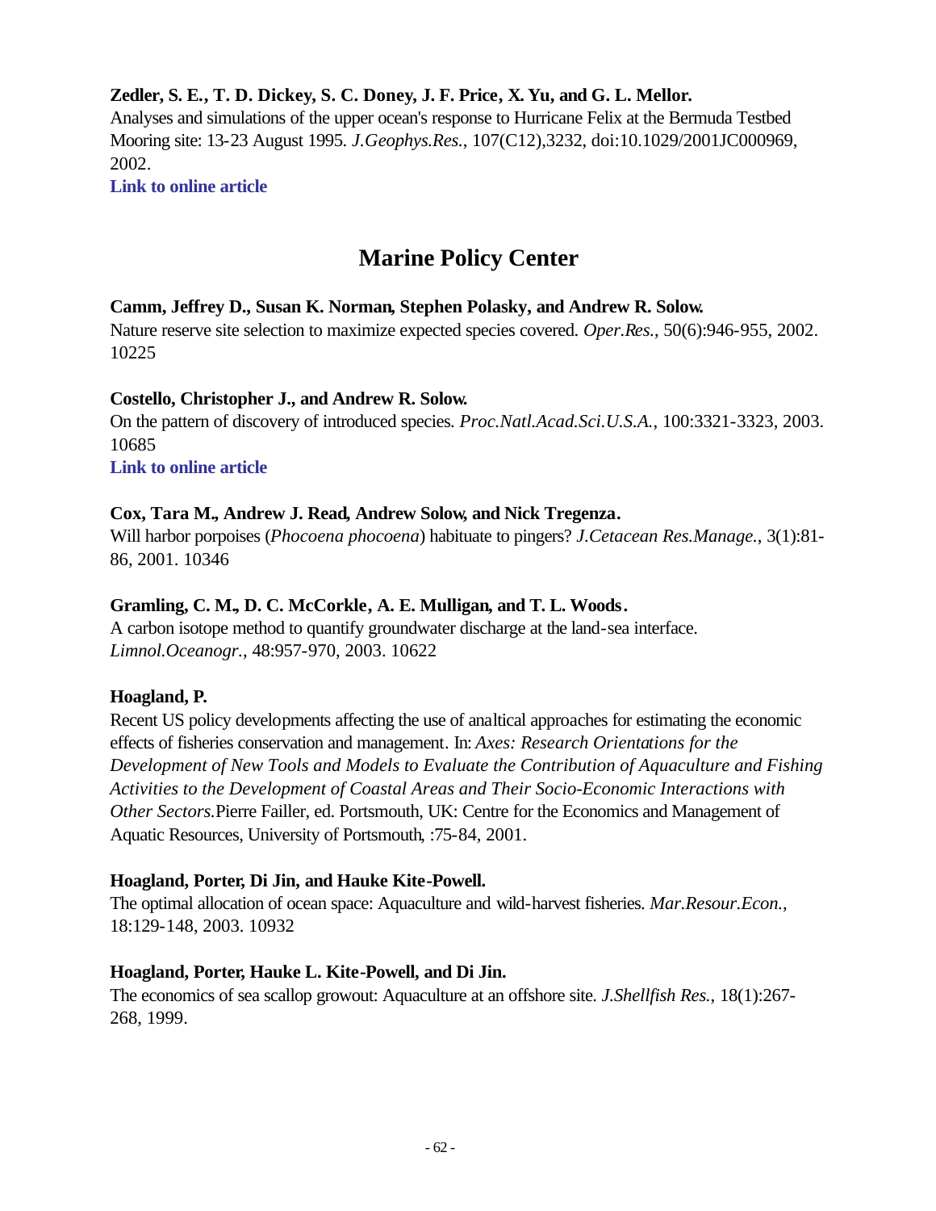**Zedler, S. E., T. D. Dickey, S. C. Doney, J. F. Price, X. Yu, and G. L. Mellor.**
Analyses and simulations of the upper ocean's response to Hurricane Felix at the Bermuda Testbed Mooring site: 13-23 August 1995. *J.Geophys.Res.*, 107(C12),3232, doi:10.1029/2001JC000969, 2002.
**Link to online article**

## Marine Policy Center

**Camm, Jeffrey D., Susan K. Norman, Stephen Polasky, and Andrew R. Solow.**
Nature reserve site selection to maximize expected species covered. *Oper.Res.*, 50(6):946-955, 2002. 10225

**Costello, Christopher J., and Andrew R. Solow.**
On the pattern of discovery of introduced species. *Proc.Natl.Acad.Sci.U.S.A.*, 100:3321-3323, 2003. 10685
**Link to online article**

**Cox, Tara M., Andrew J. Read, Andrew Solow, and Nick Tregenza.**
Will harbor porpoises (*Phocoena phocoena*) habituate to pingers? *J.Cetacean Res.Manage.*, 3(1):81-86, 2001. 10346

**Gramling, C. M., D. C. McCorkle, A. E. Mulligan, and T. L. Woods.**
A carbon isotope method to quantify groundwater discharge at the land-sea interface. *Limnol.Oceanogr.*, 48:957-970, 2003. 10622

**Hoagland, P.**
Recent US policy developments affecting the use of analtical approaches for estimating the economic effects of fisheries conservation and management. In: *Axes: Research Orientations for the Development of New Tools and Models to Evaluate the Contribution of Aquaculture and Fishing Activities to the Development of Coastal Areas and Their Socio-Economic Interactions with Other Sectors.*Pierre Failler, ed. Portsmouth, UK: Centre for the Economics and Management of Aquatic Resources, University of Portsmouth, :75-84, 2001.

**Hoagland, Porter, Di Jin, and Hauke Kite-Powell.**
The optimal allocation of ocean space: Aquaculture and wild-harvest fisheries. *Mar.Resour.Econ.*, 18:129-148, 2003. 10932

**Hoagland, Porter, Hauke L. Kite-Powell, and Di Jin.**
The economics of sea scallop growout: Aquaculture at an offshore site. *J.Shellfish Res.*, 18(1):267-268, 1999.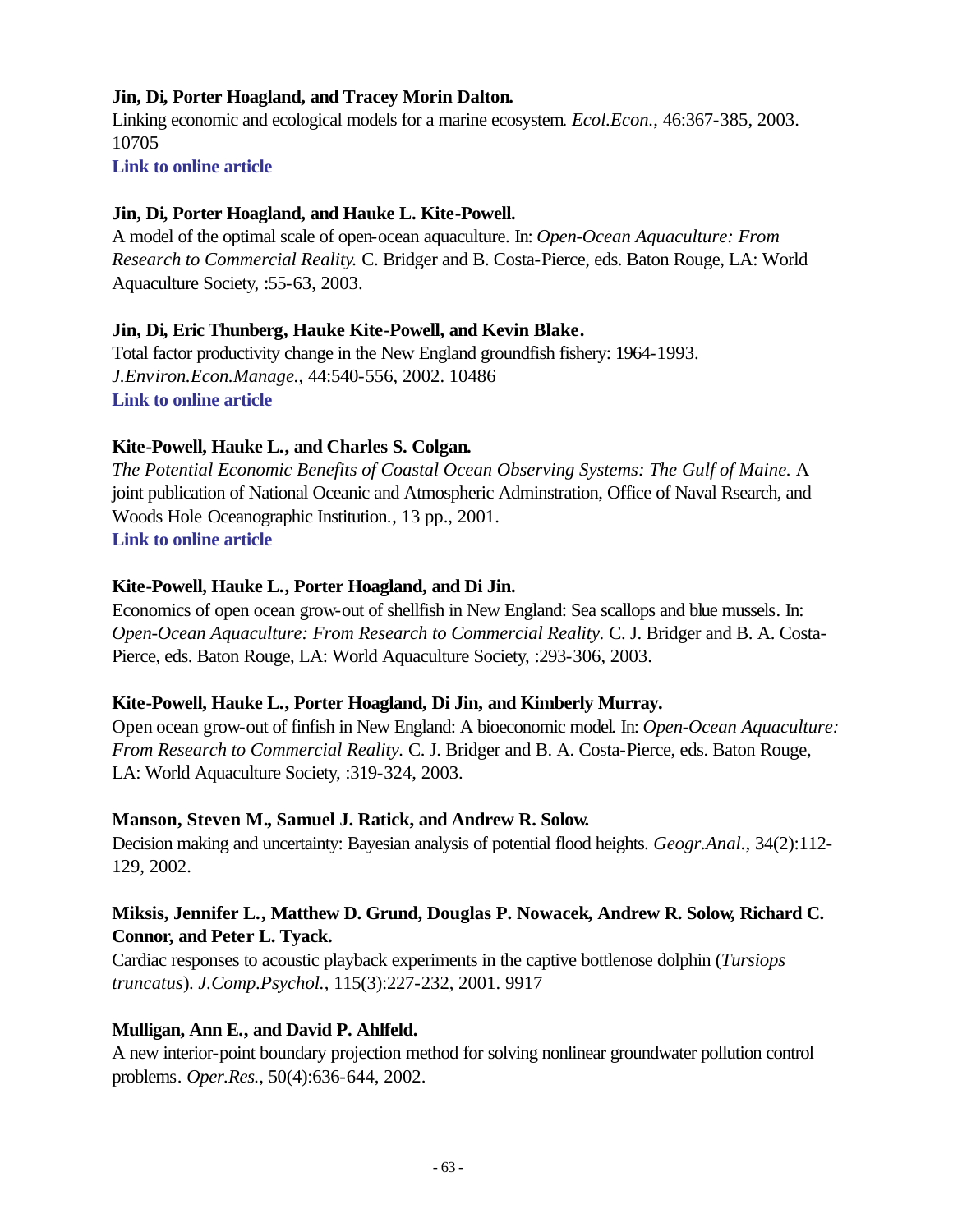**Jin, Di, Porter Hoagland, and Tracey Morin Dalton.**
Linking economic and ecological models for a marine ecosystem. *Ecol.Econ.*, 46:367-385, 2003. 10705
**Link to online article**

**Jin, Di, Porter Hoagland, and Hauke L. Kite-Powell.**
A model of the optimal scale of open-ocean aquaculture. In: *Open-Ocean Aquaculture: From Research to Commercial Reality.* C. Bridger and B. Costa-Pierce, eds. Baton Rouge, LA: World Aquaculture Society, :55-63, 2003.

**Jin, Di, Eric Thunberg, Hauke Kite-Powell, and Kevin Blake.**
Total factor productivity change in the New England groundfish fishery: 1964-1993. *J.Environ.Econ.Manage.*, 44:540-556, 2002. 10486
**Link to online article**

**Kite-Powell, Hauke L., and Charles S. Colgan.**
*The Potential Economic Benefits of Coastal Ocean Observing Systems: The Gulf of Maine.* A joint publication of National Oceanic and Atmospheric Adminstration, Office of Naval Rsearch, and Woods Hole Oceanographic Institution., 13 pp., 2001.
**Link to online article**

**Kite-Powell, Hauke L., Porter Hoagland, and Di Jin.**
Economics of open ocean grow-out of shellfish in New England: Sea scallops and blue mussels. In: *Open-Ocean Aquaculture: From Research to Commercial Reality.* C. J. Bridger and B. A. Costa-Pierce, eds. Baton Rouge, LA: World Aquaculture Society, :293-306, 2003.

**Kite-Powell, Hauke L., Porter Hoagland, Di Jin, and Kimberly Murray.**
Open ocean grow-out of finfish in New England: A bioeconomic model. In: *Open-Ocean Aquaculture: From Research to Commercial Reality.* C. J. Bridger and B. A. Costa-Pierce, eds. Baton Rouge, LA: World Aquaculture Society, :319-324, 2003.

**Manson, Steven M., Samuel J. Ratick, and Andrew R. Solow.**
Decision making and uncertainty: Bayesian analysis of potential flood heights. *Geogr.Anal.*, 34(2):112-129, 2002.

**Miksis, Jennifer L., Matthew D. Grund, Douglas P. Nowacek, Andrew R. Solow, Richard C. Connor, and Peter L. Tyack.**
Cardiac responses to acoustic playback experiments in the captive bottlenose dolphin (*Tursiops truncatus*). *J.Comp.Psychol.*, 115(3):227-232, 2001. 9917

**Mulligan, Ann E., and David P. Ahlfeld.**
A new interior-point boundary projection method for solving nonlinear groundwater pollution control problems. *Oper.Res.*, 50(4):636-644, 2002.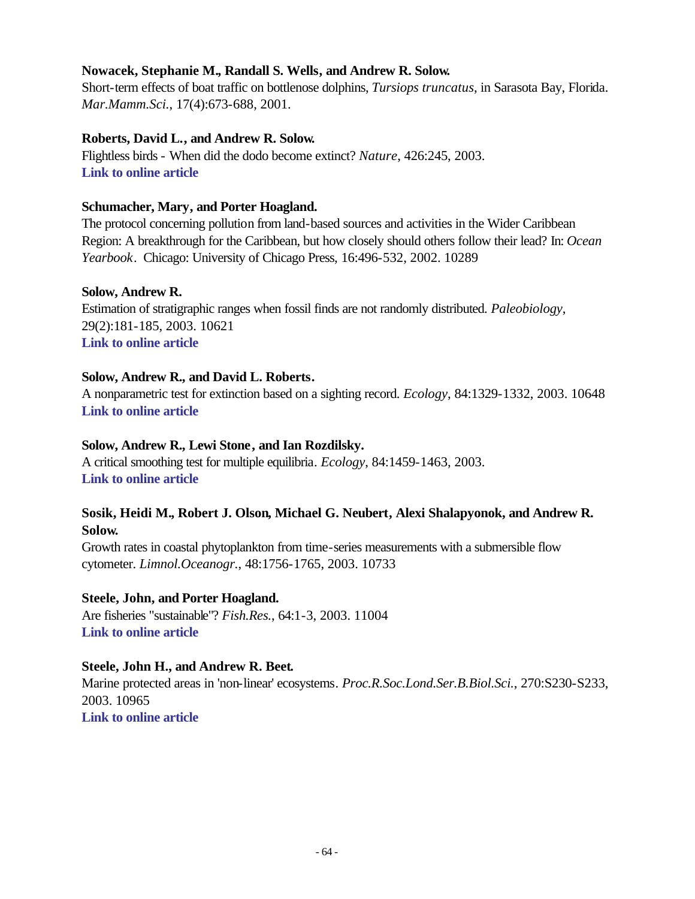**Nowacek, Stephanie M., Randall S. Wells, and Andrew R. Solow.**
Short-term effects of boat traffic on bottlenose dolphins, *Tursiops truncatus*, in Sarasota Bay, Florida. *Mar.Mamm.Sci.*, 17(4):673-688, 2001.

**Roberts, David L., and Andrew R. Solow.**
Flightless birds - When did the dodo become extinct? *Nature*, 426:245, 2003.
**Link to online article**

**Schumacher, Mary, and Porter Hoagland.**
The protocol concerning pollution from land-based sources and activities in the Wider Caribbean Region: A breakthrough for the Caribbean, but how closely should others follow their lead? In: *Ocean Yearbook*. Chicago: University of Chicago Press, 16:496-532, 2002. 10289

**Solow, Andrew R.**
Estimation of stratigraphic ranges when fossil finds are not randomly distributed. *Paleobiology*, 29(2):181-185, 2003. 10621
**Link to online article**

**Solow, Andrew R., and David L. Roberts.**
A nonparametric test for extinction based on a sighting record. *Ecology*, 84:1329-1332, 2003. 10648
**Link to online article**

**Solow, Andrew R., Lewi Stone, and Ian Rozdilsky.**
A critical smoothing test for multiple equilibria. *Ecology*, 84:1459-1463, 2003.
**Link to online article**

**Sosik, Heidi M., Robert J. Olson, Michael G. Neubert, Alexi Shalapyonok, and Andrew R. Solow.**
Growth rates in coastal phytoplankton from time-series measurements with a submersible flow cytometer. *Limnol.Oceanogr.*, 48:1756-1765, 2003. 10733

**Steele, John, and Porter Hoagland.**
Are fisheries "sustainable"? *Fish.Res.*, 64:1-3, 2003. 11004
**Link to online article**

**Steele, John H., and Andrew R. Beet.**
Marine protected areas in 'non-linear' ecosystems. *Proc.R.Soc.Lond.Ser.B.Biol.Sci.*, 270:S230-S233, 2003. 10965
**Link to online article**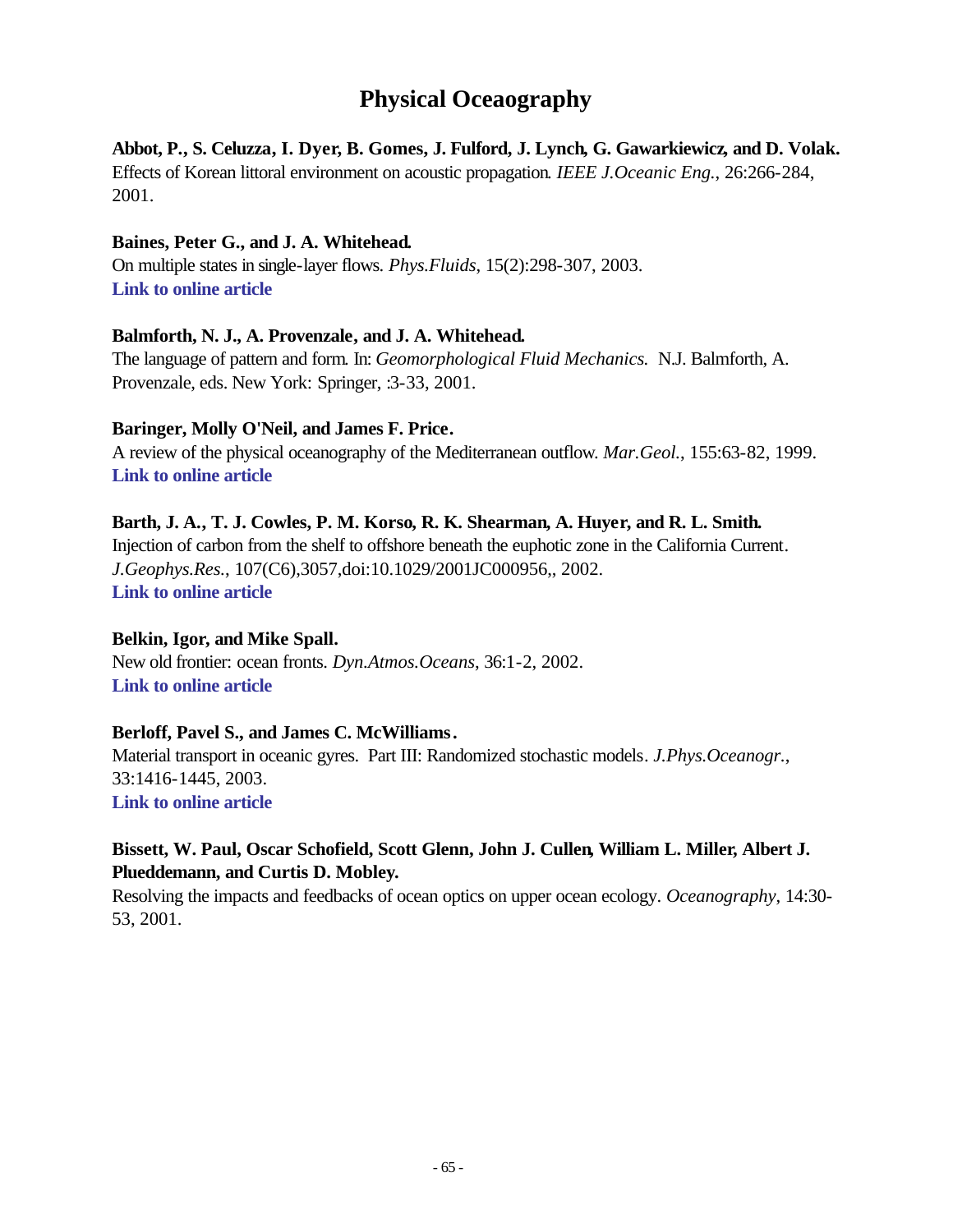# Physical Oceaography

**Abbot, P., S. Celuzza, I. Dyer, B. Gomes, J. Fulford, J. Lynch, G. Gawarkiewicz, and D. Volak.**
Effects of Korean littoral environment on acoustic propagation. *IEEE J.Oceanic Eng.*, 26:266-284, 2001.

**Baines, Peter G., and J. A. Whitehead.**
On multiple states in single-layer flows. *Phys.Fluids*, 15(2):298-307, 2003.
**Link to online article**

**Balmforth, N. J., A. Provenzale, and J. A. Whitehead.**
The language of pattern and form. In: *Geomorphological Fluid Mechanics.* N.J. Balmforth, A. Provenzale, eds. New York: Springer, :3-33, 2001.

**Baringer, Molly O'Neil, and James F. Price.**
A review of the physical oceanography of the Mediterranean outflow. *Mar.Geol.*, 155:63-82, 1999.
**Link to online article**

**Barth, J. A., T. J. Cowles, P. M. Korso, R. K. Shearman, A. Huyer, and R. L. Smith.**
Injection of carbon from the shelf to offshore beneath the euphotic zone in the California Current. *J.Geophys.Res.*, 107(C6),3057,doi:10.1029/2001JC000956,, 2002.
**Link to online article**

**Belkin, Igor, and Mike Spall.**
New old frontier: ocean fronts. *Dyn.Atmos.Oceans*, 36:1-2, 2002.
**Link to online article**

**Berloff, Pavel S., and James C. McWilliams.**
Material transport in oceanic gyres. Part III: Randomized stochastic models. *J.Phys.Oceanogr.*, 33:1416-1445, 2003.
**Link to online article**

**Bissett, W. Paul, Oscar Schofield, Scott Glenn, John J. Cullen, William L. Miller, Albert J. Plueddemann, and Curtis D. Mobley.**
Resolving the impacts and feedbacks of ocean optics on upper ocean ecology. *Oceanography*, 14:30-53, 2001.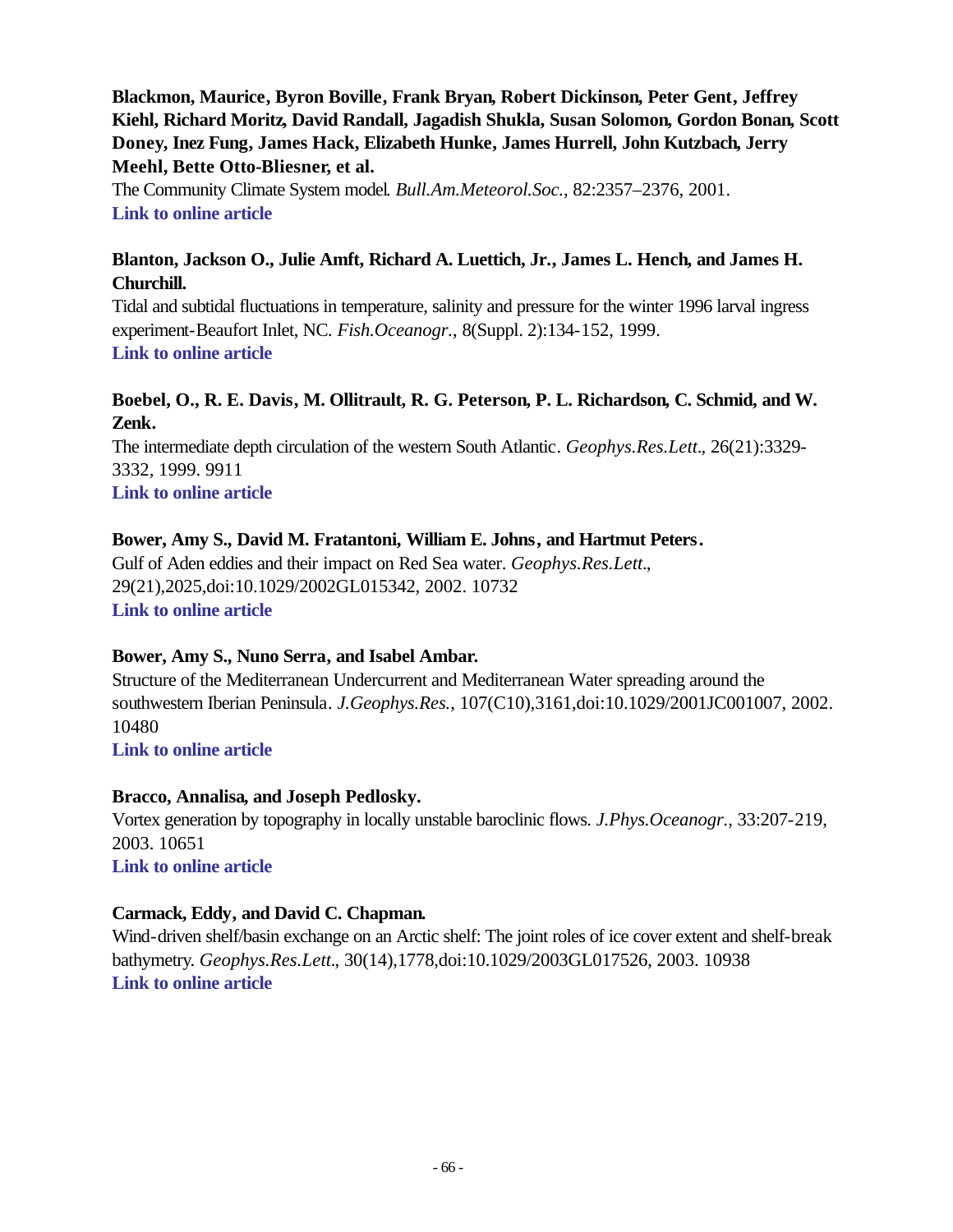**Blackmon, Maurice, Byron Boville, Frank Bryan, Robert Dickinson, Peter Gent, Jeffrey Kiehl, Richard Moritz, David Randall, Jagadish Shukla, Susan Solomon, Gordon Bonan, Scott Doney, Inez Fung, James Hack, Elizabeth Hunke, James Hurrell, John Kutzbach, Jerry Meehl, Bette Otto-Bliesner, et al.**
The Community Climate System model. *Bull.Am.Meteorol.Soc.*, 82:2357–2376, 2001.
**Link to online article**

**Blanton, Jackson O., Julie Amft, Richard A. Luettich, Jr., James L. Hench, and James H. Churchill.**
Tidal and subtidal fluctuations in temperature, salinity and pressure for the winter 1996 larval ingress experiment-Beaufort Inlet, NC. *Fish.Oceanogr.*, 8(Suppl. 2):134-152, 1999.
**Link to online article**

**Boebel, O., R. E. Davis, M. Ollitrault, R. G. Peterson, P. L. Richardson, C. Schmid, and W. Zenk.**
The intermediate depth circulation of the western South Atlantic. *Geophys.Res.Lett.*, 26(21):3329-3332, 1999. 9911
**Link to online article**

**Bower, Amy S., David M. Fratantoni, William E. Johns, and Hartmut Peters.**
Gulf of Aden eddies and their impact on Red Sea water. *Geophys.Res.Lett.*, 29(21),2025,doi:10.1029/2002GL015342, 2002. 10732
**Link to online article**

**Bower, Amy S., Nuno Serra, and Isabel Ambar.**
Structure of the Mediterranean Undercurrent and Mediterranean Water spreading around the southwestern Iberian Peninsula. *J.Geophys.Res.*, 107(C10),3161,doi:10.1029/2001JC001007, 2002. 10480
**Link to online article**

**Bracco, Annalisa, and Joseph Pedlosky.**
Vortex generation by topography in locally unstable baroclinic flows. *J.Phys.Oceanogr.*, 33:207-219, 2003. 10651
**Link to online article**

**Carmack, Eddy, and David C. Chapman.**
Wind-driven shelf/basin exchange on an Arctic shelf: The joint roles of ice cover extent and shelf-break bathymetry. *Geophys.Res.Lett.*, 30(14),1778,doi:10.1029/2003GL017526, 2003. 10938
**Link to online article**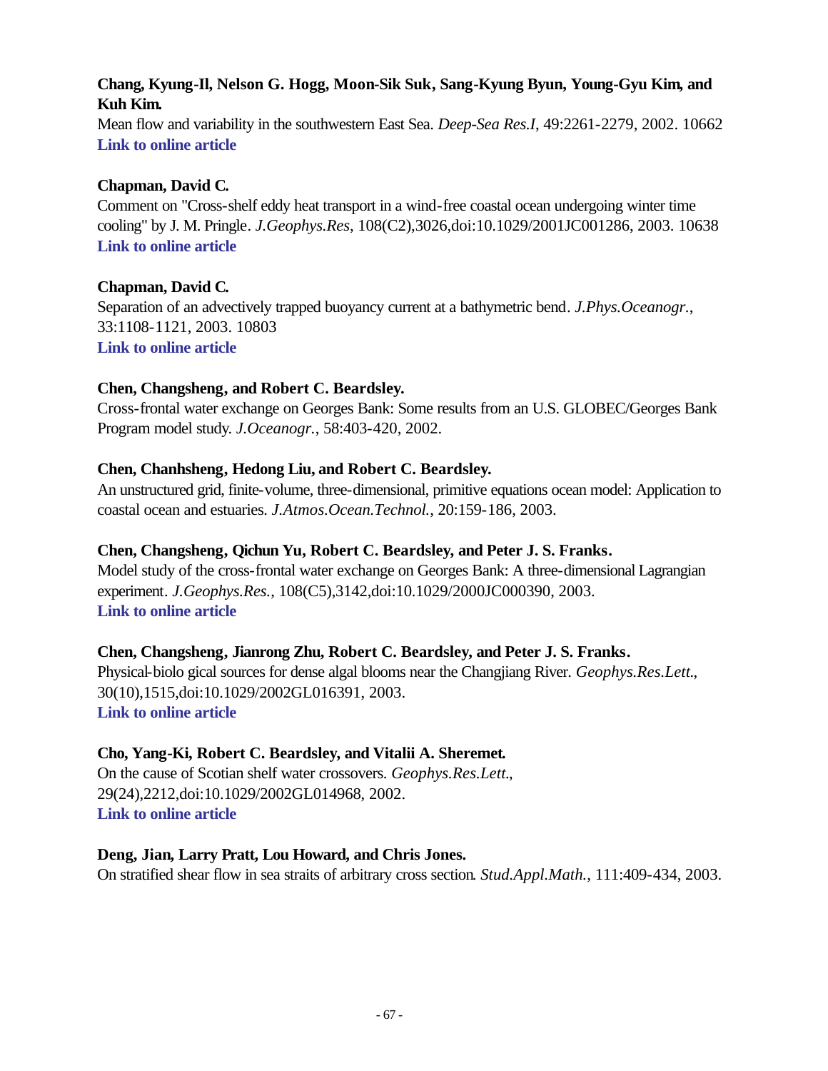**Chang, Kyung-Il, Nelson G. Hogg, Moon-Sik Suk, Sang-Kyung Byun, Young-Gyu Kim, and Kuh Kim.**
Mean flow and variability in the southwestern East Sea. *Deep-Sea Res.I*, 49:2261-2279, 2002. 10662
**Link to online article**

**Chapman, David C.**
Comment on "Cross-shelf eddy heat transport in a wind-free coastal ocean undergoing winter time cooling" by J. M. Pringle. *J.Geophys.Res*, 108(C2),3026,doi:10.1029/2001JC001286, 2003. 10638
**Link to online article**

**Chapman, David C.**
Separation of an advectively trapped buoyancy current at a bathymetric bend. *J.Phys.Oceanogr.*, 33:1108-1121, 2003. 10803
**Link to online article**

**Chen, Changsheng, and Robert C. Beardsley.**
Cross-frontal water exchange on Georges Bank: Some results from an U.S. GLOBEC/Georges Bank Program model study. *J.Oceanogr.*, 58:403-420, 2002.

**Chen, Chanhsheng, Hedong Liu, and Robert C. Beardsley.**
An unstructured grid, finite-volume, three-dimensional, primitive equations ocean model: Application to coastal ocean and estuaries. *J.Atmos.Ocean.Technol.*, 20:159-186, 2003.

**Chen, Changsheng, Qichun Yu, Robert C. Beardsley, and Peter J. S. Franks.**
Model study of the cross-frontal water exchange on Georges Bank: A three-dimensional Lagrangian experiment. *J.Geophys.Res.*, 108(C5),3142,doi:10.1029/2000JC000390, 2003.
**Link to online article**

**Chen, Changsheng, Jianrong Zhu, Robert C. Beardsley, and Peter J. S. Franks.**
Physical-biolo gical sources for dense algal blooms near the Changjiang River. *Geophys.Res.Lett.*, 30(10),1515,doi:10.1029/2002GL016391, 2003.
**Link to online article**

**Cho, Yang-Ki, Robert C. Beardsley, and Vitalii A. Sheremet.**
On the cause of Scotian shelf water crossovers. *Geophys.Res.Lett.*, 29(24),2212,doi:10.1029/2002GL014968, 2002.
**Link to online article**

**Deng, Jian, Larry Pratt, Lou Howard, and Chris Jones.**
On stratified shear flow in sea straits of arbitrary cross section. *Stud.Appl.Math.*, 111:409-434, 2003.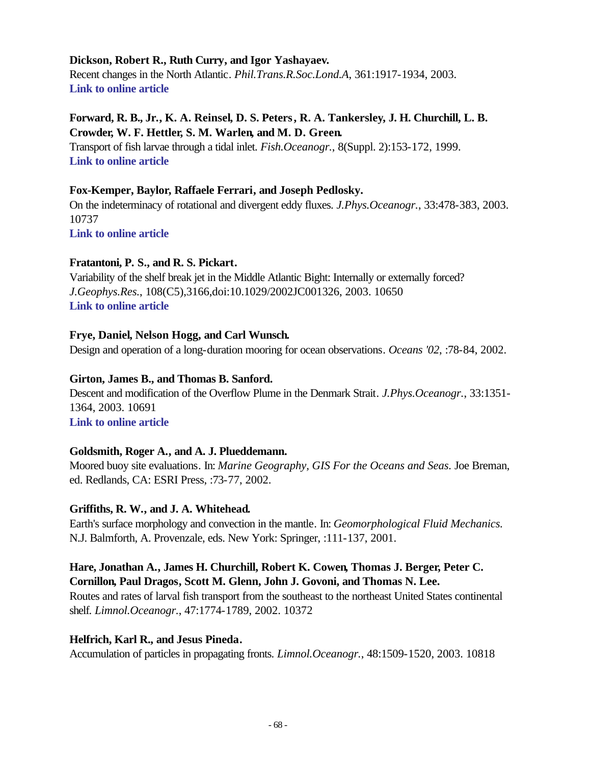**Dickson, Robert R., Ruth Curry, and Igor Yashayaev.**
Recent changes in the North Atlantic. *Phil.Trans.R.Soc.Lond.A*, 361:1917-1934, 2003.
**Link to online article**

**Forward, R. B., Jr., K. A. Reinsel, D. S. Peters, R. A. Tankersley, J. H. Churchill, L. B. Crowder, W. F. Hettler, S. M. Warlen, and M. D. Green.**
Transport of fish larvae through a tidal inlet. *Fish.Oceanogr.*, 8(Suppl. 2):153-172, 1999.
**Link to online article**

**Fox-Kemper, Baylor, Raffaele Ferrari, and Joseph Pedlosky.**
On the indeterminacy of rotational and divergent eddy fluxes. *J.Phys.Oceanogr.*, 33:478-383, 2003. 10737
**Link to online article**

**Fratantoni, P. S., and R. S. Pickart.**
Variability of the shelf break jet in the Middle Atlantic Bight: Internally or externally forced? *J.Geophys.Res.*, 108(C5),3166,doi:10.1029/2002JC001326, 2003. 10650
**Link to online article**

**Frye, Daniel, Nelson Hogg, and Carl Wunsch.**
Design and operation of a long-duration mooring for ocean observations. *Oceans '02*, :78-84, 2002.

**Girton, James B., and Thomas B. Sanford.**
Descent and modification of the Overflow Plume in the Denmark Strait. *J.Phys.Oceanogr.*, 33:1351-1364, 2003. 10691
**Link to online article**

**Goldsmith, Roger A., and A. J. Plueddemann.**
Moored buoy site evaluations. In: *Marine Geography, GIS For the Oceans and Seas.* Joe Breman, ed. Redlands, CA: ESRI Press, :73-77, 2002.

**Griffiths, R. W., and J. A. Whitehead.**
Earth's surface morphology and convection in the mantle. In: *Geomorphological Fluid Mechanics.* N.J. Balmforth, A. Provenzale, eds. New York: Springer, :111-137, 2001.

**Hare, Jonathan A., James H. Churchill, Robert K. Cowen, Thomas J. Berger, Peter C. Cornillon, Paul Dragos, Scott M. Glenn, John J. Govoni, and Thomas N. Lee.**
Routes and rates of larval fish transport from the southeast to the northeast United States continental shelf. *Limnol.Oceanogr.*, 47:1774-1789, 2002. 10372

**Helfrich, Karl R., and Jesus Pineda.**
Accumulation of particles in propagating fronts. *Limnol.Oceanogr.*, 48:1509-1520, 2003. 10818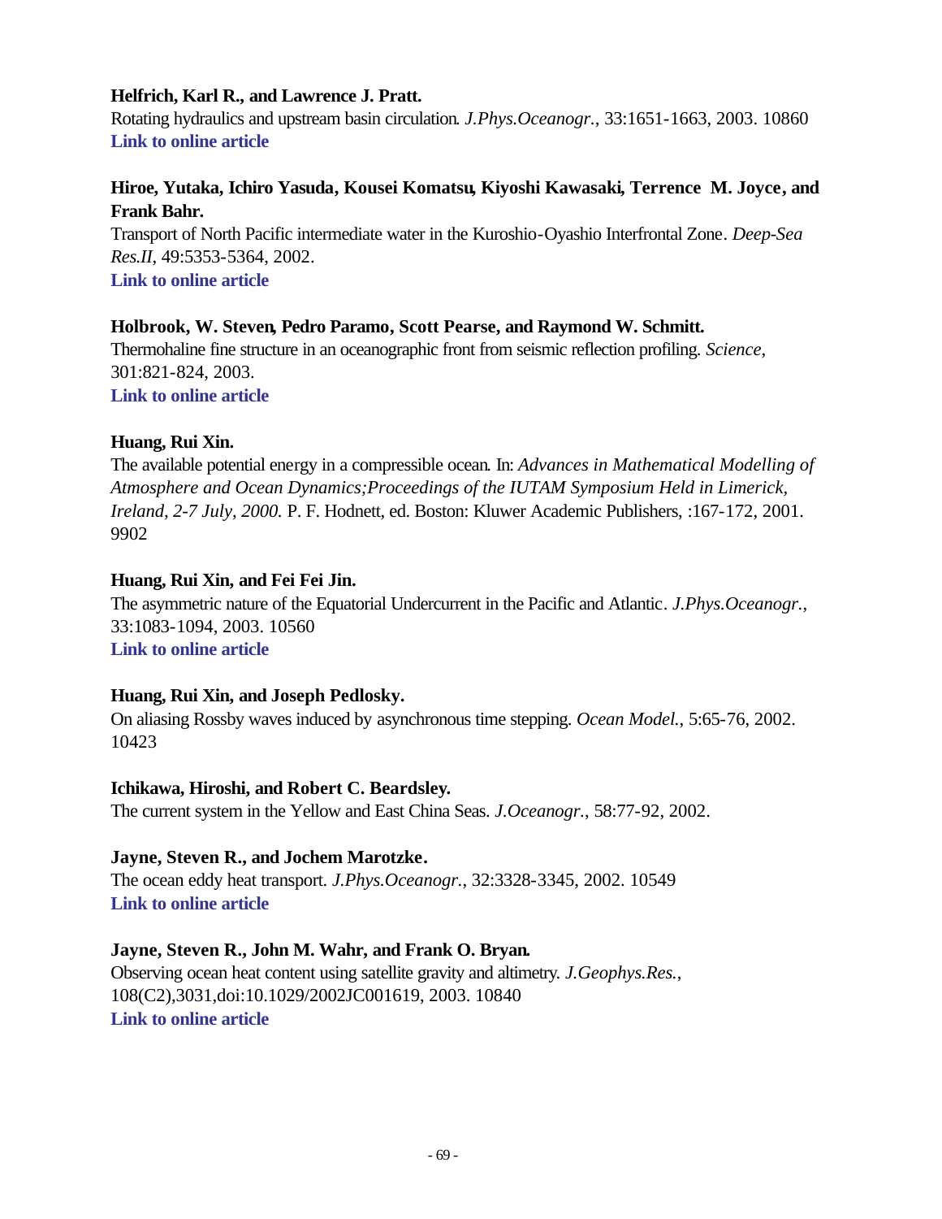**Helfrich, Karl R., and Lawrence J. Pratt.**
Rotating hydraulics and upstream basin circulation. *J.Phys.Oceanogr.*, 33:1651-1663, 2003. 10860
**Link to online article**

**Hiroe, Yutaka, Ichiro Yasuda, Kousei Komatsu, Kiyoshi Kawasaki, Terrence M. Joyce, and Frank Bahr.**
Transport of North Pacific intermediate water in the Kuroshio-Oyashio Interfrontal Zone. *Deep-Sea Res.II*, 49:5353-5364, 2002.
**Link to online article**

**Holbrook, W. Steven, Pedro Paramo, Scott Pearse, and Raymond W. Schmitt.**
Thermohaline fine structure in an oceanographic front from seismic reflection profiling. *Science*, 301:821-824, 2003.
**Link to online article**

**Huang, Rui Xin.**
The available potential energy in a compressible ocean. In: *Advances in Mathematical Modelling of Atmosphere and Ocean Dynamics;Proceedings of the IUTAM Symposium Held in Limerick, Ireland, 2-7 July, 2000.* P. F. Hodnett, ed. Boston: Kluwer Academic Publishers, :167-172, 2001. 9902

**Huang, Rui Xin, and Fei Fei Jin.**
The asymmetric nature of the Equatorial Undercurrent in the Pacific and Atlantic. *J.Phys.Oceanogr.*, 33:1083-1094, 2003. 10560
**Link to online article**

**Huang, Rui Xin, and Joseph Pedlosky.**
On aliasing Rossby waves induced by asynchronous time stepping. *Ocean Model.*, 5:65-76, 2002. 10423

**Ichikawa, Hiroshi, and Robert C. Beardsley.**
The current system in the Yellow and East China Seas. *J.Oceanogr.*, 58:77-92, 2002.

**Jayne, Steven R., and Jochem Marotzke.**
The ocean eddy heat transport. *J.Phys.Oceanogr.*, 32:3328-3345, 2002. 10549
**Link to online article**

**Jayne, Steven R., John M. Wahr, and Frank O. Bryan.**
Observing ocean heat content using satellite gravity and altimetry. *J.Geophys.Res.*, 108(C2),3031,doi:10.1029/2002JC001619, 2003. 10840
**Link to online article**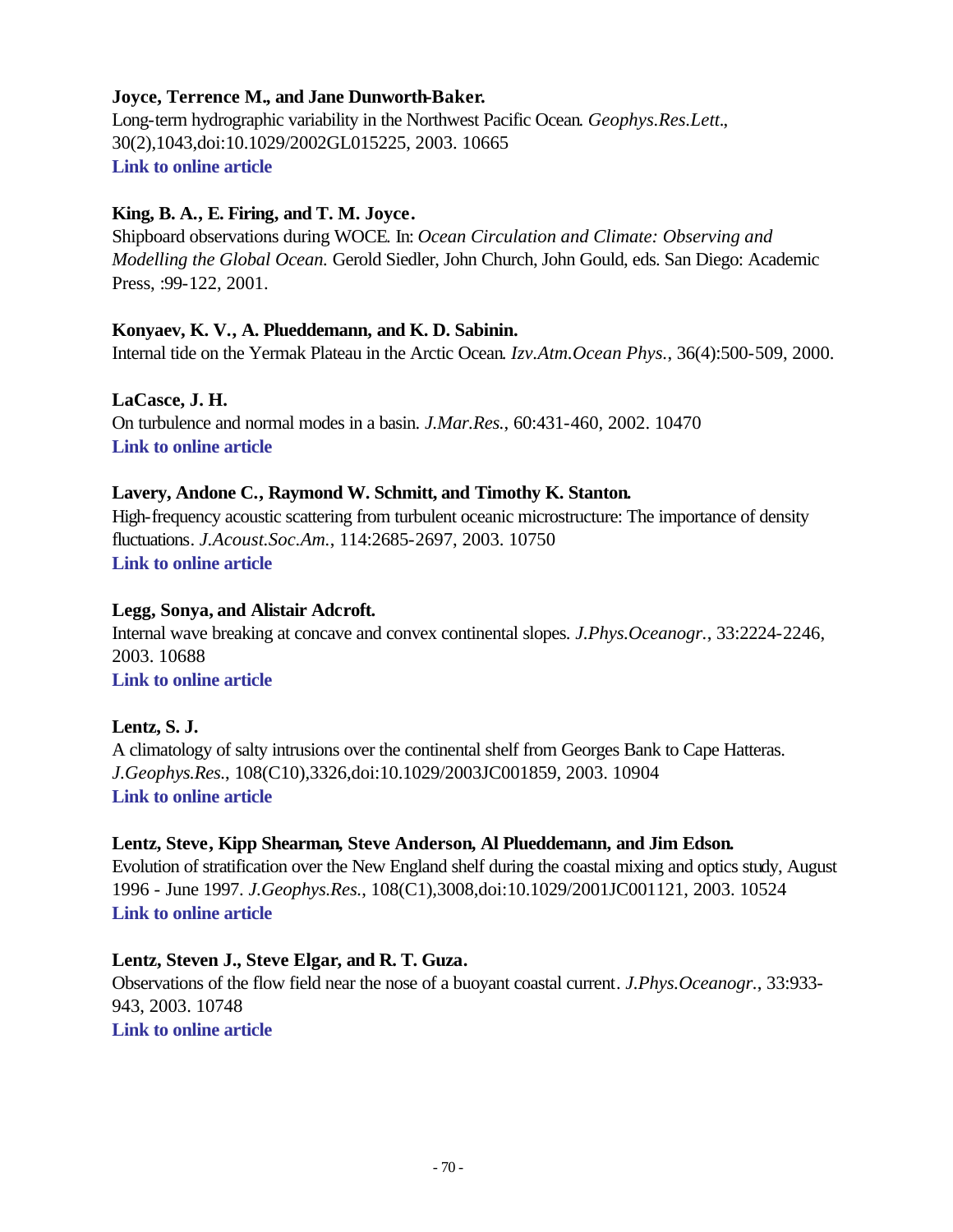**Joyce, Terrence M., and Jane Dunworth-Baker.**
Long-term hydrographic variability in the Northwest Pacific Ocean. *Geophys.Res.Lett.*, 30(2),1043,doi:10.1029/2002GL015225, 2003. 10665
**Link to online article**

**King, B. A., E. Firing, and T. M. Joyce.**
Shipboard observations during WOCE. In: *Ocean Circulation and Climate: Observing and Modelling the Global Ocean.* Gerold Siedler, John Church, John Gould, eds. San Diego: Academic Press, :99-122, 2001.

**Konyaev, K. V., A. Plueddemann, and K. D. Sabinin.**
Internal tide on the Yermak Plateau in the Arctic Ocean. *Izv.Atm.Ocean Phys.*, 36(4):500-509, 2000.

**LaCasce, J. H.**
On turbulence and normal modes in a basin. *J.Mar.Res.*, 60:431-460, 2002. 10470
**Link to online article**

**Lavery, Andone C., Raymond W. Schmitt, and Timothy K. Stanton.**
High-frequency acoustic scattering from turbulent oceanic microstructure: The importance of density fluctuations. *J.Acoust.Soc.Am.*, 114:2685-2697, 2003. 10750
**Link to online article**

**Legg, Sonya, and Alistair Adcroft.**
Internal wave breaking at concave and convex continental slopes. *J.Phys.Oceanogr.*, 33:2224-2246, 2003. 10688
**Link to online article**

**Lentz, S. J.**
A climatology of salty intrusions over the continental shelf from Georges Bank to Cape Hatteras. *J.Geophys.Res.*, 108(C10),3326,doi:10.1029/2003JC001859, 2003. 10904
**Link to online article**

**Lentz, Steve, Kipp Shearman, Steve Anderson, Al Plueddemann, and Jim Edson.**
Evolution of stratification over the New England shelf during the coastal mixing and optics study, August 1996 - June 1997. *J.Geophys.Res.*, 108(C1),3008,doi:10.1029/2001JC001121, 2003. 10524
**Link to online article**

**Lentz, Steven J., Steve Elgar, and R. T. Guza.**
Observations of the flow field near the nose of a buoyant coastal current. *J.Phys.Oceanogr.*, 33:933-943, 2003. 10748
**Link to online article**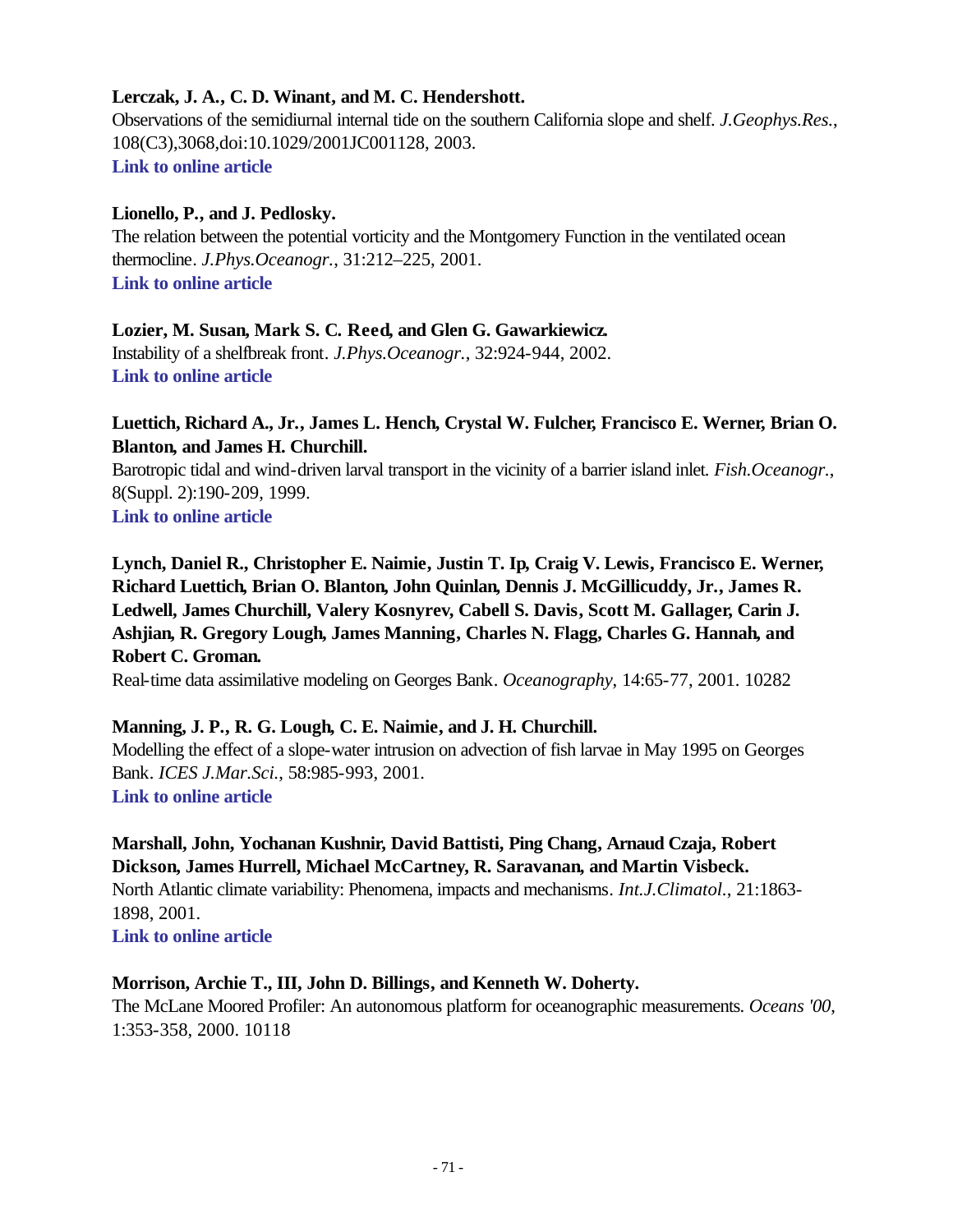**Lerczak, J. A., C. D. Winant, and M. C. Hendershott.**
Observations of the semidiurnal internal tide on the southern California slope and shelf. *J.Geophys.Res.*, 108(C3),3068,doi:10.1029/2001JC001128, 2003.
**Link to online article**

**Lionello, P., and J. Pedlosky.**
The relation between the potential vorticity and the Montgomery Function in the ventilated ocean thermocline. *J.Phys.Oceanogr.*, 31:212–225, 2001.
**Link to online article**

**Lozier, M. Susan, Mark S. C. Reed, and Glen G. Gawarkiewicz.**
Instability of a shelfbreak front. *J.Phys.Oceanogr.*, 32:924-944, 2002.
**Link to online article**

**Luettich, Richard A., Jr., James L. Hench, Crystal W. Fulcher, Francisco E. Werner, Brian O. Blanton, and James H. Churchill.**
Barotropic tidal and wind-driven larval transport in the vicinity of a barrier island inlet. *Fish.Oceanogr.*, 8(Suppl. 2):190-209, 1999.
**Link to online article**

**Lynch, Daniel R., Christopher E. Naimie, Justin T. Ip, Craig V. Lewis, Francisco E. Werner, Richard Luettich, Brian O. Blanton, John Quinlan, Dennis J. McGillicuddy, Jr., James R. Ledwell, James Churchill, Valery Kosnyrev, Cabell S. Davis, Scott M. Gallager, Carin J. Ashjian, R. Gregory Lough, James Manning, Charles N. Flagg, Charles G. Hannah, and Robert C. Groman.**
Real-time data assimilative modeling on Georges Bank. *Oceanography*, 14:65-77, 2001. 10282

**Manning, J. P., R. G. Lough, C. E. Naimie, and J. H. Churchill.**
Modelling the effect of a slope-water intrusion on advection of fish larvae in May 1995 on Georges Bank. *ICES J.Mar.Sci.*, 58:985-993, 2001.
**Link to online article**

**Marshall, John, Yochanan Kushnir, David Battisti, Ping Chang, Arnaud Czaja, Robert Dickson, James Hurrell, Michael McCartney, R. Saravanan, and Martin Visbeck.**
North Atlantic climate variability: Phenomena, impacts and mechanisms. *Int.J.Climatol.*, 21:1863-1898, 2001.
**Link to online article**

**Morrison, Archie T., III, John D. Billings, and Kenneth W. Doherty.**
The McLane Moored Profiler: An autonomous platform for oceanographic measurements. *Oceans '00*, 1:353-358, 2000. 10118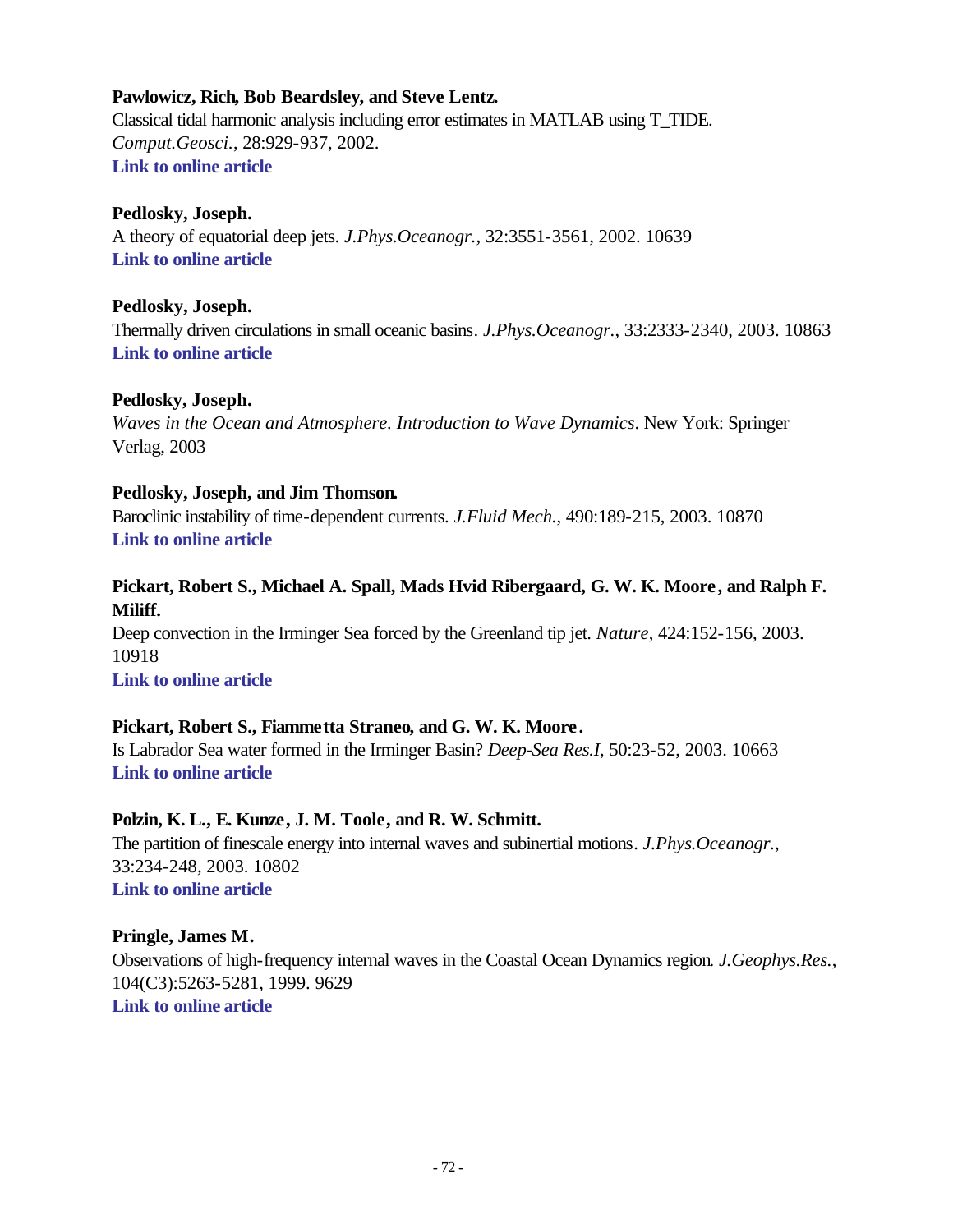**Pawlowicz, Rich, Bob Beardsley, and Steve Lentz.**
Classical tidal harmonic analysis including error estimates in MATLAB using T_TIDE. *Comput.Geosci.*, 28:929-937, 2002.
**Link to online article**

**Pedlosky, Joseph.**
A theory of equatorial deep jets. *J.Phys.Oceanogr.*, 32:3551-3561, 2002. 10639
**Link to online article**

**Pedlosky, Joseph.**
Thermally driven circulations in small oceanic basins. *J.Phys.Oceanogr.*, 33:2333-2340, 2003. 10863
**Link to online article**

**Pedlosky, Joseph.**
*Waves in the Ocean and Atmosphere. Introduction to Wave Dynamics*. New York: Springer Verlag, 2003

**Pedlosky, Joseph, and Jim Thomson.**
Baroclinic instability of time-dependent currents. *J.Fluid Mech.*, 490:189-215, 2003. 10870
**Link to online article**

**Pickart, Robert S., Michael A. Spall, Mads Hvid Ribergaard, G. W. K. Moore, and Ralph F. Miliff.**
Deep convection in the Irminger Sea forced by the Greenland tip jet. *Nature*, 424:152-156, 2003. 10918
**Link to online article**

**Pickart, Robert S., Fiammetta Straneo, and G. W. K. Moore.**
Is Labrador Sea water formed in the Irminger Basin? *Deep-Sea Res.I*, 50:23-52, 2003. 10663
**Link to online article**

**Polzin, K. L., E. Kunze, J. M. Toole, and R. W. Schmitt.**
The partition of finescale energy into internal waves and subinertial motions. *J.Phys.Oceanogr.*, 33:234-248, 2003. 10802
**Link to online article**

**Pringle, James M.**
Observations of high-frequency internal waves in the Coastal Ocean Dynamics region. *J.Geophys.Res.*, 104(C3):5263-5281, 1999. 9629
**Link to online article**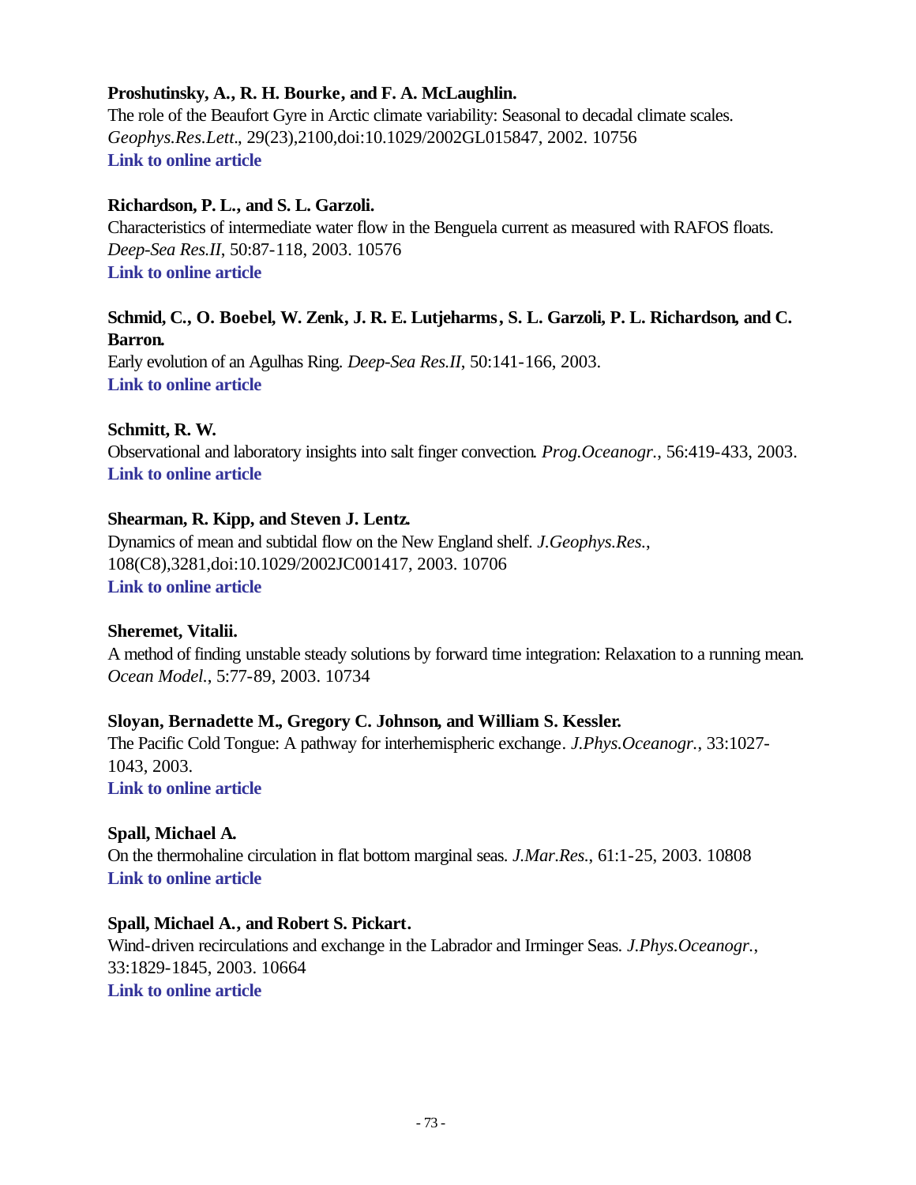**Proshutinsky, A., R. H. Bourke, and F. A. McLaughlin.**
The role of the Beaufort Gyre in Arctic climate variability: Seasonal to decadal climate scales. *Geophys.Res.Lett*., 29(23),2100,doi:10.1029/2002GL015847, 2002. 10756
**Link to online article**

**Richardson, P. L., and S. L. Garzoli.**
Characteristics of intermediate water flow in the Benguela current as measured with RAFOS floats. *Deep-Sea Res.II*, 50:87-118, 2003. 10576
**Link to online article**

**Schmid, C., O. Boebel, W. Zenk, J. R. E. Lutjeharms, S. L. Garzoli, P. L. Richardson, and C. Barron.**
Early evolution of an Agulhas Ring. *Deep-Sea Res.II*, 50:141-166, 2003.
**Link to online article**

**Schmitt, R. W.**
Observational and laboratory insights into salt finger convection. *Prog.Oceanogr.*, 56:419-433, 2003.
**Link to online article**

**Shearman, R. Kipp, and Steven J. Lentz.**
Dynamics of mean and subtidal flow on the New England shelf. *J.Geophys.Res.*, 108(C8),3281,doi:10.1029/2002JC001417, 2003. 10706
**Link to online article**

**Sheremet, Vitalii.**
A method of finding unstable steady solutions by forward time integration: Relaxation to a running mean. *Ocean Model.*, 5:77-89, 2003. 10734

**Sloyan, Bernadette M., Gregory C. Johnson, and William S. Kessler.**
The Pacific Cold Tongue: A pathway for interhemispheric exchange. *J.Phys.Oceanogr.*, 33:1027-1043, 2003.
**Link to online article**

**Spall, Michael A.**
On the thermohaline circulation in flat bottom marginal seas. *J.Mar.Res.*, 61:1-25, 2003. 10808
**Link to online article**

**Spall, Michael A., and Robert S. Pickart.**
Wind-driven recirculations and exchange in the Labrador and Irminger Seas. *J.Phys.Oceanogr.*, 33:1829-1845, 2003. 10664
**Link to online article**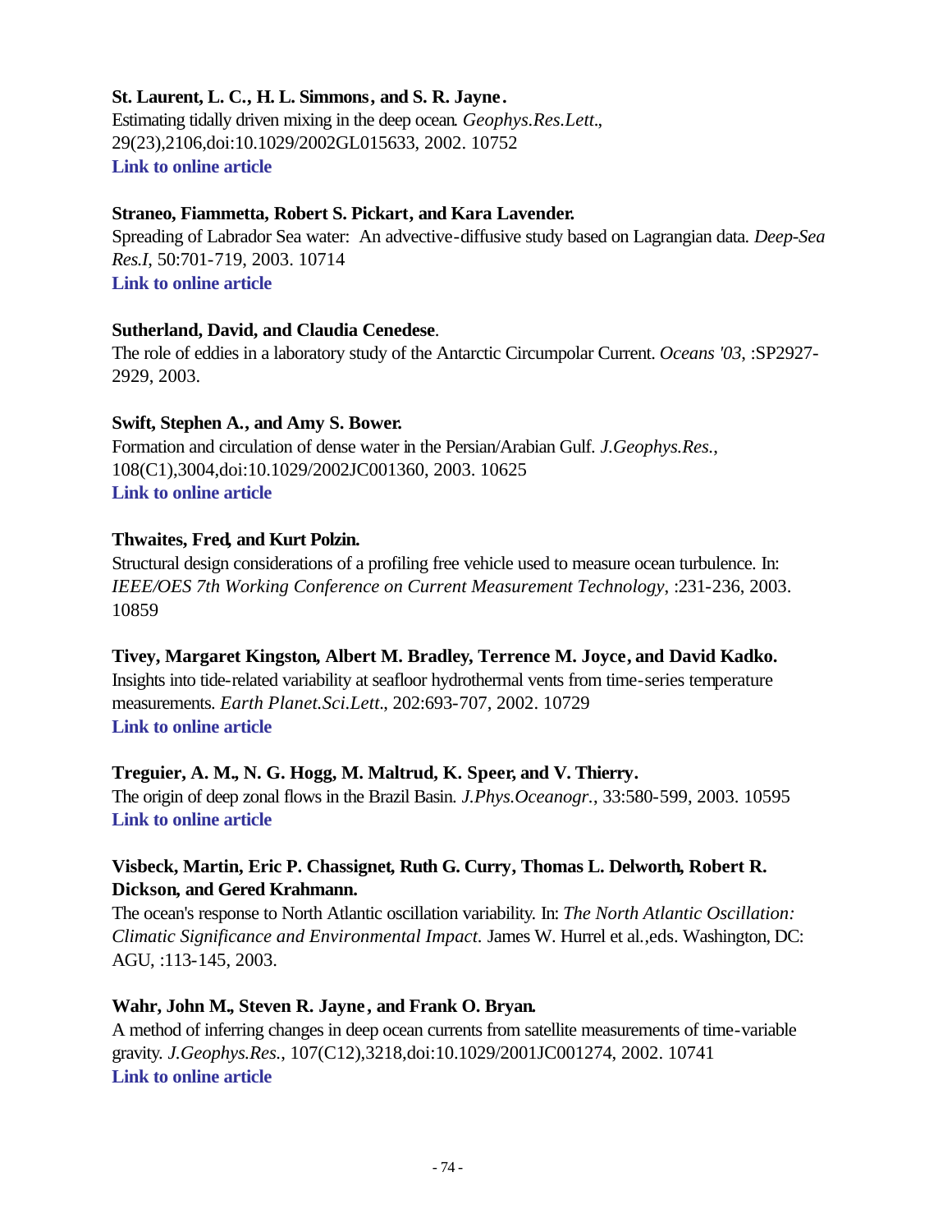**St. Laurent, L. C., H. L. Simmons, and S. R. Jayne.**
Estimating tidally driven mixing in the deep ocean. *Geophys.Res.Lett.*, 29(23),2106,doi:10.1029/2002GL015633, 2002. 10752
**Link to online article**

**Straneo, Fiammetta, Robert S. Pickart, and Kara Lavender.**
Spreading of Labrador Sea water: An advective-diffusive study based on Lagrangian data. *Deep-Sea Res.I*, 50:701-719, 2003. 10714
**Link to online article**

**Sutherland, David, and Claudia Cenedese**.
The role of eddies in a laboratory study of the Antarctic Circumpolar Current. *Oceans '03*, :SP2927-2929, 2003.

**Swift, Stephen A., and Amy S. Bower.**
Formation and circulation of dense water in the Persian/Arabian Gulf. *J.Geophys.Res.*, 108(C1),3004,doi:10.1029/2002JC001360, 2003. 10625
**Link to online article**

**Thwaites, Fred, and Kurt Polzin.**
Structural design considerations of a profiling free vehicle used to measure ocean turbulence. In: *IEEE/OES 7th Working Conference on Current Measurement Technology*, :231-236, 2003. 10859

**Tivey, Margaret Kingston, Albert M. Bradley, Terrence M. Joyce, and David Kadko.**
Insights into tide-related variability at seafloor hydrothermal vents from time-series temperature measurements. *Earth Planet.Sci.Lett.*, 202:693-707, 2002. 10729
**Link to online article**

**Treguier, A. M., N. G. Hogg, M. Maltrud, K. Speer, and V. Thierry.**
The origin of deep zonal flows in the Brazil Basin. *J.Phys.Oceanogr.*, 33:580-599, 2003. 10595
**Link to online article**

**Visbeck, Martin, Eric P. Chassignet, Ruth G. Curry, Thomas L. Delworth, Robert R. Dickson, and Gered Krahmann.**
The ocean's response to North Atlantic oscillation variability. In: *The North Atlantic Oscillation: Climatic Significance and Environmental Impact.* James W. Hurrel et al.,eds. Washington, DC: AGU, :113-145, 2003.

**Wahr, John M., Steven R. Jayne, and Frank O. Bryan.**
A method of inferring changes in deep ocean currents from satellite measurements of time-variable gravity. *J.Geophys.Res.*, 107(C12),3218,doi:10.1029/2001JC001274, 2002. 10741
**Link to online article**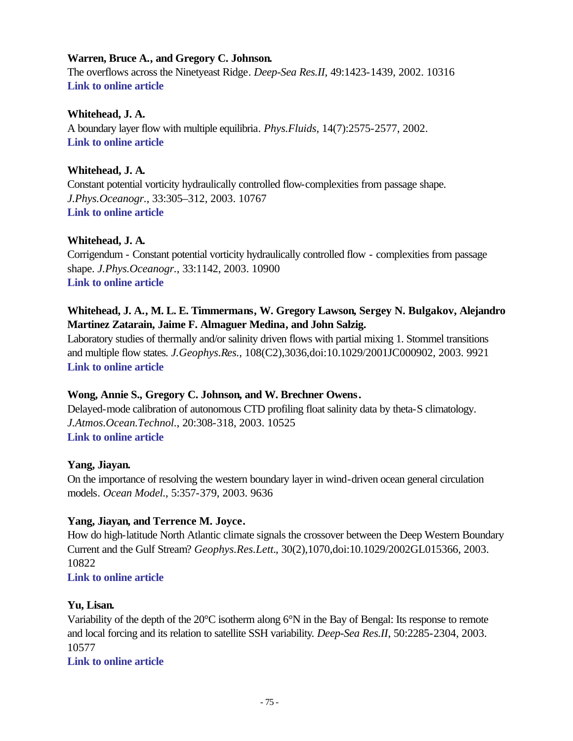**Warren, Bruce A., and Gregory C. Johnson.**
The overflows across the Ninetyeast Ridge. *Deep-Sea Res.II*, 49:1423-1439, 2002. 10316
**Link to online article**

**Whitehead, J. A.**
A boundary layer flow with multiple equilibria. *Phys.Fluids*, 14(7):2575-2577, 2002.
**Link to online article**

**Whitehead, J. A.**
Constant potential vorticity hydraulically controlled flow-complexities from passage shape. *J.Phys.Oceanogr.*, 33:305–312, 2003. 10767
**Link to online article**

**Whitehead, J. A.**
Corrigendum - Constant potential vorticity hydraulically controlled flow - complexities from passage shape. *J.Phys.Oceanogr.*, 33:1142, 2003. 10900
**Link to online article**

**Whitehead, J. A., M. L. E. Timmermans, W. Gregory Lawson, Sergey N. Bulgakov, Alejandro Martinez Zatarain, Jaime F. Almaguer Medina, and John Salzig.**
Laboratory studies of thermally and/or salinity driven flows with partial mixing 1. Stommel transitions and multiple flow states. *J.Geophys.Res.*, 108(C2),3036,doi:10.1029/2001JC000902, 2003. 9921
**Link to online article**

**Wong, Annie S., Gregory C. Johnson, and W. Brechner Owens.**
Delayed-mode calibration of autonomous CTD profiling float salinity data by theta-S climatology. *J.Atmos.Ocean.Technol.*, 20:308-318, 2003. 10525
**Link to online article**

**Yang, Jiayan.**
On the importance of resolving the western boundary layer in wind-driven ocean general circulation models. *Ocean Model.*, 5:357-379, 2003. 9636

**Yang, Jiayan, and Terrence M. Joyce.**
How do high-latitude North Atlantic climate signals the crossover between the Deep Western Boundary Current and the Gulf Stream? *Geophys.Res.Lett.*, 30(2),1070,doi:10.1029/2002GL015366, 2003. 10822
**Link to online article**

**Yu, Lisan.**
Variability of the depth of the 20°C isotherm along 6°N in the Bay of Bengal: Its response to remote and local forcing and its relation to satellite SSH variability. *Deep-Sea Res.II*, 50:2285-2304, 2003. 10577
**Link to online article**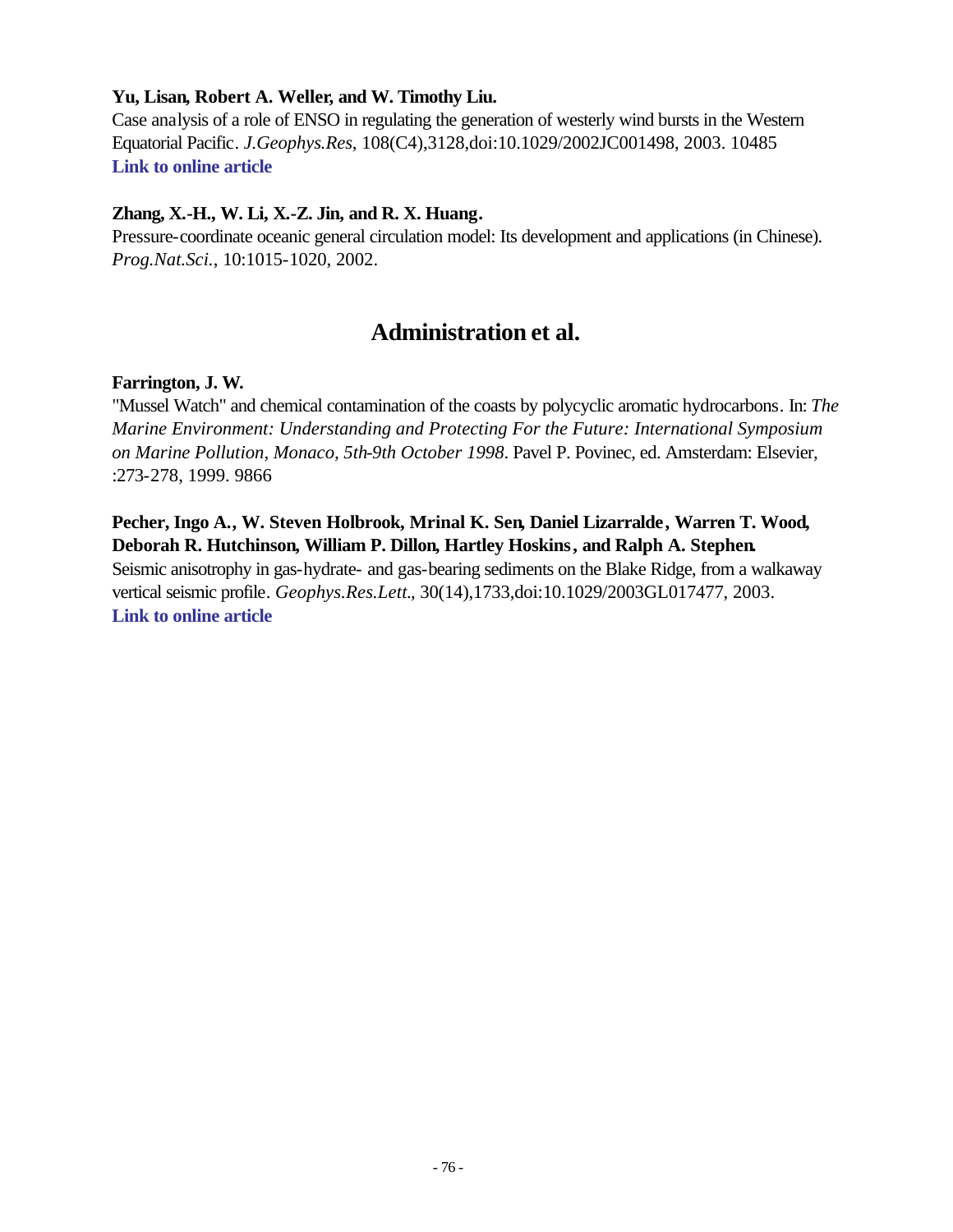**Yu, Lisan, Robert A. Weller, and W. Timothy Liu.**
Case analysis of a role of ENSO in regulating the generation of westerly wind bursts in the Western Equatorial Pacific. *J.Geophys.Res*, 108(C4),3128,doi:10.1029/2002JC001498, 2003. 10485
**Link to online article**

**Zhang, X.-H., W. Li, X.-Z. Jin, and R. X. Huang.**
Pressure-coordinate oceanic general circulation model: Its development and applications (in Chinese). *Prog.Nat.Sci.*, 10:1015-1020, 2002.

## Administration et al.

**Farrington, J. W.**
"Mussel Watch" and chemical contamination of the coasts by polycyclic aromatic hydrocarbons. In: *The Marine Environment: Understanding and Protecting For the Future: International Symposium on Marine Pollution, Monaco, 5th-9th October 1998*. Pavel P. Povinec, ed. Amsterdam: Elsevier, :273-278, 1999. 9866

**Pecher, Ingo A., W. Steven Holbrook, Mrinal K. Sen, Daniel Lizarralde, Warren T. Wood, Deborah R. Hutchinson, William P. Dillon, Hartley Hoskins, and Ralph A. Stephen.**
Seismic anisotrophy in gas-hydrate- and gas-bearing sediments on the Blake Ridge, from a walkaway vertical seismic profile. *Geophys.Res.Lett.*, 30(14),1733,doi:10.1029/2003GL017477, 2003.
**Link to online article**